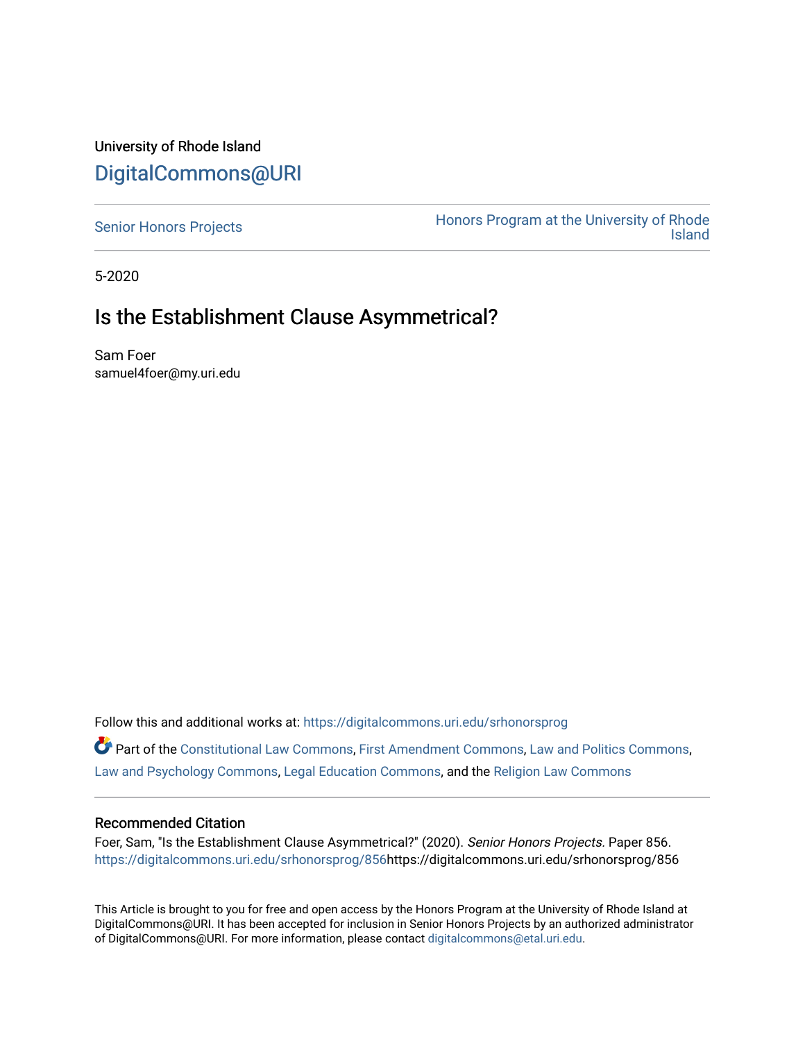University of Rhode Island

# DigitalCommons@URI

Senior Honors Projects

Honors Program at the University of Rhode Island

5-2020

## Is the Establishment Clause Asymmetrical?

Sam Foer
samuel4foer@my.uri.edu

Follow this and additional works at: https://digitalcommons.uri.edu/srhonorsprog

Part of the Constitutional Law Commons, First Amendment Commons, Law and Politics Commons, Law and Psychology Commons, Legal Education Commons, and the Religion Law Commons

### Recommended Citation

Foer, Sam, "Is the Establishment Clause Asymmetrical?" (2020). *Senior Honors Projects.* Paper 856. https://digitalcommons.uri.edu/srhonorsprog/856https://digitalcommons.uri.edu/srhonorsprog/856

This Article is brought to you for free and open access by the Honors Program at the University of Rhode Island at DigitalCommons@URI. It has been accepted for inclusion in Senior Honors Projects by an authorized administrator of DigitalCommons@URI. For more information, please contact digitalcommons@etal.uri.edu.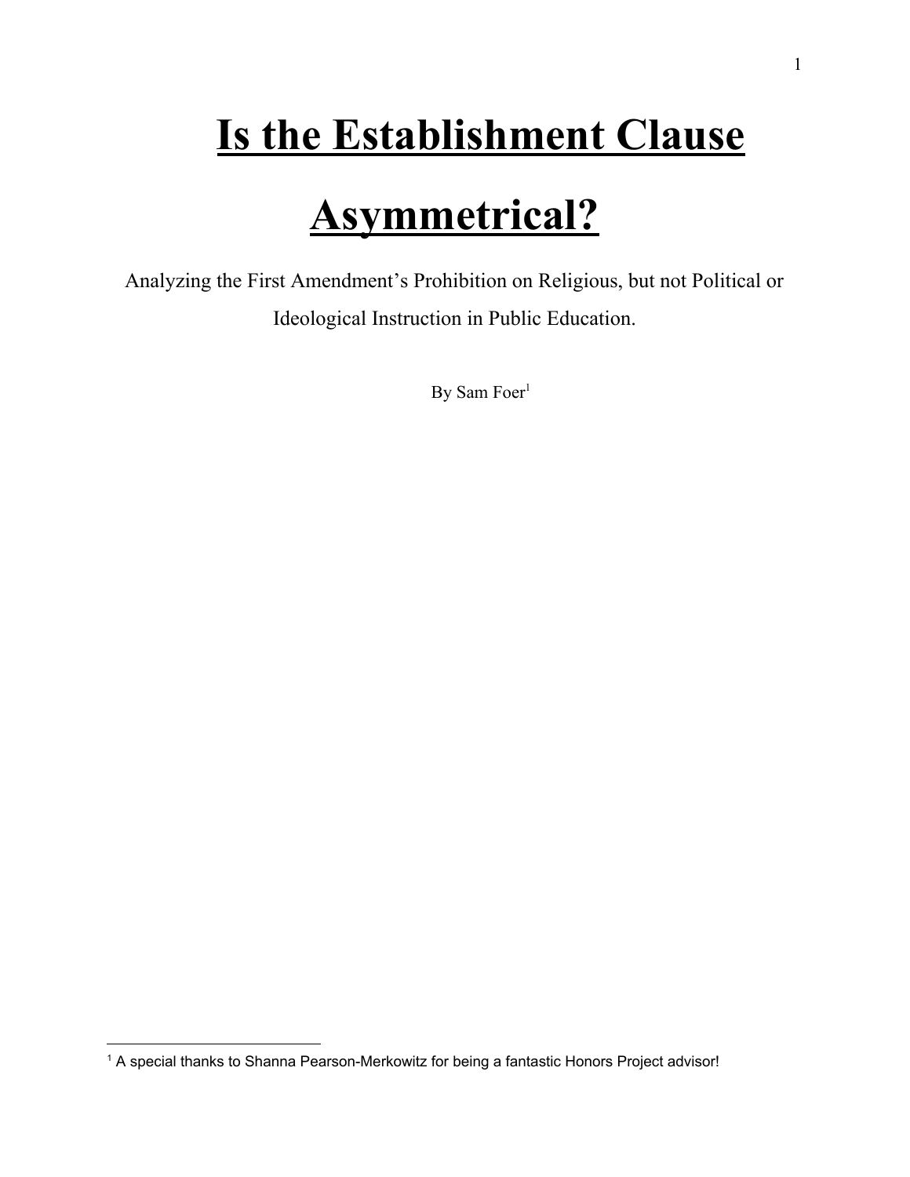# Is the Establishment Clause Asymmetrical?

Analyzing the First Amendment's Prohibition on Religious, but not Political or Ideological Instruction in Public Education.

By Sam Foer[1]

[1] A special thanks to Shanna Pearson-Merkowitz for being a fantastic Honors Project advisor!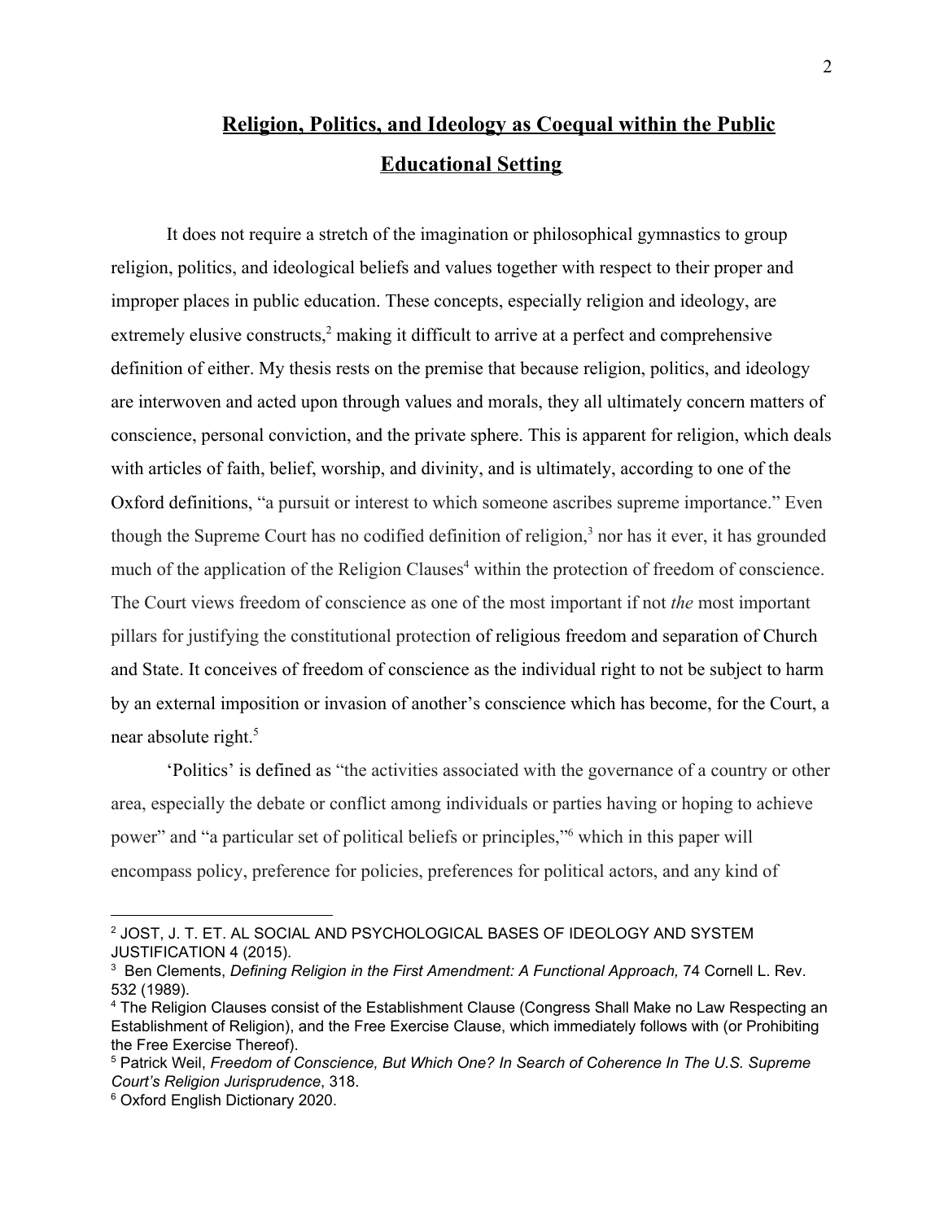# **Religion, Politics, and Ideology as Coequal within the Public Educational Setting**

It does not require a stretch of the imagination or philosophical gymnastics to group religion, politics, and ideological beliefs and values together with respect to their proper and improper places in public education. These concepts, especially religion and ideology, are extremely elusive constructs,[2] making it difficult to arrive at a perfect and comprehensive definition of either. My thesis rests on the premise that because religion, politics, and ideology are interwoven and acted upon through values and morals, they all ultimately concern matters of conscience, personal conviction, and the private sphere. This is apparent for religion, which deals with articles of faith, belief, worship, and divinity, and is ultimately, according to one of the Oxford definitions, "a pursuit or interest to which someone ascribes supreme importance." Even though the Supreme Court has no codified definition of religion,[3] nor has it ever, it has grounded much of the application of the Religion Clauses[4] within the protection of freedom of conscience. The Court views freedom of conscience as one of the most important if not *the* most important pillars for justifying the constitutional protection of religious freedom and separation of Church and State. It conceives of freedom of conscience as the individual right to not be subject to harm by an external imposition or invasion of another's conscience which has become, for the Court, a near absolute right.[5]

'Politics' is defined as "the activities associated with the governance of a country or other area, especially the debate or conflict among individuals or parties having or hoping to achieve power" and "a particular set of political beliefs or principles,"[6] which in this paper will encompass policy, preference for policies, preferences for political actors, and any kind of

---

[2] JOST, J. T. ET. AL SOCIAL AND PSYCHOLOGICAL BASES OF IDEOLOGY AND SYSTEM JUSTIFICATION 4 (2015).

[3] Ben Clements, *Defining Religion in the First Amendment: A Functional Approach,* 74 Cornell L. Rev. 532 (1989).

[4] The Religion Clauses consist of the Establishment Clause (Congress Shall Make no Law Respecting an Establishment of Religion), and the Free Exercise Clause, which immediately follows with (or Prohibiting the Free Exercise Thereof).

[5] Patrick Weil, *Freedom of Conscience, But Which One? In Search of Coherence In The U.S. Supreme Court's Religion Jurisprudence*, 318.

[6] Oxford English Dictionary 2020.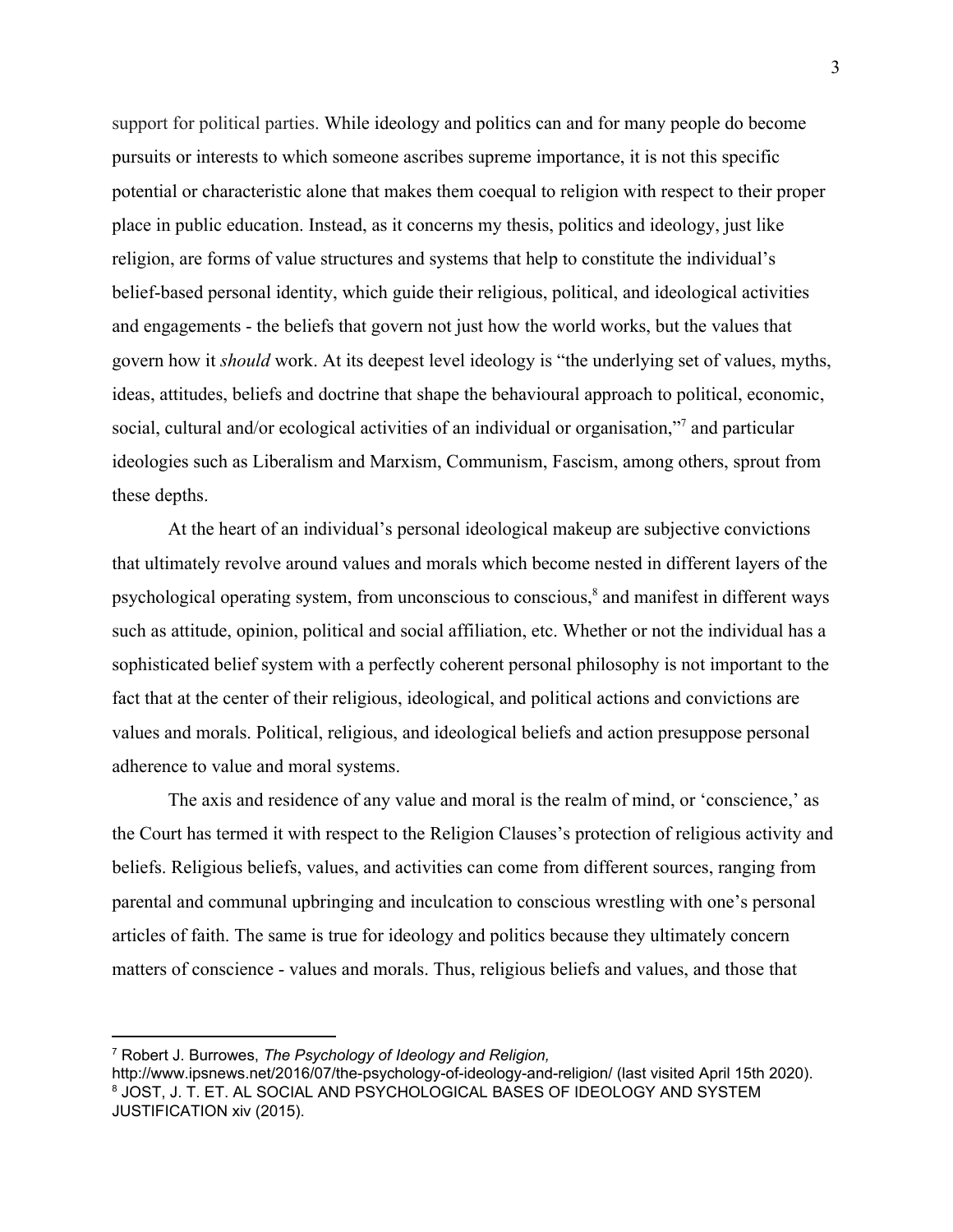support for political parties. While ideology and politics can and for many people do become pursuits or interests to which someone ascribes supreme importance, it is not this specific potential or characteristic alone that makes them coequal to religion with respect to their proper place in public education. Instead, as it concerns my thesis, politics and ideology, just like religion, are forms of value structures and systems that help to constitute the individual's belief-based personal identity, which guide their religious, political, and ideological activities and engagements - the beliefs that govern not just how the world works, but the values that govern how it *should* work. At its deepest level ideology is "the underlying set of values, myths, ideas, attitudes, beliefs and doctrine that shape the behavioural approach to political, economic, social, cultural and/or ecological activities of an individual or organisation,"[7] and particular ideologies such as Liberalism and Marxism, Communism, Fascism, among others, sprout from these depths.

At the heart of an individual's personal ideological makeup are subjective convictions that ultimately revolve around values and morals which become nested in different layers of the psychological operating system, from unconscious to conscious,[8] and manifest in different ways such as attitude, opinion, political and social affiliation, etc. Whether or not the individual has a sophisticated belief system with a perfectly coherent personal philosophy is not important to the fact that at the center of their religious, ideological, and political actions and convictions are values and morals. Political, religious, and ideological beliefs and action presuppose personal adherence to value and moral systems.

The axis and residence of any value and moral is the realm of mind, or 'conscience,' as the Court has termed it with respect to the Religion Clauses's protection of religious activity and beliefs. Religious beliefs, values, and activities can come from different sources, ranging from parental and communal upbringing and inculcation to conscious wrestling with one's personal articles of faith. The same is true for ideology and politics because they ultimately concern matters of conscience - values and morals. Thus, religious beliefs and values, and those that

---

[7] Robert J. Burrowes, *The Psychology of Ideology and Religion,* http://www.ipsnews.net/2016/07/the-psychology-of-ideology-and-religion/ (last visited April 15th 2020).

[8] JOST, J. T. ET. AL SOCIAL AND PSYCHOLOGICAL BASES OF IDEOLOGY AND SYSTEM JUSTIFICATION xiv (2015).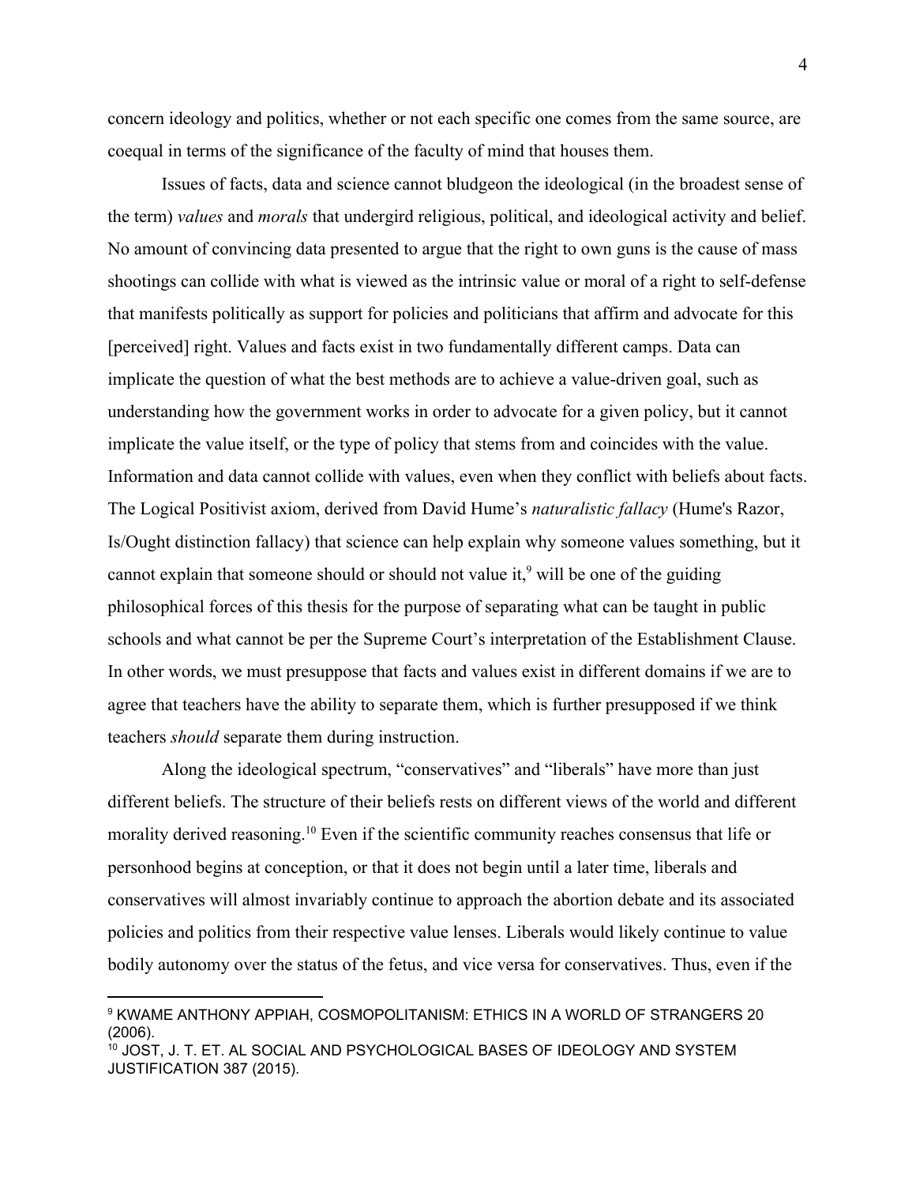concern ideology and politics, whether or not each specific one comes from the same source, are coequal in terms of the significance of the faculty of mind that houses them.

Issues of facts, data and science cannot bludgeon the ideological (in the broadest sense of the term) *values* and *morals* that undergird religious, political, and ideological activity and belief. No amount of convincing data presented to argue that the right to own guns is the cause of mass shootings can collide with what is viewed as the intrinsic value or moral of a right to self-defense that manifests politically as support for policies and politicians that affirm and advocate for this [perceived] right. Values and facts exist in two fundamentally different camps. Data can implicate the question of what the best methods are to achieve a value-driven goal, such as understanding how the government works in order to advocate for a given policy, but it cannot implicate the value itself, or the type of policy that stems from and coincides with the value. Information and data cannot collide with values, even when they conflict with beliefs about facts. The Logical Positivist axiom, derived from David Hume's *naturalistic fallacy* (Hume's Razor, Is/Ought distinction fallacy) that science can help explain why someone values something, but it cannot explain that someone should or should not value it,[9] will be one of the guiding philosophical forces of this thesis for the purpose of separating what can be taught in public schools and what cannot be per the Supreme Court's interpretation of the Establishment Clause. In other words, we must presuppose that facts and values exist in different domains if we are to agree that teachers have the ability to separate them, which is further presupposed if we think teachers *should* separate them during instruction.

Along the ideological spectrum, "conservatives" and "liberals" have more than just different beliefs. The structure of their beliefs rests on different views of the world and different morality derived reasoning.[10] Even if the scientific community reaches consensus that life or personhood begins at conception, or that it does not begin until a later time, liberals and conservatives will almost invariably continue to approach the abortion debate and its associated policies and politics from their respective value lenses. Liberals would likely continue to value bodily autonomy over the status of the fetus, and vice versa for conservatives. Thus, even if the

---

[9] KWAME ANTHONY APPIAH, COSMOPOLITANISM: ETHICS IN A WORLD OF STRANGERS 20 (2006).

[10] JOST, J. T. ET. AL SOCIAL AND PSYCHOLOGICAL BASES OF IDEOLOGY AND SYSTEM JUSTIFICATION 387 (2015).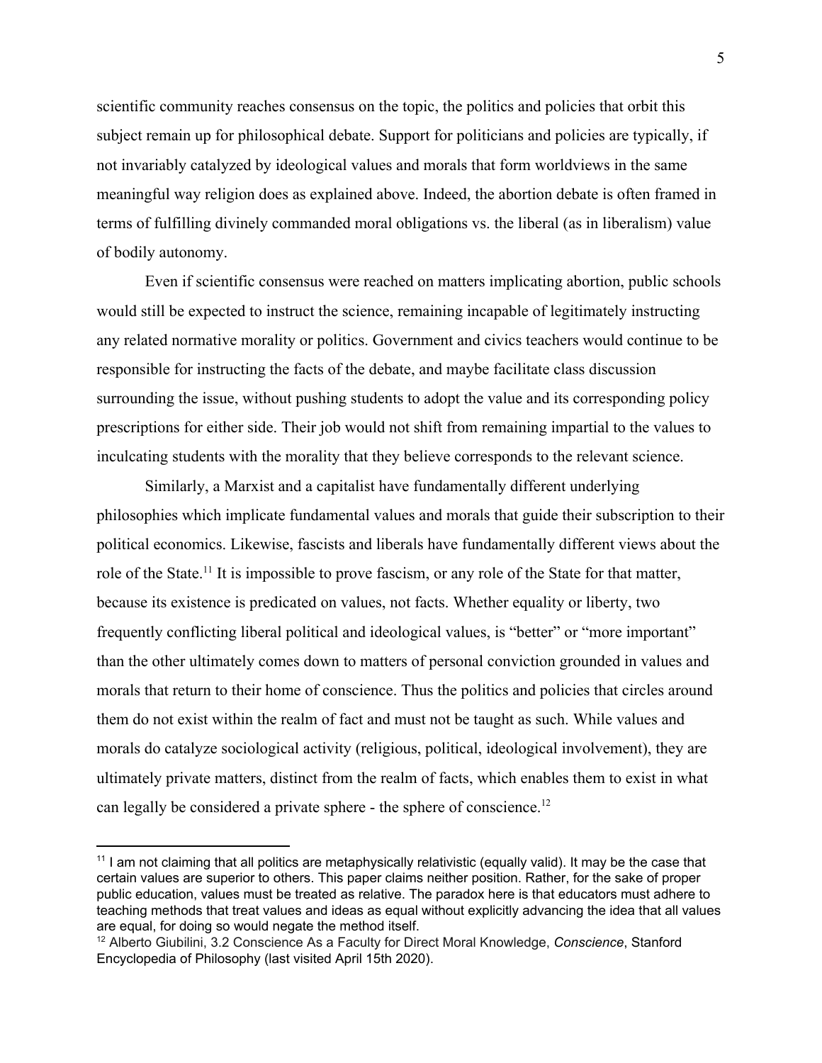scientific community reaches consensus on the topic, the politics and policies that orbit this subject remain up for philosophical debate. Support for politicians and policies are typically, if not invariably catalyzed by ideological values and morals that form worldviews in the same meaningful way religion does as explained above. Indeed, the abortion debate is often framed in terms of fulfilling divinely commanded moral obligations vs. the liberal (as in liberalism) value of bodily autonomy.

Even if scientific consensus were reached on matters implicating abortion, public schools would still be expected to instruct the science, remaining incapable of legitimately instructing any related normative morality or politics. Government and civics teachers would continue to be responsible for instructing the facts of the debate, and maybe facilitate class discussion surrounding the issue, without pushing students to adopt the value and its corresponding policy prescriptions for either side. Their job would not shift from remaining impartial to the values to inculcating students with the morality that they believe corresponds to the relevant science.

Similarly, a Marxist and a capitalist have fundamentally different underlying philosophies which implicate fundamental values and morals that guide their subscription to their political economics. Likewise, fascists and liberals have fundamentally different views about the role of the State.[11] It is impossible to prove fascism, or any role of the State for that matter, because its existence is predicated on values, not facts. Whether equality or liberty, two frequently conflicting liberal political and ideological values, is "better" or "more important" than the other ultimately comes down to matters of personal conviction grounded in values and morals that return to their home of conscience. Thus the politics and policies that circles around them do not exist within the realm of fact and must not be taught as such. While values and morals do catalyze sociological activity (religious, political, ideological involvement), they are ultimately private matters, distinct from the realm of facts, which enables them to exist in what can legally be considered a private sphere - the sphere of conscience.[12]

---

[11] I am not claiming that all politics are metaphysically relativistic (equally valid). It may be the case that certain values are superior to others. This paper claims neither position. Rather, for the sake of proper public education, values must be treated as relative. The paradox here is that educators must adhere to teaching methods that treat values and ideas as equal without explicitly advancing the idea that all values are equal, for doing so would negate the method itself.

[12] Alberto Giubilini, 3.2 Conscience As a Faculty for Direct Moral Knowledge, *Conscience*, Stanford Encyclopedia of Philosophy (last visited April 15th 2020).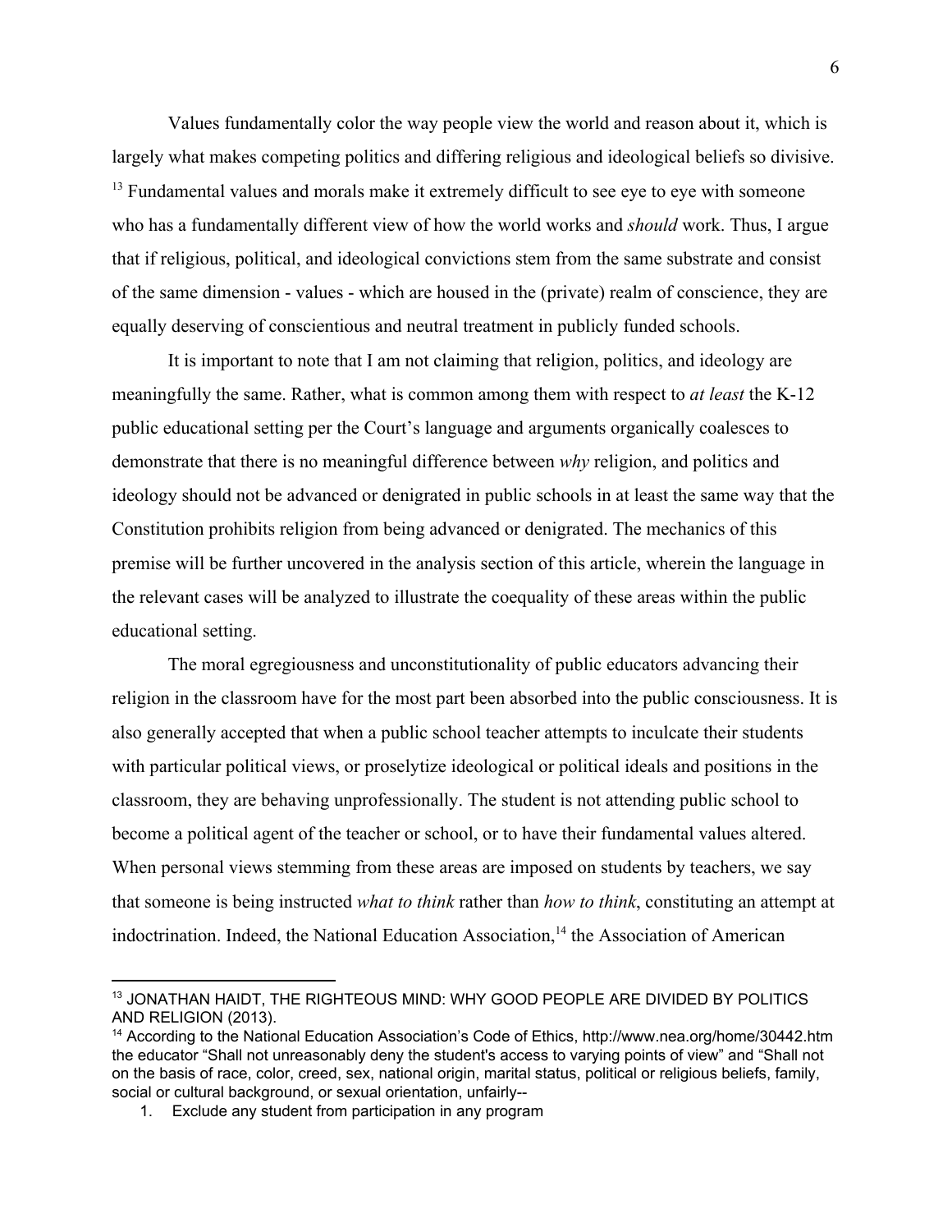Values fundamentally color the way people view the world and reason about it, which is largely what makes competing politics and differing religious and ideological beliefs so divisive.[13] Fundamental values and morals make it extremely difficult to see eye to eye with someone who has a fundamentally different view of how the world works and *should* work. Thus, I argue that if religious, political, and ideological convictions stem from the same substrate and consist of the same dimension - values - which are housed in the (private) realm of conscience, they are equally deserving of conscientious and neutral treatment in publicly funded schools.

It is important to note that I am not claiming that religion, politics, and ideology are meaningfully the same. Rather, what is common among them with respect to *at least* the K-12 public educational setting per the Court's language and arguments organically coalesces to demonstrate that there is no meaningful difference between *why* religion, and politics and ideology should not be advanced or denigrated in public schools in at least the same way that the Constitution prohibits religion from being advanced or denigrated. The mechanics of this premise will be further uncovered in the analysis section of this article, wherein the language in the relevant cases will be analyzed to illustrate the coequality of these areas within the public educational setting.

The moral egregiousness and unconstitutionality of public educators advancing their religion in the classroom have for the most part been absorbed into the public consciousness. It is also generally accepted that when a public school teacher attempts to inculcate their students with particular political views, or proselytize ideological or political ideals and positions in the classroom, they are behaving unprofessionally. The student is not attending public school to become a political agent of the teacher or school, or to have their fundamental values altered. When personal views stemming from these areas are imposed on students by teachers, we say that someone is being instructed *what to think* rather than *how to think*, constituting an attempt at indoctrination. Indeed, the National Education Association,[14] the Association of American

---

[13] JONATHAN HAIDT, THE RIGHTEOUS MIND: WHY GOOD PEOPLE ARE DIVIDED BY POLITICS AND RELIGION (2013).

[14] According to the National Education Association's Code of Ethics, http://www.nea.org/home/30442.htm the educator "Shall not unreasonably deny the student's access to varying points of view" and "Shall not on the basis of race, color, creed, sex, national origin, marital status, political or religious beliefs, family, social or cultural background, or sexual orientation, unfairly--

1. Exclude any student from participation in any program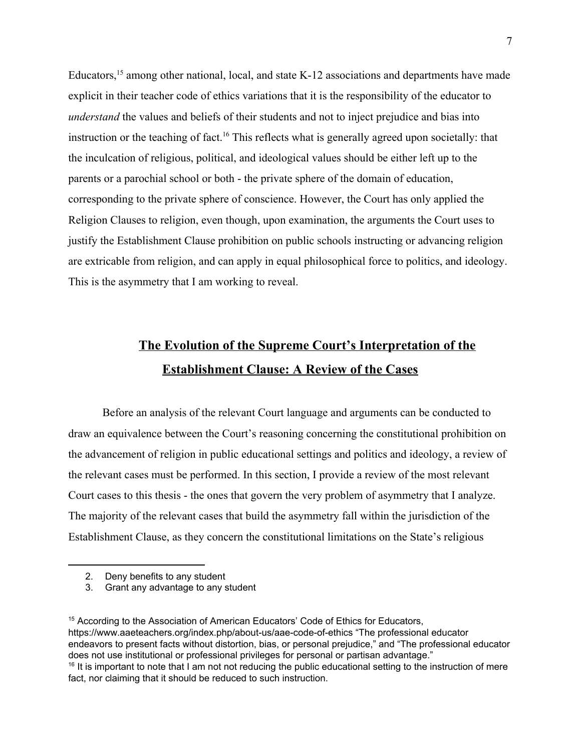Educators,[15] among other national, local, and state K-12 associations and departments have made explicit in their teacher code of ethics variations that it is the responsibility of the educator to *understand* the values and beliefs of their students and not to inject prejudice and bias into instruction or the teaching of fact.[16] This reflects what is generally agreed upon societally: that the inculcation of religious, political, and ideological values should be either left up to the parents or a parochial school or both - the private sphere of the domain of education, corresponding to the private sphere of conscience. However, the Court has only applied the Religion Clauses to religion, even though, upon examination, the arguments the Court uses to justify the Establishment Clause prohibition on public schools instructing or advancing religion are extricable from religion, and can apply in equal philosophical force to politics, and ideology. This is the asymmetry that I am working to reveal.

## **<u>The Evolution of the Supreme Court's Interpretation of the Establishment Clause: A Review of the Cases</u>**

Before an analysis of the relevant Court language and arguments can be conducted to draw an equivalence between the Court's reasoning concerning the constitutional prohibition on the advancement of religion in public educational settings and politics and ideology, a review of the relevant cases must be performed. In this section, I provide a review of the most relevant Court cases to this thesis - the ones that govern the very problem of asymmetry that I analyze. The majority of the relevant cases that build the asymmetry fall within the jurisdiction of the Establishment Clause, as they concern the constitutional limitations on the State's religious

---

2. Deny benefits to any student
3. Grant any advantage to any student

[15] According to the Association of American Educators' Code of Ethics for Educators, https://www.aaeteachers.org/index.php/about-us/aae-code-of-ethics "The professional educator endeavors to present facts without distortion, bias, or personal prejudice," and "The professional educator does not use institutional or professional privileges for personal or partisan advantage."

[16] It is important to note that I am not not reducing the public educational setting to the instruction of mere fact, nor claiming that it should be reduced to such instruction.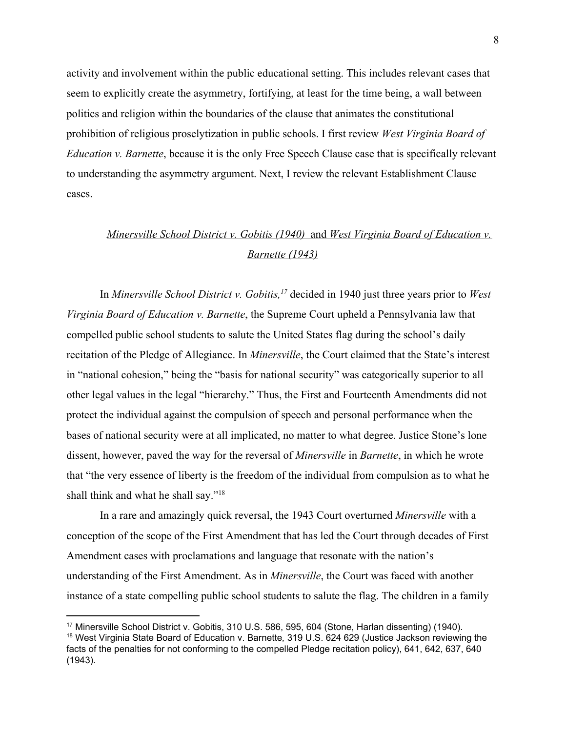activity and involvement within the public educational setting. This includes relevant cases that seem to explicitly create the asymmetry, fortifying, at least for the time being, a wall between politics and religion within the boundaries of the clause that animates the constitutional prohibition of religious proselytization in public schools. I first review *West Virginia Board of Education v. Barnette*, because it is the only Free Speech Clause case that is specifically relevant to understanding the asymmetry argument. Next, I review the relevant Establishment Clause cases.

### *Minersville School District v. Gobitis (1940)* and *West Virginia Board of Education v. Barnette (1943)*

In *Minersville School District v. Gobitis,*[17] decided in 1940 just three years prior to *West Virginia Board of Education v. Barnette*, the Supreme Court upheld a Pennsylvania law that compelled public school students to salute the United States flag during the school's daily recitation of the Pledge of Allegiance. In *Minersville*, the Court claimed that the State's interest in "national cohesion," being the "basis for national security" was categorically superior to all other legal values in the legal "hierarchy." Thus, the First and Fourteenth Amendments did not protect the individual against the compulsion of speech and personal performance when the bases of national security were at all implicated, no matter to what degree. Justice Stone's lone dissent, however, paved the way for the reversal of *Minersville* in *Barnette*, in which he wrote that "the very essence of liberty is the freedom of the individual from compulsion as to what he shall think and what he shall say."[18]

In a rare and amazingly quick reversal, the 1943 Court overturned *Minersville* with a conception of the scope of the First Amendment that has led the Court through decades of First Amendment cases with proclamations and language that resonate with the nation's understanding of the First Amendment. As in *Minersville*, the Court was faced with another instance of a state compelling public school students to salute the flag. The children in a family

---

[17] Minersville School District v. Gobitis, 310 U.S. 586, 595, 604 (Stone, Harlan dissenting) (1940).

[18] West Virginia State Board of Education v. Barnette, 319 U.S. 624 629 (Justice Jackson reviewing the facts of the penalties for not conforming to the compelled Pledge recitation policy), 641, 642, 637, 640 (1943).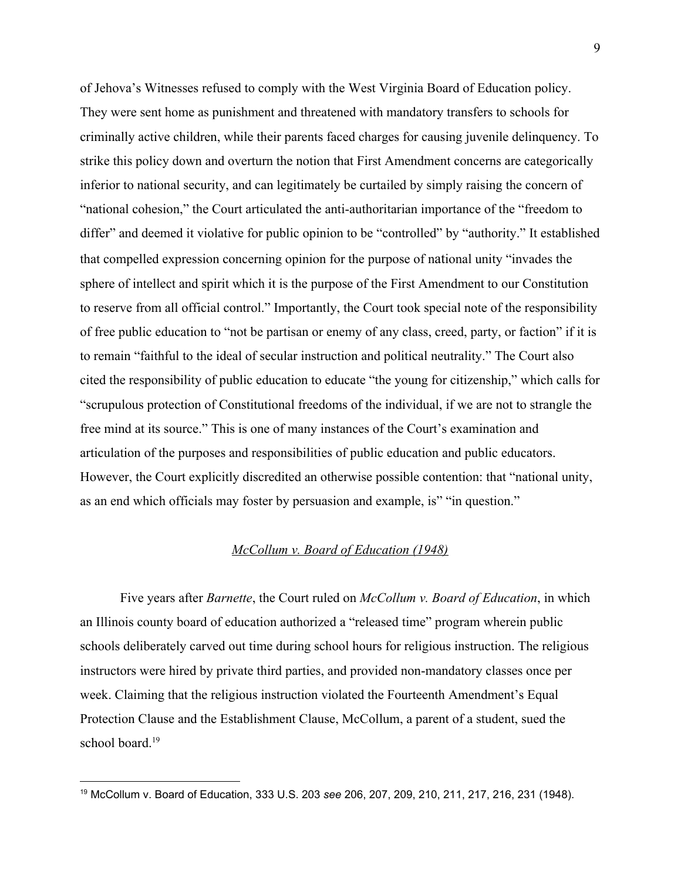of Jehova's Witnesses refused to comply with the West Virginia Board of Education policy. They were sent home as punishment and threatened with mandatory transfers to schools for criminally active children, while their parents faced charges for causing juvenile delinquency. To strike this policy down and overturn the notion that First Amendment concerns are categorically inferior to national security, and can legitimately be curtailed by simply raising the concern of "national cohesion," the Court articulated the anti-authoritarian importance of the "freedom to differ" and deemed it violative for public opinion to be "controlled" by "authority." It established that compelled expression concerning opinion for the purpose of national unity "invades the sphere of intellect and spirit which it is the purpose of the First Amendment to our Constitution to reserve from all official control." Importantly, the Court took special note of the responsibility of free public education to "not be partisan or enemy of any class, creed, party, or faction" if it is to remain "faithful to the ideal of secular instruction and political neutrality." The Court also cited the responsibility of public education to educate "the young for citizenship," which calls for "scrupulous protection of Constitutional freedoms of the individual, if we are not to strangle the free mind at its source." This is one of many instances of the Court's examination and articulation of the purposes and responsibilities of public education and public educators. However, the Court explicitly discredited an otherwise possible contention: that "national unity, as an end which officials may foster by persuasion and example, is" "in question."

### *McCollum v. Board of Education (1948)*

Five years after *Barnette*, the Court ruled on *McCollum v. Board of Education*, in which an Illinois county board of education authorized a "released time" program wherein public schools deliberately carved out time during school hours for religious instruction. The religious instructors were hired by private third parties, and provided non-mandatory classes once per week. Claiming that the religious instruction violated the Fourteenth Amendment's Equal Protection Clause and the Establishment Clause, McCollum, a parent of a student, sued the school board.[19]

[19] McCollum v. Board of Education, 333 U.S. 203 *see* 206, 207, 209, 210, 211, 217, 216, 231 (1948).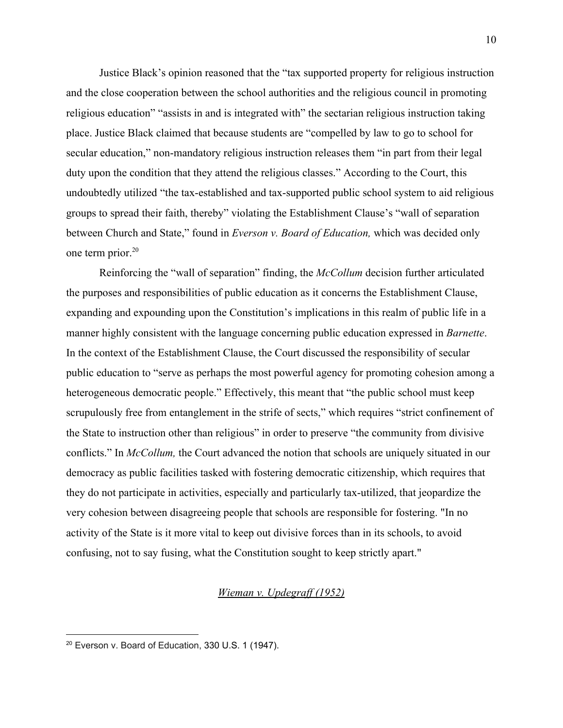Justice Black's opinion reasoned that the "tax supported property for religious instruction and the close cooperation between the school authorities and the religious council in promoting religious education" "assists in and is integrated with" the sectarian religious instruction taking place. Justice Black claimed that because students are "compelled by law to go to school for secular education," non-mandatory religious instruction releases them "in part from their legal duty upon the condition that they attend the religious classes." According to the Court, this undoubtedly utilized "the tax-established and tax-supported public school system to aid religious groups to spread their faith, thereby" violating the Establishment Clause's "wall of separation between Church and State," found in *Everson v. Board of Education,* which was decided only one term prior.[20]

Reinforcing the "wall of separation" finding, the *McCollum* decision further articulated the purposes and responsibilities of public education as it concerns the Establishment Clause, expanding and expounding upon the Constitution's implications in this realm of public life in a manner highly consistent with the language concerning public education expressed in *Barnette*. In the context of the Establishment Clause, the Court discussed the responsibility of secular public education to "serve as perhaps the most powerful agency for promoting cohesion among a heterogeneous democratic people." Effectively, this meant that "the public school must keep scrupulously free from entanglement in the strife of sects," which requires "strict confinement of the State to instruction other than religious" in order to preserve "the community from divisive conflicts." In *McCollum,* the Court advanced the notion that schools are uniquely situated in our democracy as public facilities tasked with fostering democratic citizenship, which requires that they do not participate in activities, especially and particularly tax-utilized, that jeopardize the very cohesion between disagreeing people that schools are responsible for fostering. "In no activity of the State is it more vital to keep out divisive forces than in its schools, to avoid confusing, not to say fusing, what the Constitution sought to keep strictly apart."

### *Wieman v. Updegraff (1952)*

[20] Everson v. Board of Education, 330 U.S. 1 (1947).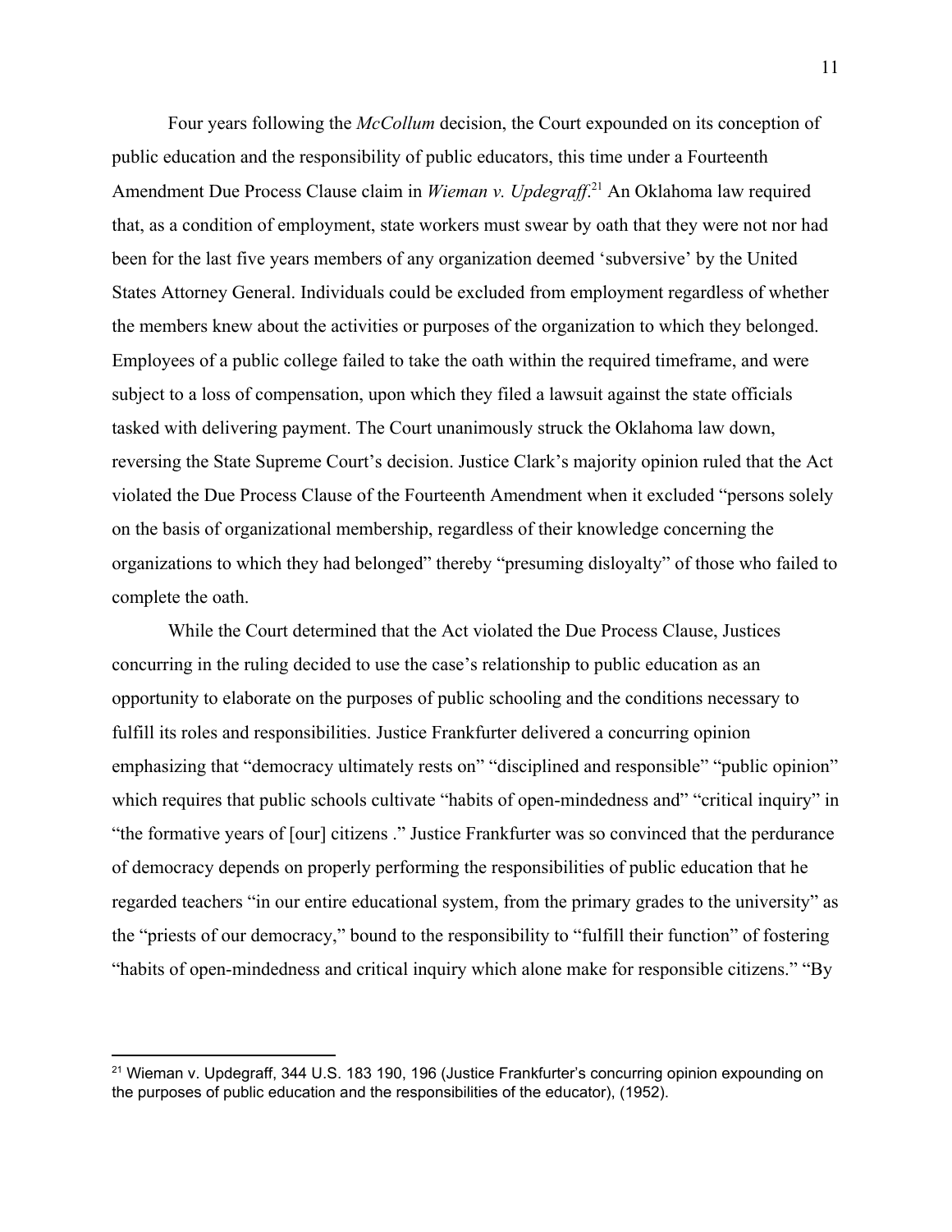Four years following the *McCollum* decision, the Court expounded on its conception of public education and the responsibility of public educators, this time under a Fourteenth Amendment Due Process Clause claim in *Wieman v. Updegraff*.[21] An Oklahoma law required that, as a condition of employment, state workers must swear by oath that they were not nor had been for the last five years members of any organization deemed 'subversive' by the United States Attorney General. Individuals could be excluded from employment regardless of whether the members knew about the activities or purposes of the organization to which they belonged. Employees of a public college failed to take the oath within the required timeframe, and were subject to a loss of compensation, upon which they filed a lawsuit against the state officials tasked with delivering payment. The Court unanimously struck the Oklahoma law down, reversing the State Supreme Court's decision. Justice Clark's majority opinion ruled that the Act violated the Due Process Clause of the Fourteenth Amendment when it excluded "persons solely on the basis of organizational membership, regardless of their knowledge concerning the organizations to which they had belonged" thereby "presuming disloyalty" of those who failed to complete the oath.

While the Court determined that the Act violated the Due Process Clause, Justices concurring in the ruling decided to use the case's relationship to public education as an opportunity to elaborate on the purposes of public schooling and the conditions necessary to fulfill its roles and responsibilities. Justice Frankfurter delivered a concurring opinion emphasizing that "democracy ultimately rests on" "disciplined and responsible" "public opinion" which requires that public schools cultivate "habits of open-mindedness and" "critical inquiry" in "the formative years of [our] citizens ." Justice Frankfurter was so convinced that the perdurance of democracy depends on properly performing the responsibilities of public education that he regarded teachers "in our entire educational system, from the primary grades to the university" as the "priests of our democracy," bound to the responsibility to "fulfill their function" of fostering "habits of open-mindedness and critical inquiry which alone make for responsible citizens." "By

[21] Wieman v. Updegraff, 344 U.S. 183 190, 196 (Justice Frankfurter's concurring opinion expounding on the purposes of public education and the responsibilities of the educator), (1952).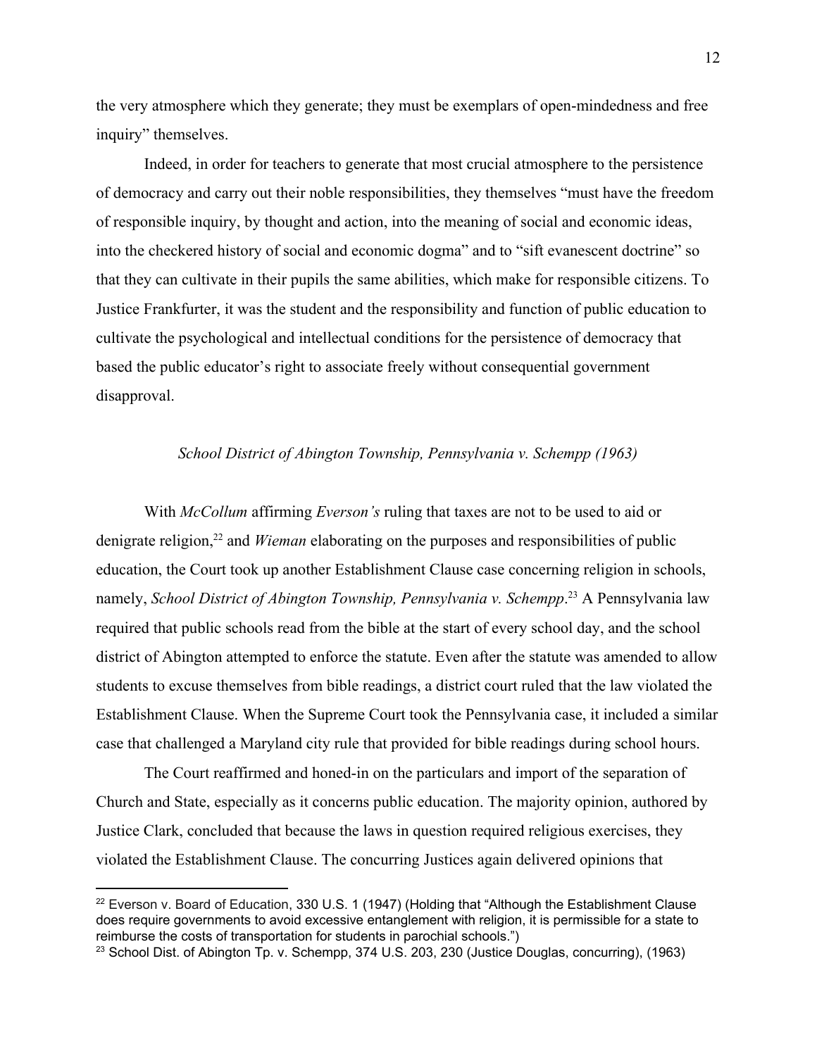the very atmosphere which they generate; they must be exemplars of open-mindedness and free inquiry" themselves.

Indeed, in order for teachers to generate that most crucial atmosphere to the persistence of democracy and carry out their noble responsibilities, they themselves "must have the freedom of responsible inquiry, by thought and action, into the meaning of social and economic ideas, into the checkered history of social and economic dogma" and to "sift evanescent doctrine" so that they can cultivate in their pupils the same abilities, which make for responsible citizens. To Justice Frankfurter, it was the student and the responsibility and function of public education to cultivate the psychological and intellectual conditions for the persistence of democracy that based the public educator's right to associate freely without consequential government disapproval.

### *School District of Abington Township, Pennsylvania v. Schempp (1963)*

With *McCollum* affirming *Everson's* ruling that taxes are not to be used to aid or denigrate religion,[22] and *Wieman* elaborating on the purposes and responsibilities of public education, the Court took up another Establishment Clause case concerning religion in schools, namely, *School District of Abington Township, Pennsylvania v. Schempp*.[23] A Pennsylvania law required that public schools read from the bible at the start of every school day, and the school district of Abington attempted to enforce the statute. Even after the statute was amended to allow students to excuse themselves from bible readings, a district court ruled that the law violated the Establishment Clause. When the Supreme Court took the Pennsylvania case, it included a similar case that challenged a Maryland city rule that provided for bible readings during school hours.

The Court reaffirmed and honed-in on the particulars and import of the separation of Church and State, especially as it concerns public education. The majority opinion, authored by Justice Clark, concluded that because the laws in question required religious exercises, they violated the Establishment Clause. The concurring Justices again delivered opinions that

---

[22] Everson v. Board of Education, 330 U.S. 1 (1947) (Holding that "Although the Establishment Clause does require governments to avoid excessive entanglement with religion, it is permissible for a state to reimburse the costs of transportation for students in parochial schools.")

[23] School Dist. of Abington Tp. v. Schempp, 374 U.S. 203, 230 (Justice Douglas, concurring), (1963)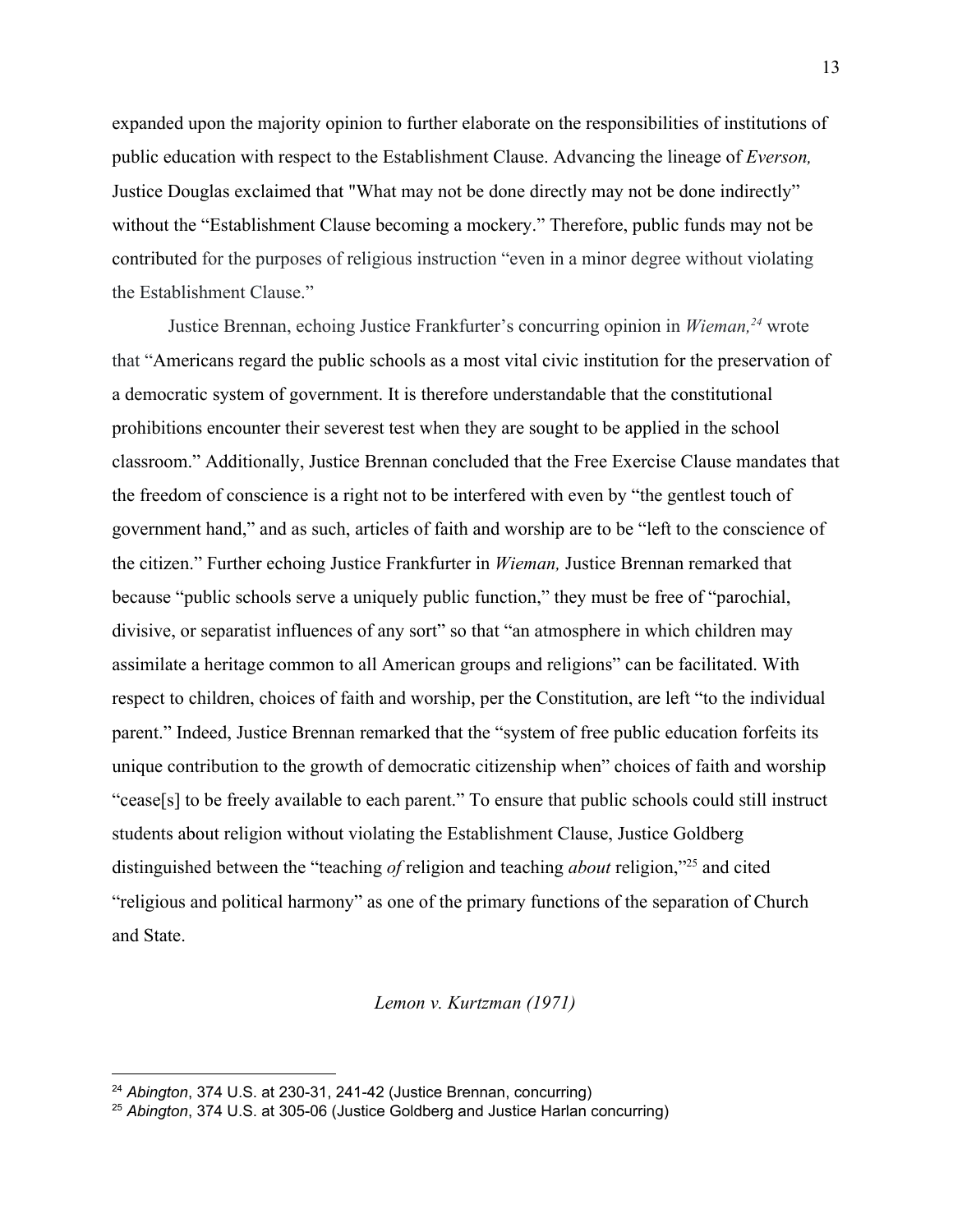expanded upon the majority opinion to further elaborate on the responsibilities of institutions of public education with respect to the Establishment Clause. Advancing the lineage of *Everson,* Justice Douglas exclaimed that "What may not be done directly may not be done indirectly" without the "Establishment Clause becoming a mockery." Therefore, public funds may not be contributed for the purposes of religious instruction "even in a minor degree without violating the Establishment Clause."

Justice Brennan, echoing Justice Frankfurter's concurring opinion in *Wieman,*[24] wrote that "Americans regard the public schools as a most vital civic institution for the preservation of a democratic system of government. It is therefore understandable that the constitutional prohibitions encounter their severest test when they are sought to be applied in the school classroom." Additionally, Justice Brennan concluded that the Free Exercise Clause mandates that the freedom of conscience is a right not to be interfered with even by "the gentlest touch of government hand," and as such, articles of faith and worship are to be "left to the conscience of the citizen." Further echoing Justice Frankfurter in *Wieman,* Justice Brennan remarked that because "public schools serve a uniquely public function," they must be free of "parochial, divisive, or separatist influences of any sort" so that "an atmosphere in which children may assimilate a heritage common to all American groups and religions" can be facilitated. With respect to children, choices of faith and worship, per the Constitution, are left "to the individual parent." Indeed, Justice Brennan remarked that the "system of free public education forfeits its unique contribution to the growth of democratic citizenship when" choices of faith and worship "cease[s] to be freely available to each parent." To ensure that public schools could still instruct students about religion without violating the Establishment Clause, Justice Goldberg distinguished between the "teaching *of* religion and teaching *about* religion,"[25] and cited "religious and political harmony" as one of the primary functions of the separation of Church and State.

### *Lemon v. Kurtzman (1971)*

---

[24] *Abington*, 374 U.S. at 230-31, 241-42 (Justice Brennan, concurring)

[25] *Abington*, 374 U.S. at 305-06 (Justice Goldberg and Justice Harlan concurring)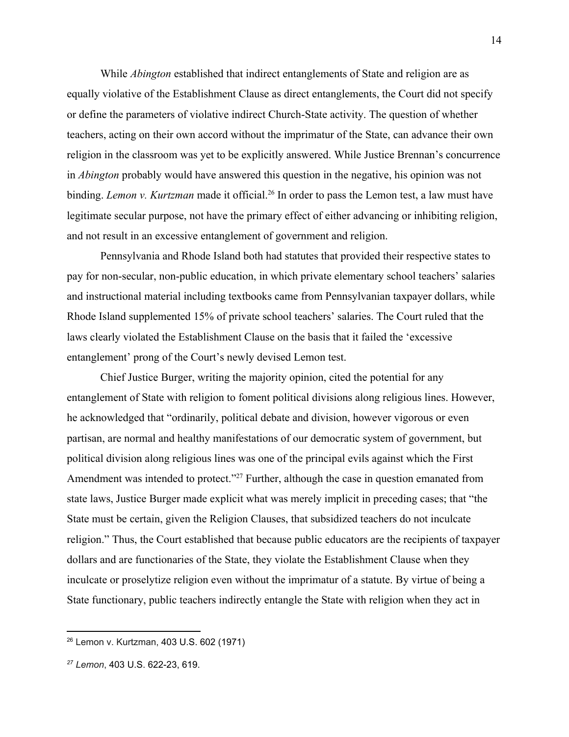While *Abington* established that indirect entanglements of State and religion are as equally violative of the Establishment Clause as direct entanglements, the Court did not specify or define the parameters of violative indirect Church-State activity. The question of whether teachers, acting on their own accord without the imprimatur of the State, can advance their own religion in the classroom was yet to be explicitly answered. While Justice Brennan's concurrence in *Abington* probably would have answered this question in the negative, his opinion was not binding. *Lemon v. Kurtzman* made it official.[26] In order to pass the Lemon test, a law must have legitimate secular purpose, not have the primary effect of either advancing or inhibiting religion, and not result in an excessive entanglement of government and religion.

Pennsylvania and Rhode Island both had statutes that provided their respective states to pay for non-secular, non-public education, in which private elementary school teachers' salaries and instructional material including textbooks came from Pennsylvanian taxpayer dollars, while Rhode Island supplemented 15% of private school teachers' salaries. The Court ruled that the laws clearly violated the Establishment Clause on the basis that it failed the 'excessive entanglement' prong of the Court's newly devised Lemon test.

Chief Justice Burger, writing the majority opinion, cited the potential for any entanglement of State with religion to foment political divisions along religious lines. However, he acknowledged that "ordinarily, political debate and division, however vigorous or even partisan, are normal and healthy manifestations of our democratic system of government, but political division along religious lines was one of the principal evils against which the First Amendment was intended to protect."[27] Further, although the case in question emanated from state laws, Justice Burger made explicit what was merely implicit in preceding cases; that "the State must be certain, given the Religion Clauses, that subsidized teachers do not inculcate religion." Thus, the Court established that because public educators are the recipients of taxpayer dollars and are functionaries of the State, they violate the Establishment Clause when they inculcate or proselytize religion even without the imprimatur of a statute. By virtue of being a State functionary, public teachers indirectly entangle the State with religion when they act in

[26] Lemon v. Kurtzman, 403 U.S. 602 (1971)

[27] *Lemon*, 403 U.S. 622-23, 619.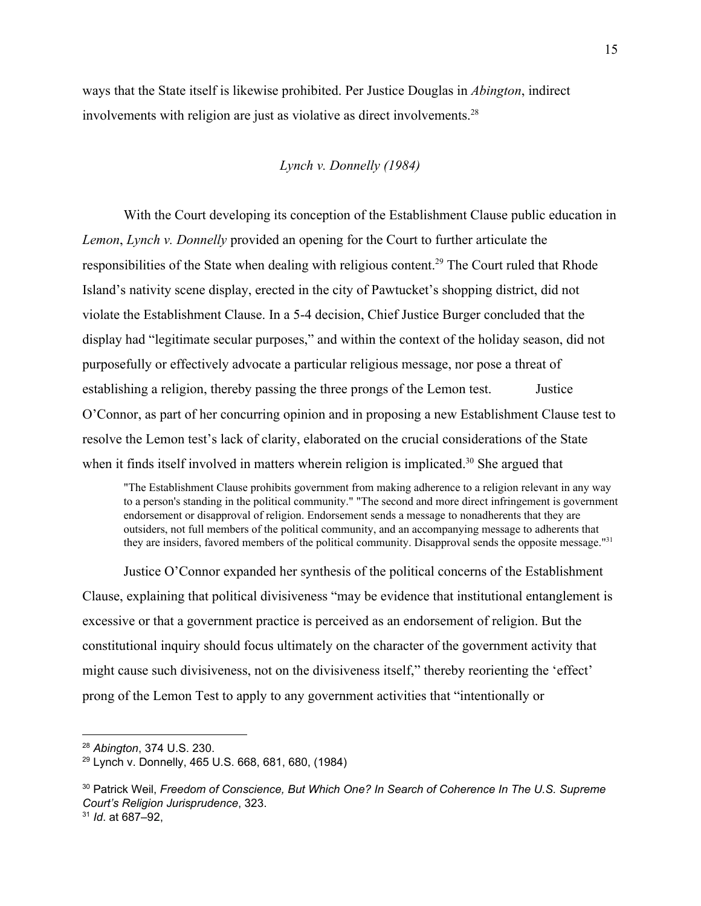ways that the State itself is likewise prohibited. Per Justice Douglas in *Abington*, indirect involvements with religion are just as violative as direct involvements.[28]

*Lynch v. Donnelly (1984)*

With the Court developing its conception of the Establishment Clause public education in *Lemon*, *Lynch v. Donnelly* provided an opening for the Court to further articulate the responsibilities of the State when dealing with religious content.[29] The Court ruled that Rhode Island's nativity scene display, erected in the city of Pawtucket's shopping district, did not violate the Establishment Clause. In a 5-4 decision, Chief Justice Burger concluded that the display had "legitimate secular purposes," and within the context of the holiday season, did not purposefully or effectively advocate a particular religious message, nor pose a threat of establishing a religion, thereby passing the three prongs of the Lemon test. Justice O'Connor, as part of her concurring opinion and in proposing a new Establishment Clause test to resolve the Lemon test's lack of clarity, elaborated on the crucial considerations of the State when it finds itself involved in matters wherein religion is implicated.[30] She argued that

> "The Establishment Clause prohibits government from making adherence to a religion relevant in any way to a person's standing in the political community." "The second and more direct infringement is government endorsement or disapproval of religion. Endorsement sends a message to nonadherents that they are outsiders, not full members of the political community, and an accompanying message to adherents that they are insiders, favored members of the political community. Disapproval sends the opposite message."[31]

Justice O'Connor expanded her synthesis of the political concerns of the Establishment Clause, explaining that political divisiveness "may be evidence that institutional entanglement is excessive or that a government practice is perceived as an endorsement of religion. But the constitutional inquiry should focus ultimately on the character of the government activity that might cause such divisiveness, not on the divisiveness itself," thereby reorienting the 'effect' prong of the Lemon Test to apply to any government activities that "intentionally or

---

[28] *Abington*, 374 U.S. 230.

[29] Lynch v. Donnelly, 465 U.S. 668, 681, 680, (1984)

[30] Patrick Weil, *Freedom of Conscience, But Which One? In Search of Coherence In The U.S. Supreme Court's Religion Jurisprudence*, 323.

[31] *Id*. at 687–92,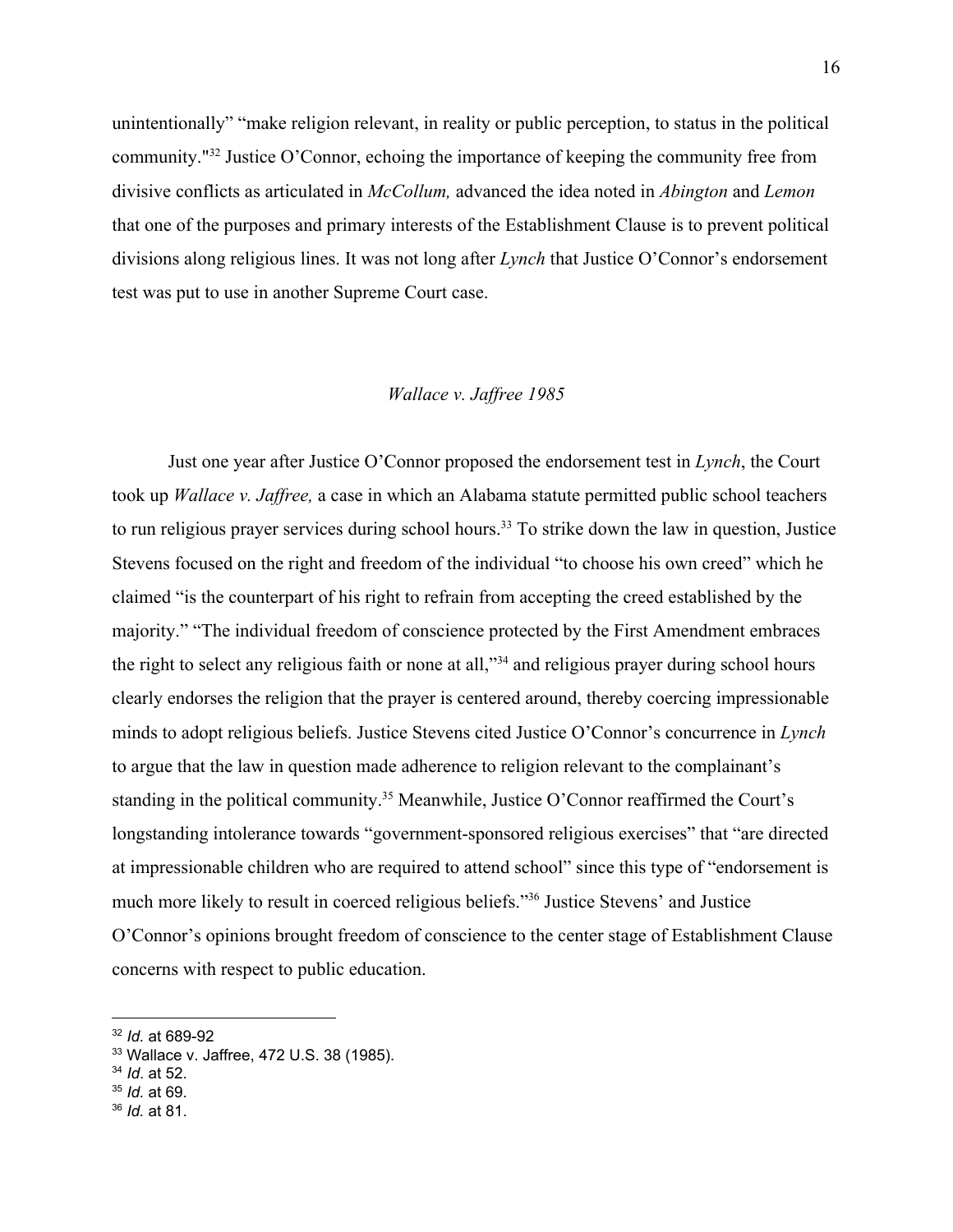unintentionally" "make religion relevant, in reality or public perception, to status in the political community."[32] Justice O'Connor, echoing the importance of keeping the community free from divisive conflicts as articulated in *McCollum,* advanced the idea noted in *Abington* and *Lemon* that one of the purposes and primary interests of the Establishment Clause is to prevent political divisions along religious lines. It was not long after *Lynch* that Justice O'Connor's endorsement test was put to use in another Supreme Court case.

### *Wallace v. Jaffree 1985*

Just one year after Justice O'Connor proposed the endorsement test in *Lynch*, the Court took up *Wallace v. Jaffree,* a case in which an Alabama statute permitted public school teachers to run religious prayer services during school hours.[33] To strike down the law in question, Justice Stevens focused on the right and freedom of the individual "to choose his own creed" which he claimed "is the counterpart of his right to refrain from accepting the creed established by the majority." "The individual freedom of conscience protected by the First Amendment embraces the right to select any religious faith or none at all,"[34] and religious prayer during school hours clearly endorses the religion that the prayer is centered around, thereby coercing impressionable minds to adopt religious beliefs. Justice Stevens cited Justice O'Connor's concurrence in *Lynch* to argue that the law in question made adherence to religion relevant to the complainant's standing in the political community.[35] Meanwhile, Justice O'Connor reaffirmed the Court's longstanding intolerance towards "government-sponsored religious exercises" that "are directed at impressionable children who are required to attend school" since this type of "endorsement is much more likely to result in coerced religious beliefs."[36] Justice Stevens' and Justice O'Connor's opinions brought freedom of conscience to the center stage of Establishment Clause concerns with respect to public education.

[32] *Id.* at 689-92

[33] Wallace v. Jaffree, 472 U.S. 38 (1985).

[34] *Id*. at 52.

[35] *Id.* at 69.

[36] *Id.* at 81.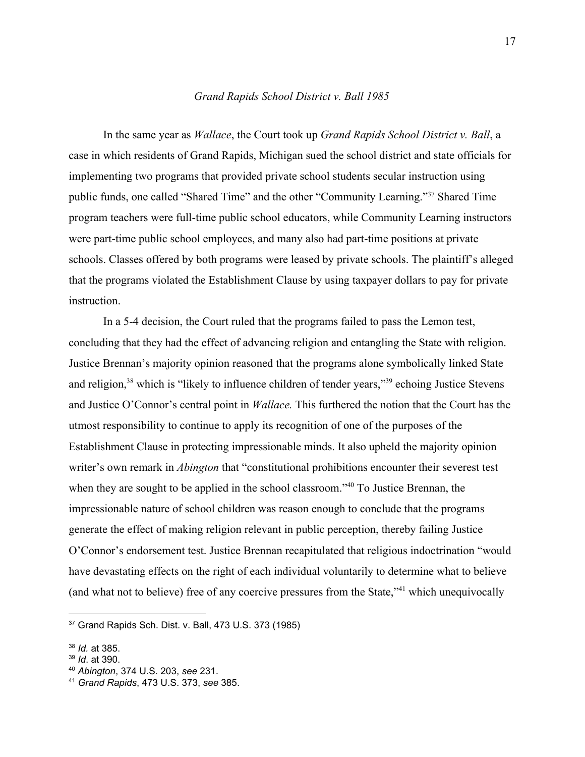### *Grand Rapids School District v. Ball 1985*

In the same year as *Wallace*, the Court took up *Grand Rapids School District v. Ball*, a case in which residents of Grand Rapids, Michigan sued the school district and state officials for implementing two programs that provided private school students secular instruction using public funds, one called "Shared Time" and the other "Community Learning."[37] Shared Time program teachers were full-time public school educators, while Community Learning instructors were part-time public school employees, and many also had part-time positions at private schools. Classes offered by both programs were leased by private schools. The plaintiff's alleged that the programs violated the Establishment Clause by using taxpayer dollars to pay for private instruction.

In a 5-4 decision, the Court ruled that the programs failed to pass the Lemon test, concluding that they had the effect of advancing religion and entangling the State with religion. Justice Brennan's majority opinion reasoned that the programs alone symbolically linked State and religion,[38] which is "likely to influence children of tender years,"[39] echoing Justice Stevens and Justice O'Connor's central point in *Wallace.* This furthered the notion that the Court has the utmost responsibility to continue to apply its recognition of one of the purposes of the Establishment Clause in protecting impressionable minds. It also upheld the majority opinion writer's own remark in *Abington* that "constitutional prohibitions encounter their severest test when they are sought to be applied in the school classroom."[40] To Justice Brennan, the impressionable nature of school children was reason enough to conclude that the programs generate the effect of making religion relevant in public perception, thereby failing Justice O'Connor's endorsement test. Justice Brennan recapitulated that religious indoctrination "would have devastating effects on the right of each individual voluntarily to determine what to believe (and what not to believe) free of any coercive pressures from the State,"[41] which unequivocally

---

[37] Grand Rapids Sch. Dist. v. Ball, 473 U.S. 373 (1985)

[38] *Id.* at 385.

[39] *Id*. at 390.

[40] *Abington*, 374 U.S. 203, *see* 231.

[41] *Grand Rapids*, 473 U.S. 373, *see* 385.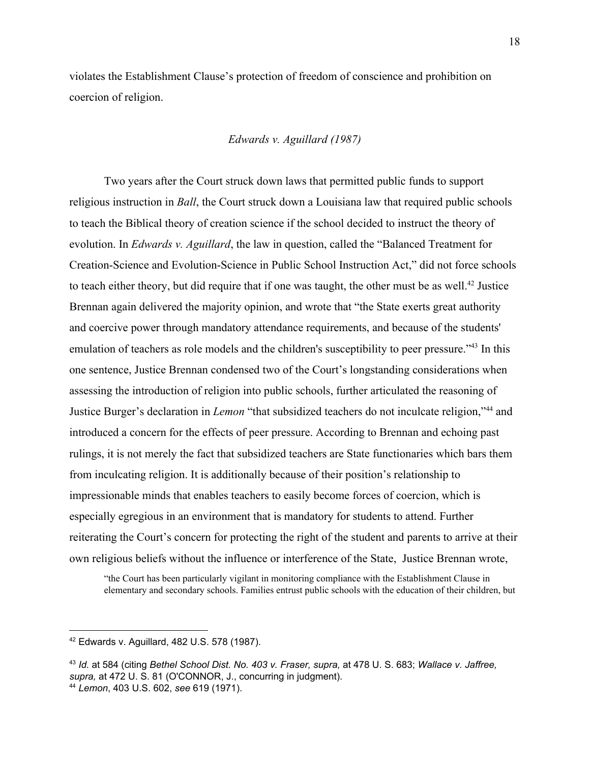violates the Establishment Clause's protection of freedom of conscience and prohibition on coercion of religion.

### *Edwards v. Aguillard (1987)*

Two years after the Court struck down laws that permitted public funds to support religious instruction in *Ball*, the Court struck down a Louisiana law that required public schools to teach the Biblical theory of creation science if the school decided to instruct the theory of evolution. In *Edwards v. Aguillard*, the law in question, called the "Balanced Treatment for Creation-Science and Evolution-Science in Public School Instruction Act," did not force schools to teach either theory, but did require that if one was taught, the other must be as well.[42] Justice Brennan again delivered the majority opinion, and wrote that "the State exerts great authority and coercive power through mandatory attendance requirements, and because of the students' emulation of teachers as role models and the children's susceptibility to peer pressure."[43] In this one sentence, Justice Brennan condensed two of the Court's longstanding considerations when assessing the introduction of religion into public schools, further articulated the reasoning of Justice Burger's declaration in *Lemon* "that subsidized teachers do not inculcate religion,"[44] and introduced a concern for the effects of peer pressure. According to Brennan and echoing past rulings, it is not merely the fact that subsidized teachers are State functionaries which bars them from inculcating religion. It is additionally because of their position's relationship to impressionable minds that enables teachers to easily become forces of coercion, which is especially egregious in an environment that is mandatory for students to attend. Further reiterating the Court's concern for protecting the right of the student and parents to arrive at their own religious beliefs without the influence or interference of the State, Justice Brennan wrote,

> "the Court has been particularly vigilant in monitoring compliance with the Establishment Clause in elementary and secondary schools. Families entrust public schools with the education of their children, but

---

[42] Edwards v. Aguillard, 482 U.S. 578 (1987).

[43] *Id.* at 584 (citing *Bethel School Dist. No. 403 v. Fraser, supra,* at 478 U. S. 683; *Wallace v. Jaffree, supra,* at 472 U. S. 81 (O'CONNOR, J., concurring in judgment).

[44] *Lemon*, 403 U.S. 602, *see* 619 (1971).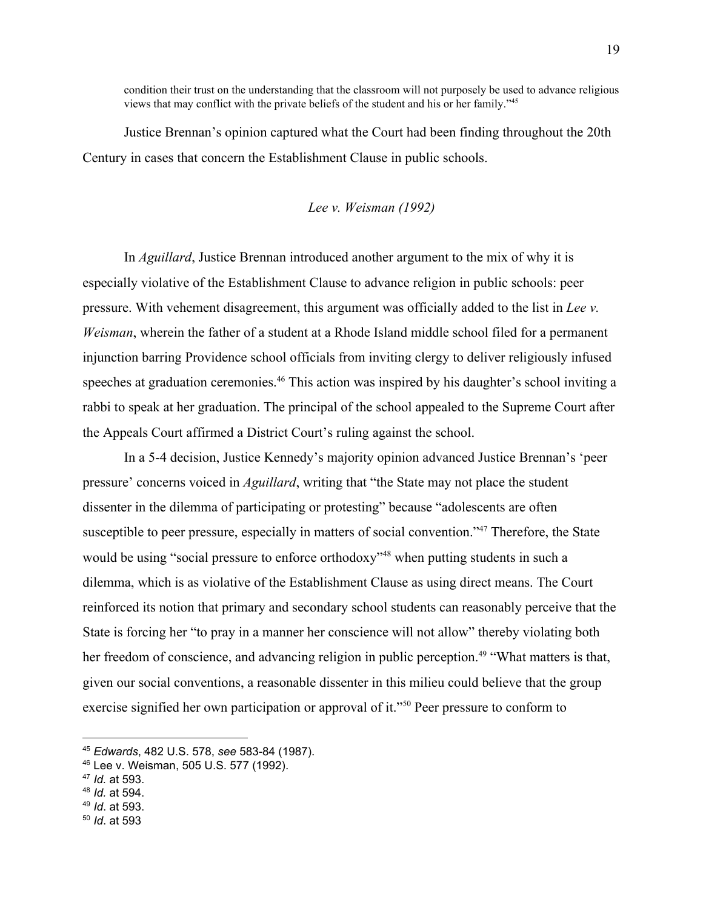> condition their trust on the understanding that the classroom will not purposely be used to advance religious views that may conflict with the private beliefs of the student and his or her family."[45]

Justice Brennan's opinion captured what the Court had been finding throughout the 20th Century in cases that concern the Establishment Clause in public schools.

### *Lee v. Weisman (1992)*

In *Aguillard*, Justice Brennan introduced another argument to the mix of why it is especially violative of the Establishment Clause to advance religion in public schools: peer pressure. With vehement disagreement, this argument was officially added to the list in *Lee v. Weisman*, wherein the father of a student at a Rhode Island middle school filed for a permanent injunction barring Providence school officials from inviting clergy to deliver religiously infused speeches at graduation ceremonies.[46] This action was inspired by his daughter's school inviting a rabbi to speak at her graduation. The principal of the school appealed to the Supreme Court after the Appeals Court affirmed a District Court's ruling against the school.

In a 5-4 decision, Justice Kennedy's majority opinion advanced Justice Brennan's 'peer pressure' concerns voiced in *Aguillard*, writing that "the State may not place the student dissenter in the dilemma of participating or protesting" because "adolescents are often susceptible to peer pressure, especially in matters of social convention."[47] Therefore, the State would be using "social pressure to enforce orthodoxy"[48] when putting students in such a dilemma, which is as violative of the Establishment Clause as using direct means. The Court reinforced its notion that primary and secondary school students can reasonably perceive that the State is forcing her "to pray in a manner her conscience will not allow" thereby violating both her freedom of conscience, and advancing religion in public perception.[49] "What matters is that, given our social conventions, a reasonable dissenter in this milieu could believe that the group exercise signified her own participation or approval of it."[50] Peer pressure to conform to

---

[45] *Edwards*, 482 U.S. 578, *see* 583-84 (1987).

[46] Lee v. Weisman, 505 U.S. 577 (1992).

[47] *Id.* at 593.

[48] *Id.* at 594.

[49] *Id*. at 593.

[50] *Id*. at 593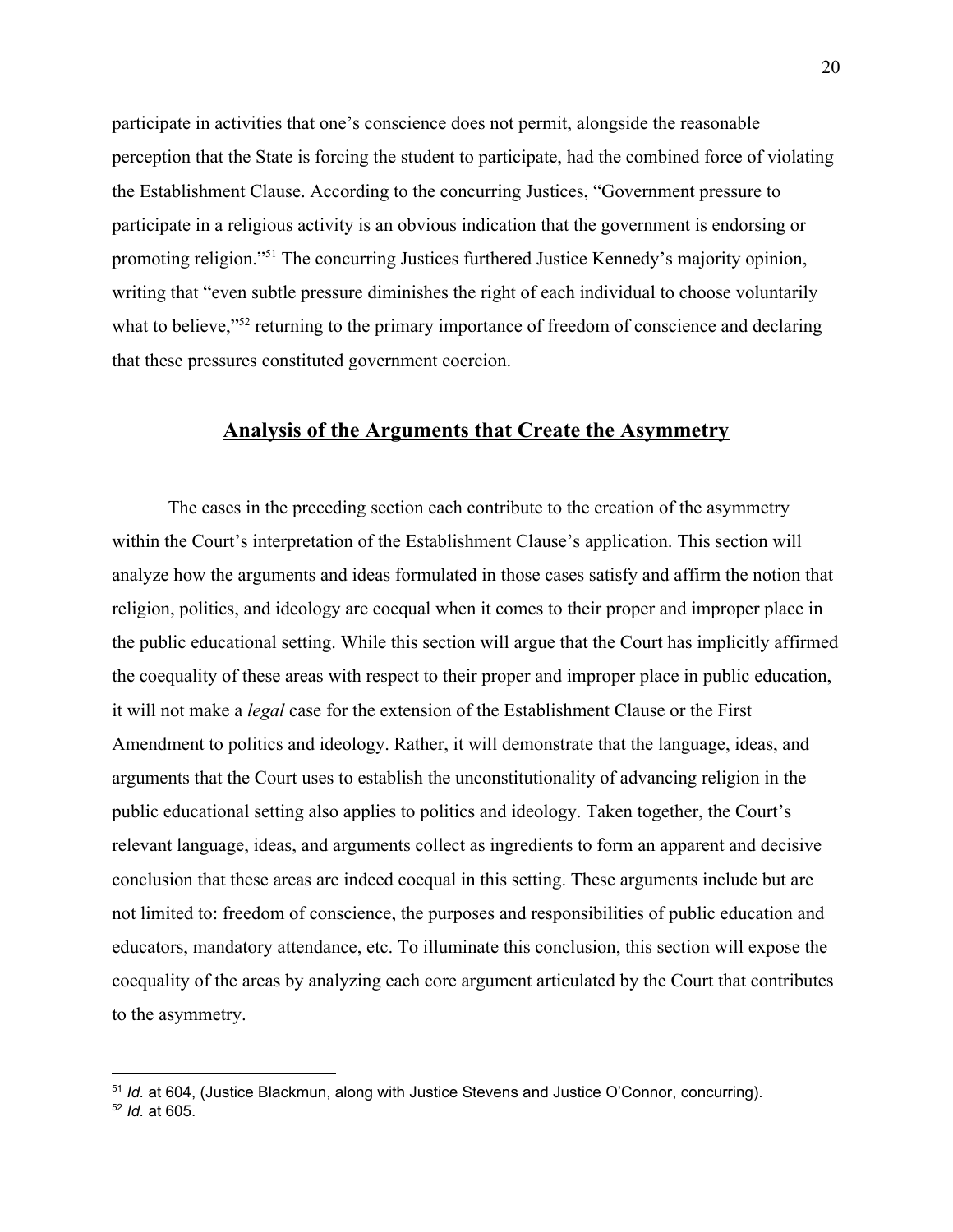participate in activities that one's conscience does not permit, alongside the reasonable perception that the State is forcing the student to participate, had the combined force of violating the Establishment Clause. According to the concurring Justices, "Government pressure to participate in a religious activity is an obvious indication that the government is endorsing or promoting religion."[51] The concurring Justices furthered Justice Kennedy's majority opinion, writing that "even subtle pressure diminishes the right of each individual to choose voluntarily what to believe,"[52] returning to the primary importance of freedom of conscience and declaring that these pressures constituted government coercion.

## **Analysis of the Arguments that Create the Asymmetry**

The cases in the preceding section each contribute to the creation of the asymmetry within the Court's interpretation of the Establishment Clause's application. This section will analyze how the arguments and ideas formulated in those cases satisfy and affirm the notion that religion, politics, and ideology are coequal when it comes to their proper and improper place in the public educational setting. While this section will argue that the Court has implicitly affirmed the coequality of these areas with respect to their proper and improper place in public education, it will not make a *legal* case for the extension of the Establishment Clause or the First Amendment to politics and ideology. Rather, it will demonstrate that the language, ideas, and arguments that the Court uses to establish the unconstitutionality of advancing religion in the public educational setting also applies to politics and ideology. Taken together, the Court's relevant language, ideas, and arguments collect as ingredients to form an apparent and decisive conclusion that these areas are indeed coequal in this setting. These arguments include but are not limited to: freedom of conscience, the purposes and responsibilities of public education and educators, mandatory attendance, etc. To illuminate this conclusion, this section will expose the coequality of the areas by analyzing each core argument articulated by the Court that contributes to the asymmetry.

---

[51] *Id.* at 604, (Justice Blackmun, along with Justice Stevens and Justice O'Connor, concurring).
[52] *Id.* at 605.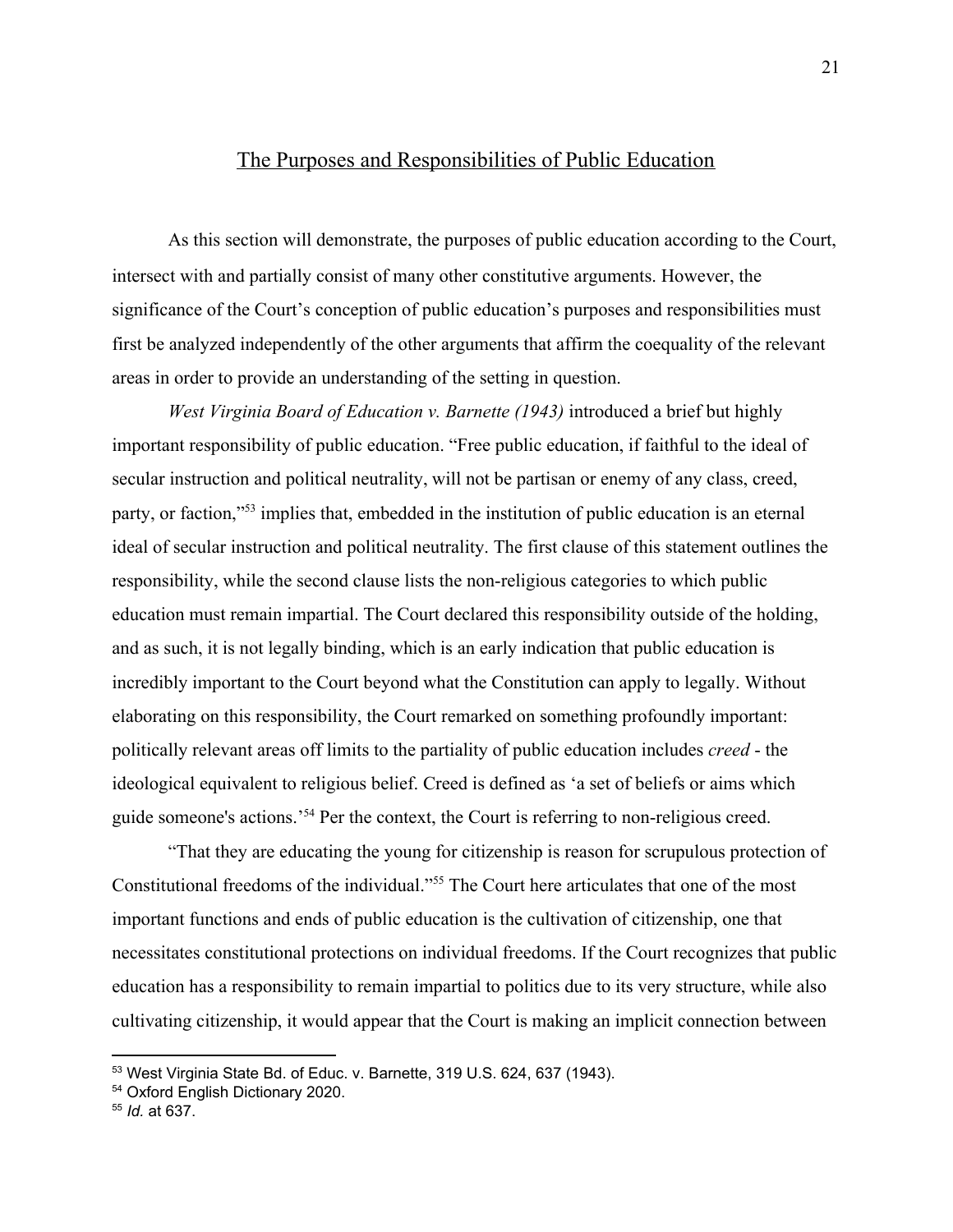## The Purposes and Responsibilities of Public Education

As this section will demonstrate, the purposes of public education according to the Court, intersect with and partially consist of many other constitutive arguments. However, the significance of the Court's conception of public education's purposes and responsibilities must first be analyzed independently of the other arguments that affirm the coequality of the relevant areas in order to provide an understanding of the setting in question.

*West Virginia Board of Education v. Barnette (1943)* introduced a brief but highly important responsibility of public education. "Free public education, if faithful to the ideal of secular instruction and political neutrality, will not be partisan or enemy of any class, creed, party, or faction,"[53] implies that, embedded in the institution of public education is an eternal ideal of secular instruction and political neutrality. The first clause of this statement outlines the responsibility, while the second clause lists the non-religious categories to which public education must remain impartial. The Court declared this responsibility outside of the holding, and as such, it is not legally binding, which is an early indication that public education is incredibly important to the Court beyond what the Constitution can apply to legally. Without elaborating on this responsibility, the Court remarked on something profoundly important: politically relevant areas off limits to the partiality of public education includes *creed* - the ideological equivalent to religious belief. Creed is defined as 'a set of beliefs or aims which guide someone's actions.'[54] Per the context, the Court is referring to non-religious creed.

"That they are educating the young for citizenship is reason for scrupulous protection of Constitutional freedoms of the individual."[55] The Court here articulates that one of the most important functions and ends of public education is the cultivation of citizenship, one that necessitates constitutional protections on individual freedoms. If the Court recognizes that public education has a responsibility to remain impartial to politics due to its very structure, while also cultivating citizenship, it would appear that the Court is making an implicit connection between

---

[53] West Virginia State Bd. of Educ. v. Barnette, 319 U.S. 624, 637 (1943).

[54] Oxford English Dictionary 2020.

[55] *Id.* at 637.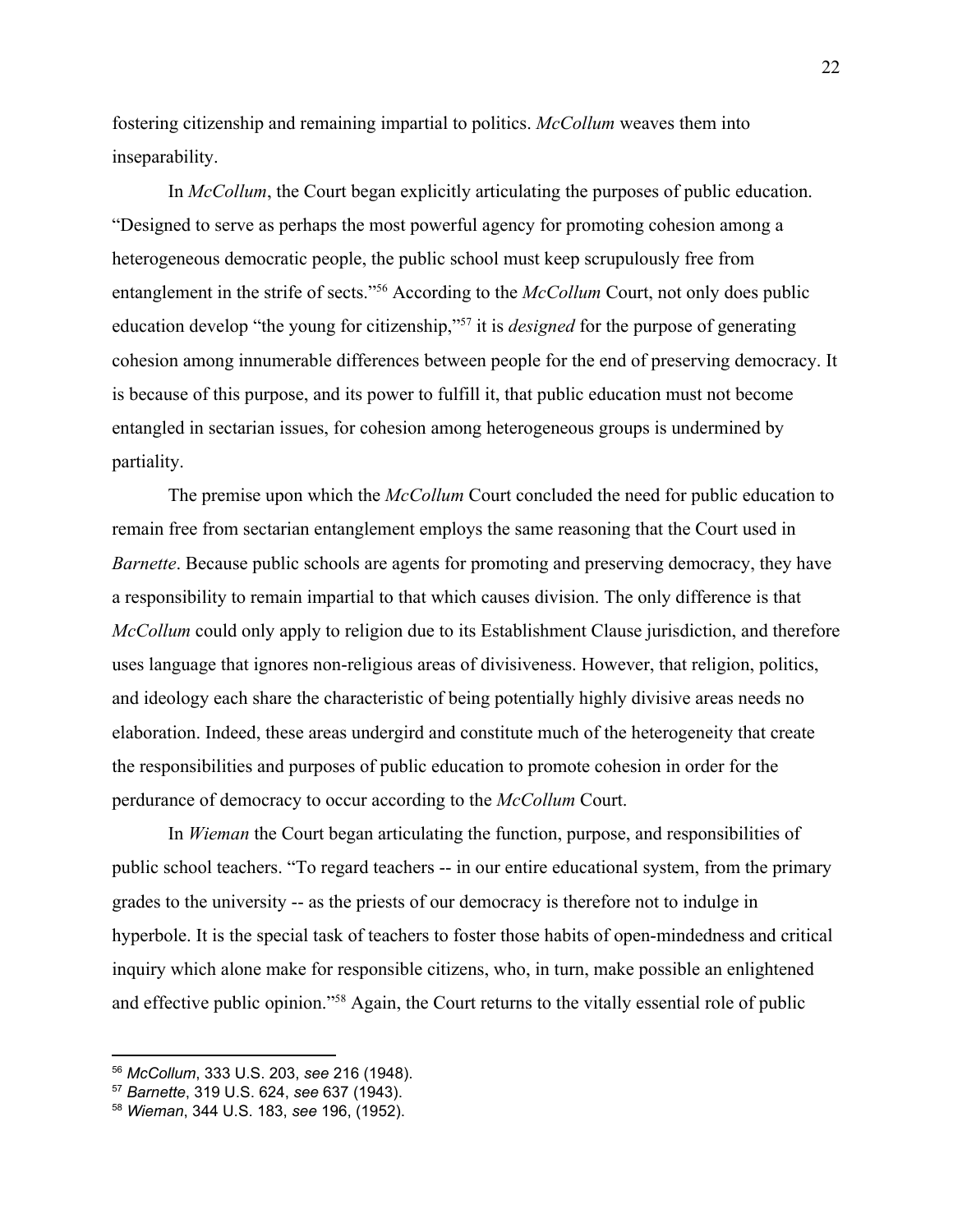fostering citizenship and remaining impartial to politics. *McCollum* weaves them into inseparability.

In *McCollum*, the Court began explicitly articulating the purposes of public education. "Designed to serve as perhaps the most powerful agency for promoting cohesion among a heterogeneous democratic people, the public school must keep scrupulously free from entanglement in the strife of sects."[56] According to the *McCollum* Court, not only does public education develop "the young for citizenship,"[57] it is *designed* for the purpose of generating cohesion among innumerable differences between people for the end of preserving democracy. It is because of this purpose, and its power to fulfill it, that public education must not become entangled in sectarian issues, for cohesion among heterogeneous groups is undermined by partiality.

The premise upon which the *McCollum* Court concluded the need for public education to remain free from sectarian entanglement employs the same reasoning that the Court used in *Barnette*. Because public schools are agents for promoting and preserving democracy, they have a responsibility to remain impartial to that which causes division. The only difference is that *McCollum* could only apply to religion due to its Establishment Clause jurisdiction, and therefore uses language that ignores non-religious areas of divisiveness. However, that religion, politics, and ideology each share the characteristic of being potentially highly divisive areas needs no elaboration. Indeed, these areas undergird and constitute much of the heterogeneity that create the responsibilities and purposes of public education to promote cohesion in order for the perdurance of democracy to occur according to the *McCollum* Court.

In *Wieman* the Court began articulating the function, purpose, and responsibilities of public school teachers. "To regard teachers -- in our entire educational system, from the primary grades to the university -- as the priests of our democracy is therefore not to indulge in hyperbole. It is the special task of teachers to foster those habits of open-mindedness and critical inquiry which alone make for responsible citizens, who, in turn, make possible an enlightened and effective public opinion."[58] Again, the Court returns to the vitally essential role of public

---

[56] *McCollum*, 333 U.S. 203, *see* 216 (1948).

[57] *Barnette*, 319 U.S. 624, *see* 637 (1943).

[58] *Wieman*, 344 U.S. 183, *see* 196, (1952).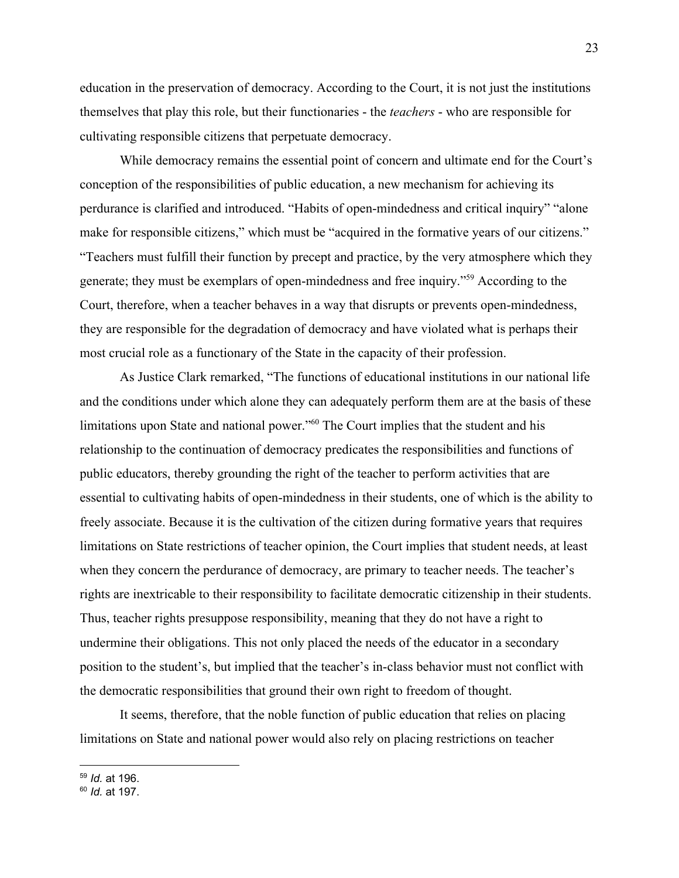education in the preservation of democracy. According to the Court, it is not just the institutions themselves that play this role, but their functionaries - the *teachers* - who are responsible for cultivating responsible citizens that perpetuate democracy.

While democracy remains the essential point of concern and ultimate end for the Court's conception of the responsibilities of public education, a new mechanism for achieving its perdurance is clarified and introduced. "Habits of open-mindedness and critical inquiry" "alone make for responsible citizens," which must be "acquired in the formative years of our citizens." "Teachers must fulfill their function by precept and practice, by the very atmosphere which they generate; they must be exemplars of open-mindedness and free inquiry."[59] According to the Court, therefore, when a teacher behaves in a way that disrupts or prevents open-mindedness, they are responsible for the degradation of democracy and have violated what is perhaps their most crucial role as a functionary of the State in the capacity of their profession.

As Justice Clark remarked, "The functions of educational institutions in our national life and the conditions under which alone they can adequately perform them are at the basis of these limitations upon State and national power."[60] The Court implies that the student and his relationship to the continuation of democracy predicates the responsibilities and functions of public educators, thereby grounding the right of the teacher to perform activities that are essential to cultivating habits of open-mindedness in their students, one of which is the ability to freely associate. Because it is the cultivation of the citizen during formative years that requires limitations on State restrictions of teacher opinion, the Court implies that student needs, at least when they concern the perdurance of democracy, are primary to teacher needs. The teacher's rights are inextricable to their responsibility to facilitate democratic citizenship in their students. Thus, teacher rights presuppose responsibility, meaning that they do not have a right to undermine their obligations. This not only placed the needs of the educator in a secondary position to the student's, but implied that the teacher's in-class behavior must not conflict with the democratic responsibilities that ground their own right to freedom of thought.

It seems, therefore, that the noble function of public education that relies on placing limitations on State and national power would also rely on placing restrictions on teacher

---

[59] *Id.* at 196.

[60] *Id.* at 197.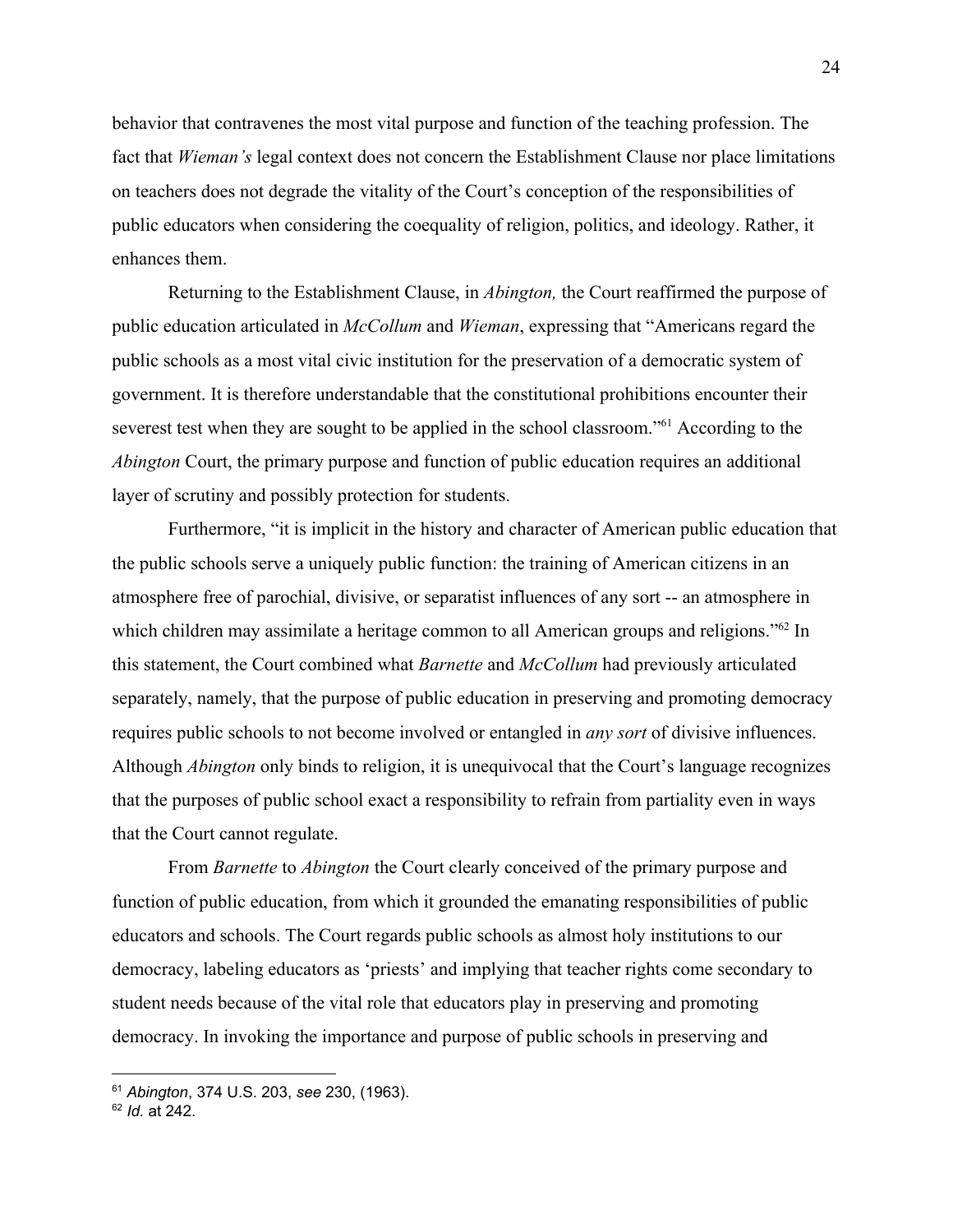behavior that contravenes the most vital purpose and function of the teaching profession. The fact that *Wieman's* legal context does not concern the Establishment Clause nor place limitations on teachers does not degrade the vitality of the Court's conception of the responsibilities of public educators when considering the coequality of religion, politics, and ideology. Rather, it enhances them.

Returning to the Establishment Clause, in *Abington,* the Court reaffirmed the purpose of public education articulated in *McCollum* and *Wieman*, expressing that "Americans regard the public schools as a most vital civic institution for the preservation of a democratic system of government. It is therefore understandable that the constitutional prohibitions encounter their severest test when they are sought to be applied in the school classroom."[61] According to the *Abington* Court, the primary purpose and function of public education requires an additional layer of scrutiny and possibly protection for students.

Furthermore, "it is implicit in the history and character of American public education that the public schools serve a uniquely public function: the training of American citizens in an atmosphere free of parochial, divisive, or separatist influences of any sort -- an atmosphere in which children may assimilate a heritage common to all American groups and religions."[62] In this statement, the Court combined what *Barnette* and *McCollum* had previously articulated separately, namely, that the purpose of public education in preserving and promoting democracy requires public schools to not become involved or entangled in *any sort* of divisive influences. Although *Abington* only binds to religion, it is unequivocal that the Court's language recognizes that the purposes of public school exact a responsibility to refrain from partiality even in ways that the Court cannot regulate.

From *Barnette* to *Abington* the Court clearly conceived of the primary purpose and function of public education, from which it grounded the emanating responsibilities of public educators and schools. The Court regards public schools as almost holy institutions to our democracy, labeling educators as 'priests' and implying that teacher rights come secondary to student needs because of the vital role that educators play in preserving and promoting democracy. In invoking the importance and purpose of public schools in preserving and

---

[61] *Abington*, 374 U.S. 203, *see* 230, (1963).

[62] *Id.* at 242.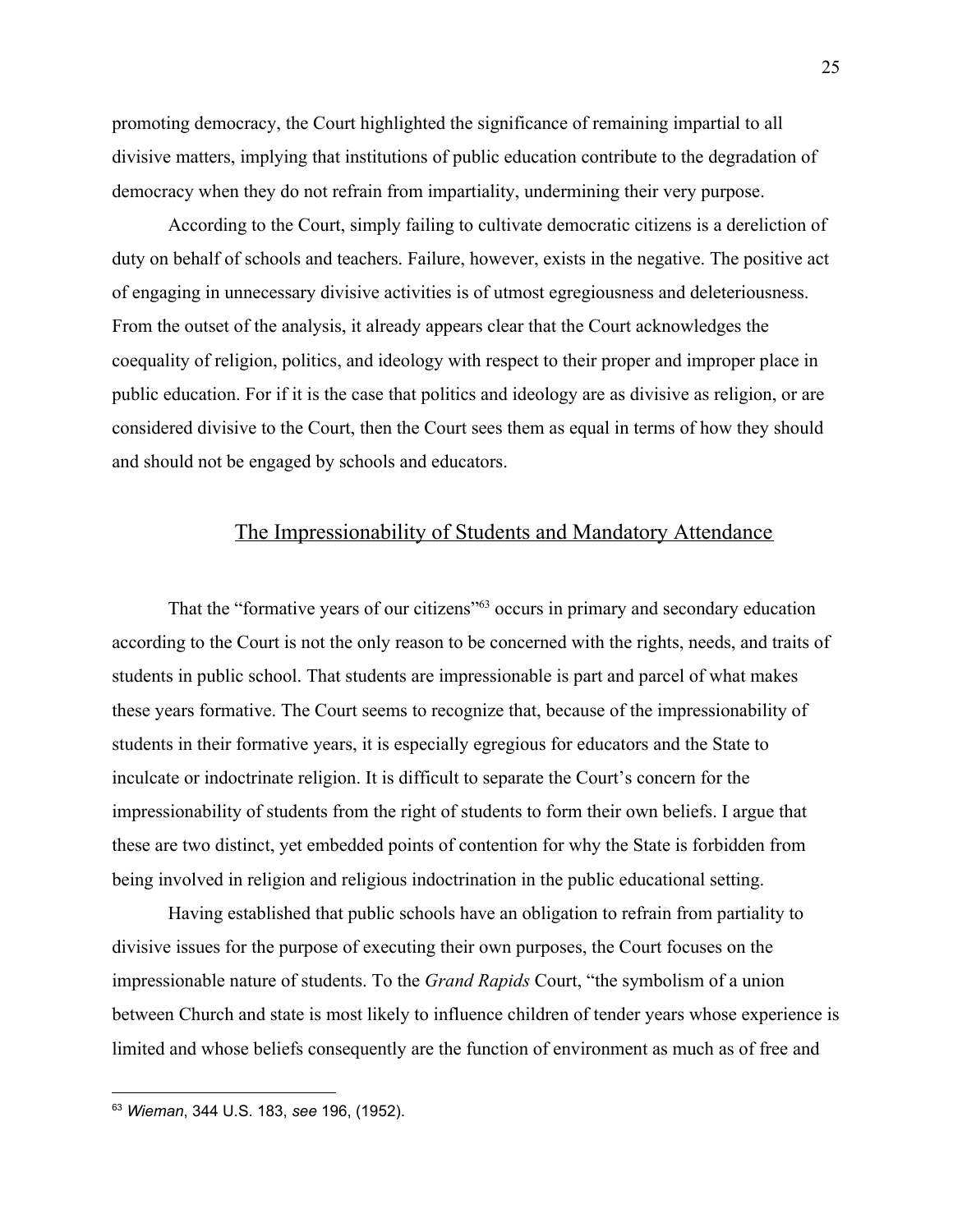promoting democracy, the Court highlighted the significance of remaining impartial to all divisive matters, implying that institutions of public education contribute to the degradation of democracy when they do not refrain from impartiality, undermining their very purpose.

According to the Court, simply failing to cultivate democratic citizens is a dereliction of duty on behalf of schools and teachers. Failure, however, exists in the negative. The positive act of engaging in unnecessary divisive activities is of utmost egregiousness and deleteriousness. From the outset of the analysis, it already appears clear that the Court acknowledges the coequality of religion, politics, and ideology with respect to their proper and improper place in public education. For if it is the case that politics and ideology are as divisive as religion, or are considered divisive to the Court, then the Court sees them as equal in terms of how they should and should not be engaged by schools and educators.

## The Impressionability of Students and Mandatory Attendance

That the "formative years of our citizens"[63] occurs in primary and secondary education according to the Court is not the only reason to be concerned with the rights, needs, and traits of students in public school. That students are impressionable is part and parcel of what makes these years formative. The Court seems to recognize that, because of the impressionability of students in their formative years, it is especially egregious for educators and the State to inculcate or indoctrinate religion. It is difficult to separate the Court's concern for the impressionability of students from the right of students to form their own beliefs. I argue that these are two distinct, yet embedded points of contention for why the State is forbidden from being involved in religion and religious indoctrination in the public educational setting.

Having established that public schools have an obligation to refrain from partiality to divisive issues for the purpose of executing their own purposes, the Court focuses on the impressionable nature of students. To the *Grand Rapids* Court, "the symbolism of a union between Church and state is most likely to influence children of tender years whose experience is limited and whose beliefs consequently are the function of environment as much as of free and

[63] *Wieman*, 344 U.S. 183, *see* 196, (1952).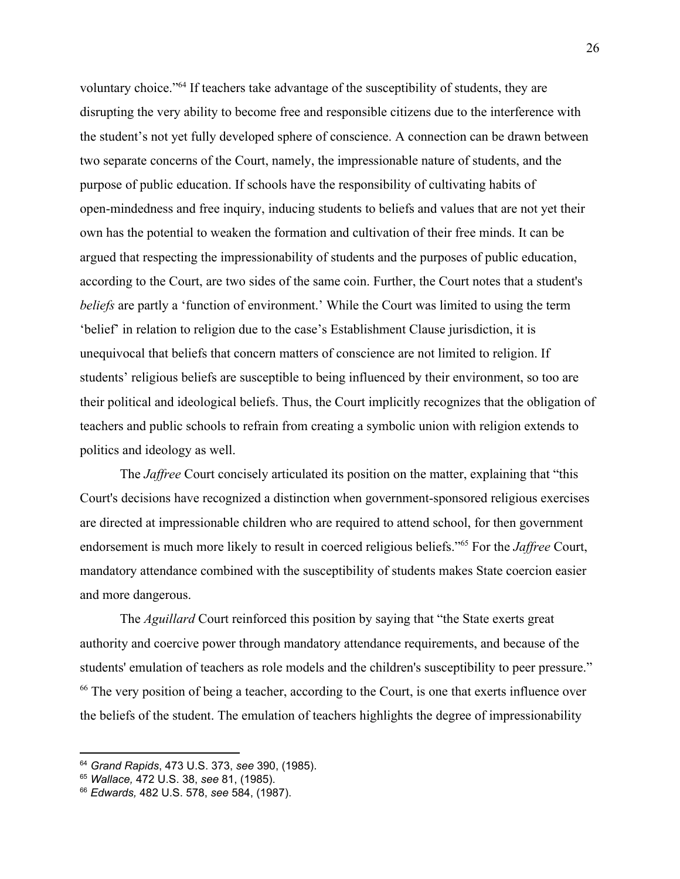voluntary choice."[64] If teachers take advantage of the susceptibility of students, they are disrupting the very ability to become free and responsible citizens due to the interference with the student's not yet fully developed sphere of conscience. A connection can be drawn between two separate concerns of the Court, namely, the impressionable nature of students, and the purpose of public education. If schools have the responsibility of cultivating habits of open-mindedness and free inquiry, inducing students to beliefs and values that are not yet their own has the potential to weaken the formation and cultivation of their free minds. It can be argued that respecting the impressionability of students and the purposes of public education, according to the Court, are two sides of the same coin. Further, the Court notes that a student's *beliefs* are partly a 'function of environment.' While the Court was limited to using the term 'belief' in relation to religion due to the case's Establishment Clause jurisdiction, it is unequivocal that beliefs that concern matters of conscience are not limited to religion. If students' religious beliefs are susceptible to being influenced by their environment, so too are their political and ideological beliefs. Thus, the Court implicitly recognizes that the obligation of teachers and public schools to refrain from creating a symbolic union with religion extends to politics and ideology as well.

The *Jaffree* Court concisely articulated its position on the matter, explaining that "this Court's decisions have recognized a distinction when government-sponsored religious exercises are directed at impressionable children who are required to attend school, for then government endorsement is much more likely to result in coerced religious beliefs."[65] For the *Jaffree* Court, mandatory attendance combined with the susceptibility of students makes State coercion easier and more dangerous.

The *Aguillard* Court reinforced this position by saying that "the State exerts great authority and coercive power through mandatory attendance requirements, and because of the students' emulation of teachers as role models and the children's susceptibility to peer pressure." [66] The very position of being a teacher, according to the Court, is one that exerts influence over the beliefs of the student. The emulation of teachers highlights the degree of impressionability

---

[64] *Grand Rapids*, 473 U.S. 373, *see* 390, (1985).

[65] *Wallace,* 472 U.S. 38, *see* 81, (1985).

[66] *Edwards,* 482 U.S. 578, *see* 584, (1987).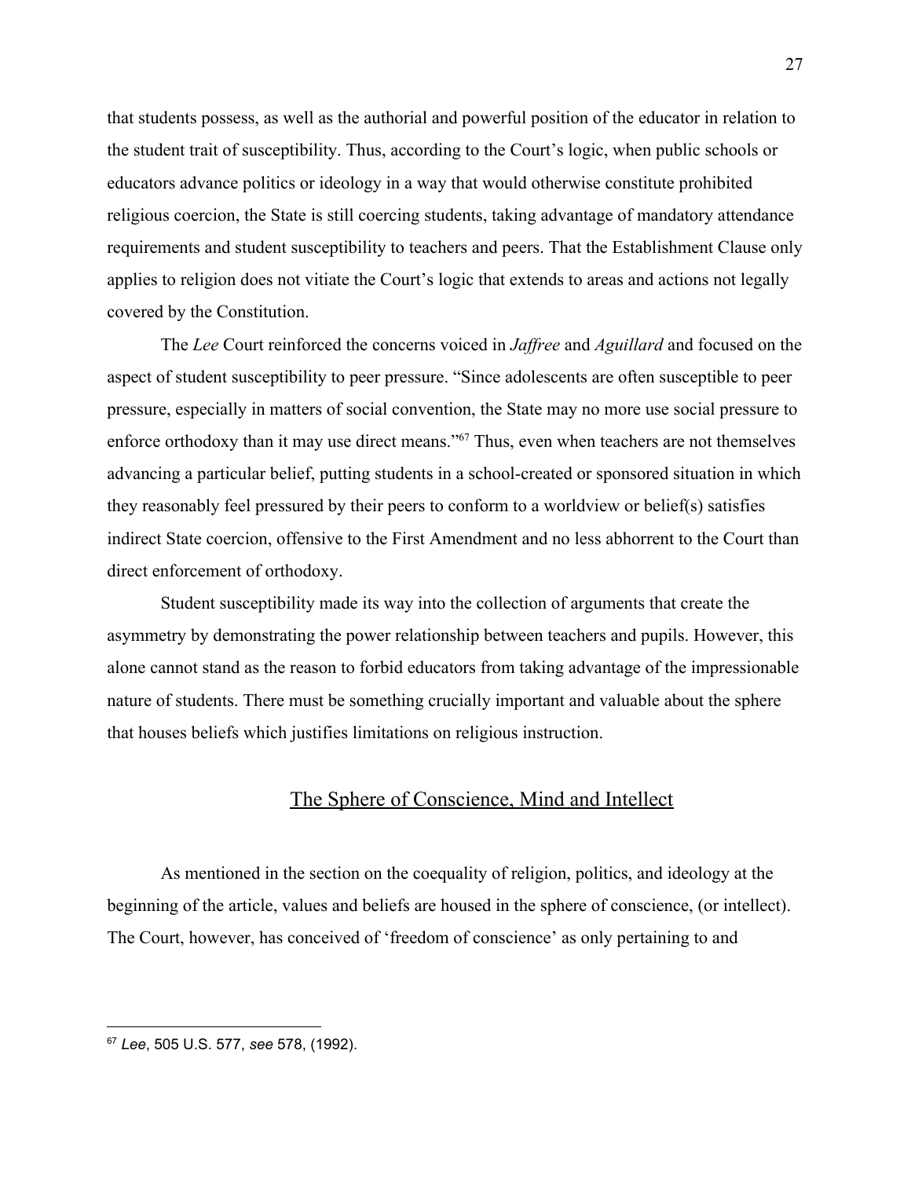that students possess, as well as the authorial and powerful position of the educator in relation to the student trait of susceptibility. Thus, according to the Court's logic, when public schools or educators advance politics or ideology in a way that would otherwise constitute prohibited religious coercion, the State is still coercing students, taking advantage of mandatory attendance requirements and student susceptibility to teachers and peers. That the Establishment Clause only applies to religion does not vitiate the Court's logic that extends to areas and actions not legally covered by the Constitution.

The *Lee* Court reinforced the concerns voiced in *Jaffree* and *Aguillard* and focused on the aspect of student susceptibility to peer pressure. "Since adolescents are often susceptible to peer pressure, especially in matters of social convention, the State may no more use social pressure to enforce orthodoxy than it may use direct means."[67] Thus, even when teachers are not themselves advancing a particular belief, putting students in a school-created or sponsored situation in which they reasonably feel pressured by their peers to conform to a worldview or belief(s) satisfies indirect State coercion, offensive to the First Amendment and no less abhorrent to the Court than direct enforcement of orthodoxy.

Student susceptibility made its way into the collection of arguments that create the asymmetry by demonstrating the power relationship between teachers and pupils. However, this alone cannot stand as the reason to forbid educators from taking advantage of the impressionable nature of students. There must be something crucially important and valuable about the sphere that houses beliefs which justifies limitations on religious instruction.

## The Sphere of Conscience, Mind and Intellect

As mentioned in the section on the coequality of religion, politics, and ideology at the beginning of the article, values and beliefs are housed in the sphere of conscience, (or intellect). The Court, however, has conceived of 'freedom of conscience' as only pertaining to and

[67] *Lee*, 505 U.S. 577, *see* 578, (1992).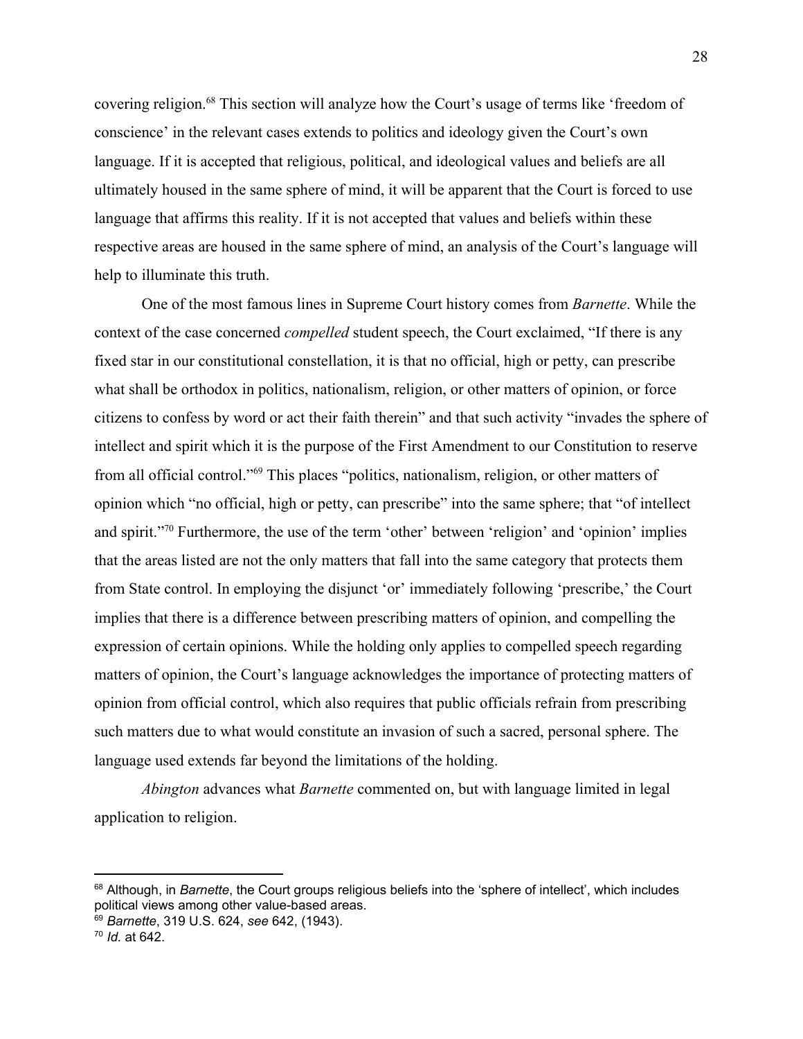covering religion.[68] This section will analyze how the Court's usage of terms like 'freedom of conscience' in the relevant cases extends to politics and ideology given the Court's own language. If it is accepted that religious, political, and ideological values and beliefs are all ultimately housed in the same sphere of mind, it will be apparent that the Court is forced to use language that affirms this reality. If it is not accepted that values and beliefs within these respective areas are housed in the same sphere of mind, an analysis of the Court's language will help to illuminate this truth.

One of the most famous lines in Supreme Court history comes from *Barnette*. While the context of the case concerned *compelled* student speech, the Court exclaimed, "If there is any fixed star in our constitutional constellation, it is that no official, high or petty, can prescribe what shall be orthodox in politics, nationalism, religion, or other matters of opinion, or force citizens to confess by word or act their faith therein" and that such activity "invades the sphere of intellect and spirit which it is the purpose of the First Amendment to our Constitution to reserve from all official control."[69] This places "politics, nationalism, religion, or other matters of opinion which "no official, high or petty, can prescribe" into the same sphere; that "of intellect and spirit."[70] Furthermore, the use of the term 'other' between 'religion' and 'opinion' implies that the areas listed are not the only matters that fall into the same category that protects them from State control. In employing the disjunct 'or' immediately following 'prescribe,' the Court implies that there is a difference between prescribing matters of opinion, and compelling the expression of certain opinions. While the holding only applies to compelled speech regarding matters of opinion, the Court's language acknowledges the importance of protecting matters of opinion from official control, which also requires that public officials refrain from prescribing such matters due to what would constitute an invasion of such a sacred, personal sphere. The language used extends far beyond the limitations of the holding.

*Abington* advances what *Barnette* commented on, but with language limited in legal application to religion.

---

[68] Although, in *Barnette*, the Court groups religious beliefs into the 'sphere of intellect', which includes political views among other value-based areas.

[69] *Barnette*, 319 U.S. 624, *see* 642, (1943).

[70] *Id.* at 642.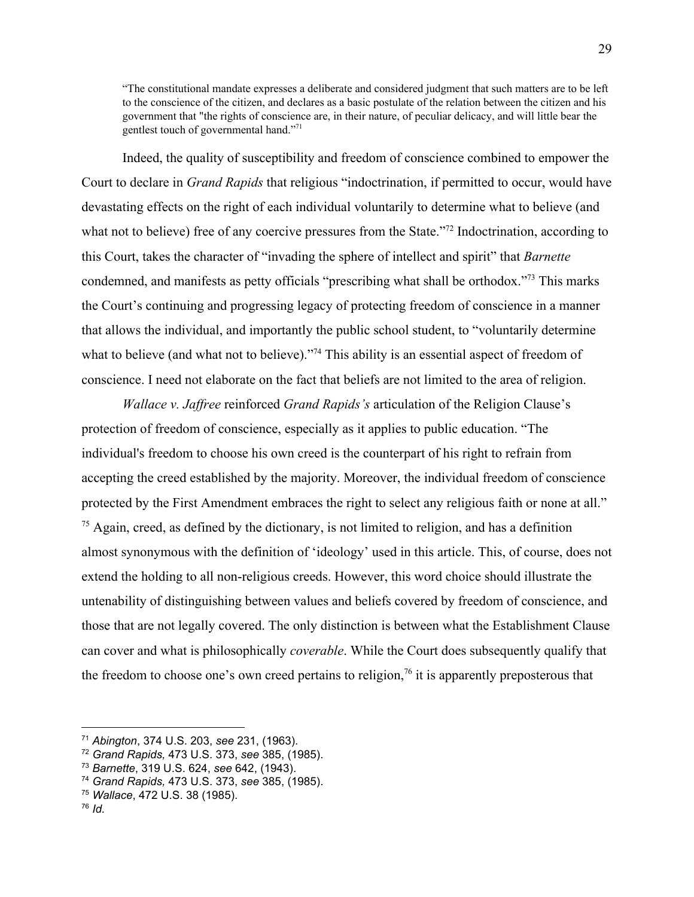> "The constitutional mandate expresses a deliberate and considered judgment that such matters are to be left to the conscience of the citizen, and declares as a basic postulate of the relation between the citizen and his government that "the rights of conscience are, in their nature, of peculiar delicacy, and will little bear the gentlest touch of governmental hand."[71]

Indeed, the quality of susceptibility and freedom of conscience combined to empower the Court to declare in *Grand Rapids* that religious "indoctrination, if permitted to occur, would have devastating effects on the right of each individual voluntarily to determine what to believe (and what not to believe) free of any coercive pressures from the State."[72] Indoctrination, according to this Court, takes the character of "invading the sphere of intellect and spirit" that *Barnette* condemned, and manifests as petty officials "prescribing what shall be orthodox."[73] This marks the Court's continuing and progressing legacy of protecting freedom of conscience in a manner that allows the individual, and importantly the public school student, to "voluntarily determine what to believe (and what not to believe)."[74] This ability is an essential aspect of freedom of conscience. I need not elaborate on the fact that beliefs are not limited to the area of religion.

*Wallace v. Jaffree* reinforced *Grand Rapids's* articulation of the Religion Clause's protection of freedom of conscience, especially as it applies to public education. "The individual's freedom to choose his own creed is the counterpart of his right to refrain from accepting the creed established by the majority. Moreover, the individual freedom of conscience protected by the First Amendment embraces the right to select any religious faith or none at all." [75] Again, creed, as defined by the dictionary, is not limited to religion, and has a definition almost synonymous with the definition of 'ideology' used in this article. This, of course, does not extend the holding to all non-religious creeds. However, this word choice should illustrate the untenability of distinguishing between values and beliefs covered by freedom of conscience, and those that are not legally covered. The only distinction is between what the Establishment Clause can cover and what is philosophically *coverable*. While the Court does subsequently qualify that the freedom to choose one's own creed pertains to religion,[76] it is apparently preposterous that

---

[71] *Abington*, 374 U.S. 203, *see* 231, (1963).
[72] *Grand Rapids,* 473 U.S. 373, *see* 385, (1985).
[73] *Barnette*, 319 U.S. 624, *see* 642, (1943).
[74] *Grand Rapids,* 473 U.S. 373, *see* 385, (1985).
[75] *Wallace*, 472 U.S. 38 (1985).
[76] *Id.*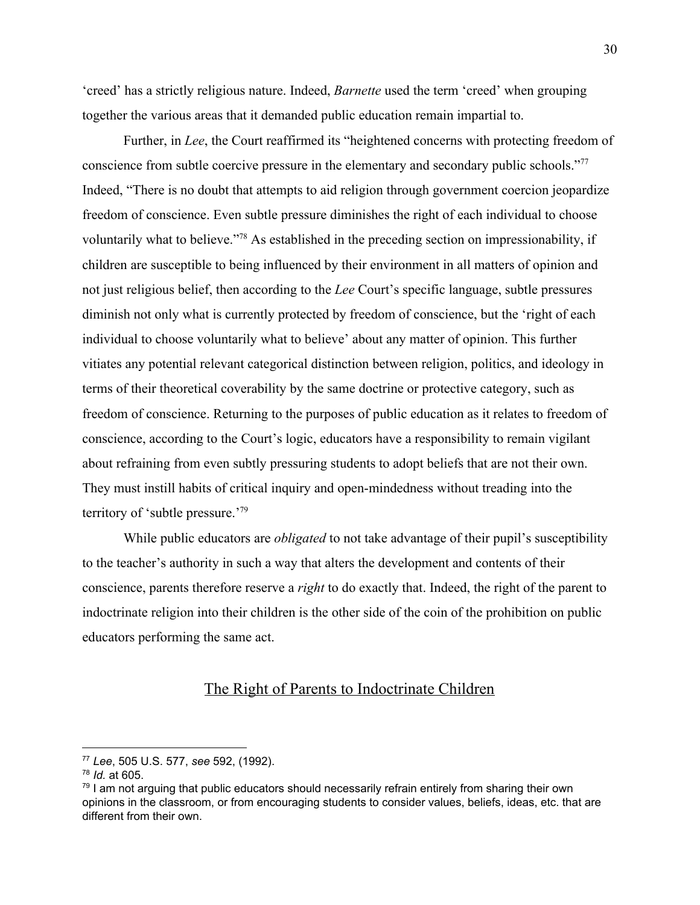'creed' has a strictly religious nature. Indeed, *Barnette* used the term 'creed' when grouping together the various areas that it demanded public education remain impartial to.

Further, in *Lee*, the Court reaffirmed its "heightened concerns with protecting freedom of conscience from subtle coercive pressure in the elementary and secondary public schools."[77] Indeed, "There is no doubt that attempts to aid religion through government coercion jeopardize freedom of conscience. Even subtle pressure diminishes the right of each individual to choose voluntarily what to believe."[78] As established in the preceding section on impressionability, if children are susceptible to being influenced by their environment in all matters of opinion and not just religious belief, then according to the *Lee* Court's specific language, subtle pressures diminish not only what is currently protected by freedom of conscience, but the 'right of each individual to choose voluntarily what to believe' about any matter of opinion. This further vitiates any potential relevant categorical distinction between religion, politics, and ideology in terms of their theoretical coverability by the same doctrine or protective category, such as freedom of conscience. Returning to the purposes of public education as it relates to freedom of conscience, according to the Court's logic, educators have a responsibility to remain vigilant about refraining from even subtly pressuring students to adopt beliefs that are not their own. They must instill habits of critical inquiry and open-mindedness without treading into the territory of 'subtle pressure.'[79]

While public educators are *obligated* to not take advantage of their pupil's susceptibility to the teacher's authority in such a way that alters the development and contents of their conscience, parents therefore reserve a *right* to do exactly that. Indeed, the right of the parent to indoctrinate religion into their children is the other side of the coin of the prohibition on public educators performing the same act.

## The Right of Parents to Indoctrinate Children

[77] *Lee*, 505 U.S. 577, *see* 592, (1992).

[78] *Id.* at 605.

[79] I am not arguing that public educators should necessarily refrain entirely from sharing their own opinions in the classroom, or from encouraging students to consider values, beliefs, ideas, etc. that are different from their own.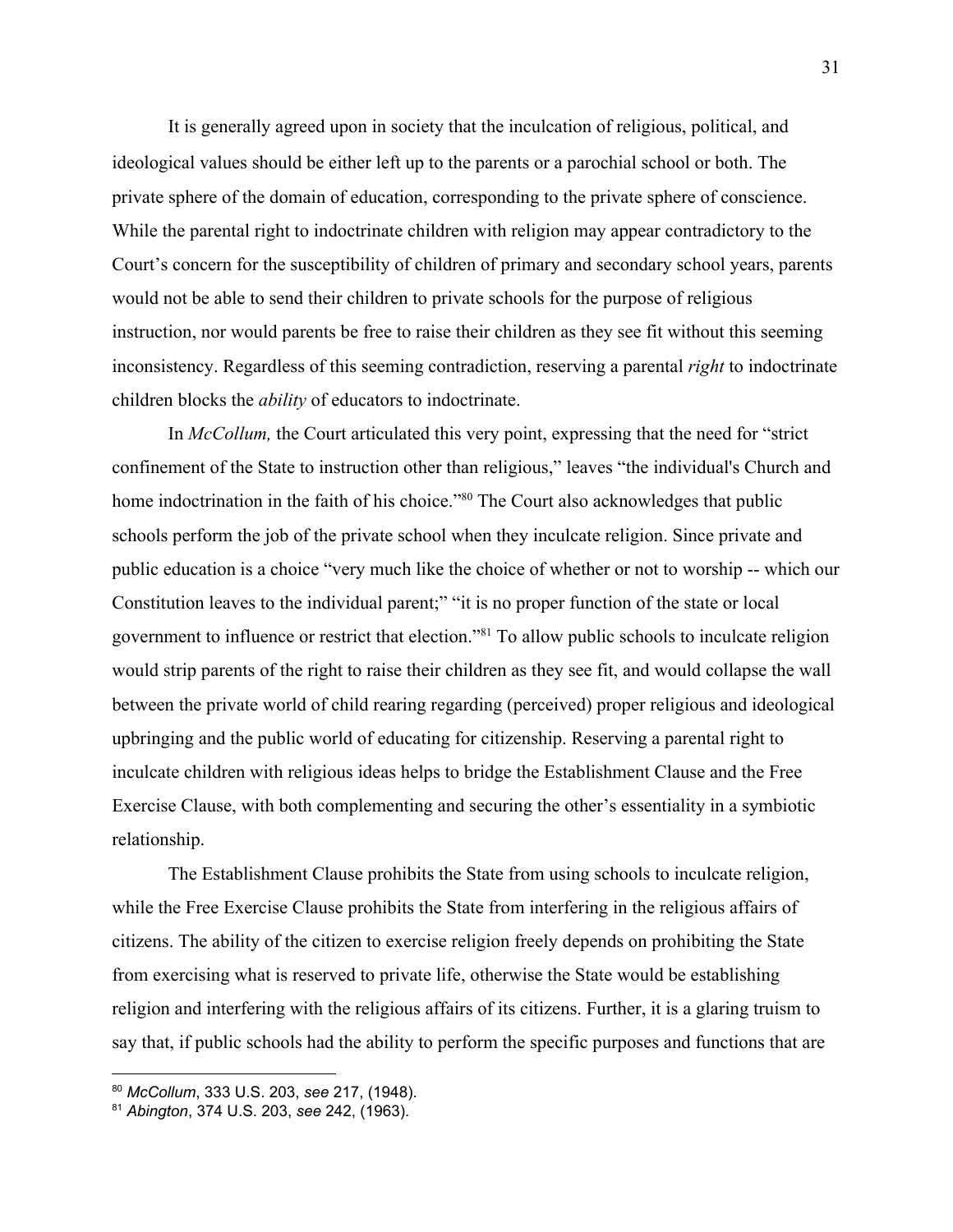It is generally agreed upon in society that the inculcation of religious, political, and ideological values should be either left up to the parents or a parochial school or both. The private sphere of the domain of education, corresponding to the private sphere of conscience. While the parental right to indoctrinate children with religion may appear contradictory to the Court's concern for the susceptibility of children of primary and secondary school years, parents would not be able to send their children to private schools for the purpose of religious instruction, nor would parents be free to raise their children as they see fit without this seeming inconsistency. Regardless of this seeming contradiction, reserving a parental *right* to indoctrinate children blocks the *ability* of educators to indoctrinate.

In *McCollum,* the Court articulated this very point, expressing that the need for "strict confinement of the State to instruction other than religious," leaves "the individual's Church and home indoctrination in the faith of his choice."[80] The Court also acknowledges that public schools perform the job of the private school when they inculcate religion. Since private and public education is a choice "very much like the choice of whether or not to worship -- which our Constitution leaves to the individual parent;" "it is no proper function of the state or local government to influence or restrict that election."[81] To allow public schools to inculcate religion would strip parents of the right to raise their children as they see fit, and would collapse the wall between the private world of child rearing regarding (perceived) proper religious and ideological upbringing and the public world of educating for citizenship. Reserving a parental right to inculcate children with religious ideas helps to bridge the Establishment Clause and the Free Exercise Clause, with both complementing and securing the other's essentiality in a symbiotic relationship.

The Establishment Clause prohibits the State from using schools to inculcate religion, while the Free Exercise Clause prohibits the State from interfering in the religious affairs of citizens. The ability of the citizen to exercise religion freely depends on prohibiting the State from exercising what is reserved to private life, otherwise the State would be establishing religion and interfering with the religious affairs of its citizens. Further, it is a glaring truism to say that, if public schools had the ability to perform the specific purposes and functions that are

---

[80] *McCollum*, 333 U.S. 203, *see* 217, (1948).

[81] *Abington*, 374 U.S. 203, *see* 242, (1963).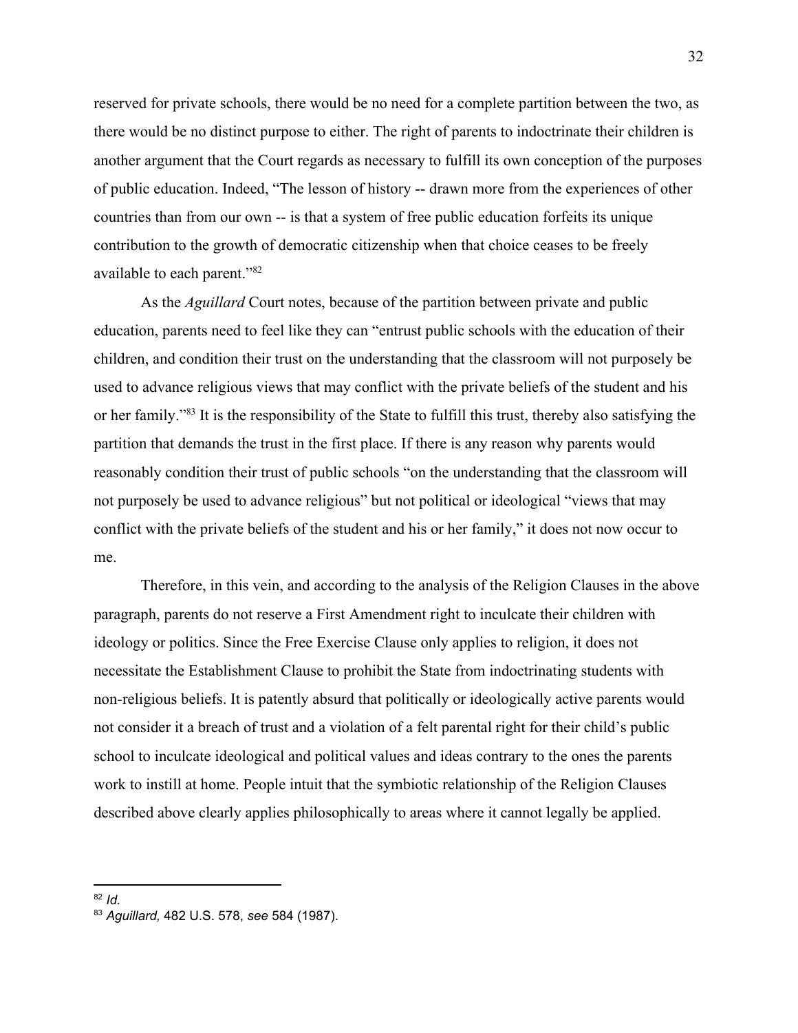reserved for private schools, there would be no need for a complete partition between the two, as there would be no distinct purpose to either. The right of parents to indoctrinate their children is another argument that the Court regards as necessary to fulfill its own conception of the purposes of public education. Indeed, "The lesson of history -- drawn more from the experiences of other countries than from our own -- is that a system of free public education forfeits its unique contribution to the growth of democratic citizenship when that choice ceases to be freely available to each parent."[82]

As the *Aguillard* Court notes, because of the partition between private and public education, parents need to feel like they can "entrust public schools with the education of their children, and condition their trust on the understanding that the classroom will not purposely be used to advance religious views that may conflict with the private beliefs of the student and his or her family."[83] It is the responsibility of the State to fulfill this trust, thereby also satisfying the partition that demands the trust in the first place. If there is any reason why parents would reasonably condition their trust of public schools "on the understanding that the classroom will not purposely be used to advance religious" but not political or ideological "views that may conflict with the private beliefs of the student and his or her family," it does not now occur to me.

Therefore, in this vein, and according to the analysis of the Religion Clauses in the above paragraph, parents do not reserve a First Amendment right to inculcate their children with ideology or politics. Since the Free Exercise Clause only applies to religion, it does not necessitate the Establishment Clause to prohibit the State from indoctrinating students with non-religious beliefs. It is patently absurd that politically or ideologically active parents would not consider it a breach of trust and a violation of a felt parental right for their child's public school to inculcate ideological and political values and ideas contrary to the ones the parents work to instill at home. People intuit that the symbiotic relationship of the Religion Clauses described above clearly applies philosophically to areas where it cannot legally be applied.

---

[82] *Id.*

[83] *Aguillard,* 482 U.S. 578, *see* 584 (1987).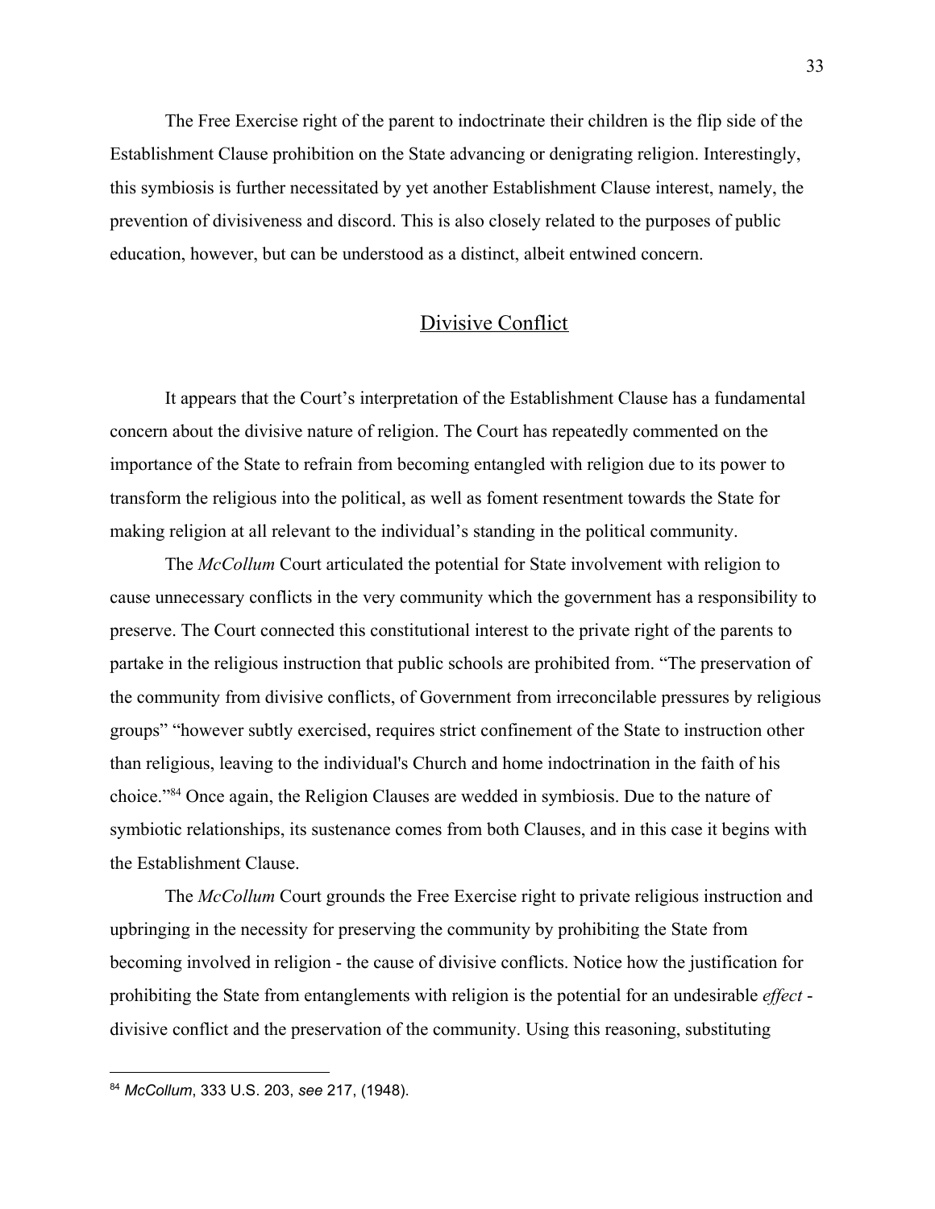The Free Exercise right of the parent to indoctrinate their children is the flip side of the Establishment Clause prohibition on the State advancing or denigrating religion. Interestingly, this symbiosis is further necessitated by yet another Establishment Clause interest, namely, the prevention of divisiveness and discord. This is also closely related to the purposes of public education, however, but can be understood as a distinct, albeit entwined concern.

## Divisive Conflict

It appears that the Court's interpretation of the Establishment Clause has a fundamental concern about the divisive nature of religion. The Court has repeatedly commented on the importance of the State to refrain from becoming entangled with religion due to its power to transform the religious into the political, as well as foment resentment towards the State for making religion at all relevant to the individual's standing in the political community.

The *McCollum* Court articulated the potential for State involvement with religion to cause unnecessary conflicts in the very community which the government has a responsibility to preserve. The Court connected this constitutional interest to the private right of the parents to partake in the religious instruction that public schools are prohibited from. "The preservation of the community from divisive conflicts, of Government from irreconcilable pressures by religious groups" "however subtly exercised, requires strict confinement of the State to instruction other than religious, leaving to the individual's Church and home indoctrination in the faith of his choice."[84] Once again, the Religion Clauses are wedded in symbiosis. Due to the nature of symbiotic relationships, its sustenance comes from both Clauses, and in this case it begins with the Establishment Clause.

The *McCollum* Court grounds the Free Exercise right to private religious instruction and upbringing in the necessity for preserving the community by prohibiting the State from becoming involved in religion - the cause of divisive conflicts. Notice how the justification for prohibiting the State from entanglements with religion is the potential for an undesirable *effect* - divisive conflict and the preservation of the community. Using this reasoning, substituting

[84] *McCollum*, 333 U.S. 203, *see* 217, (1948).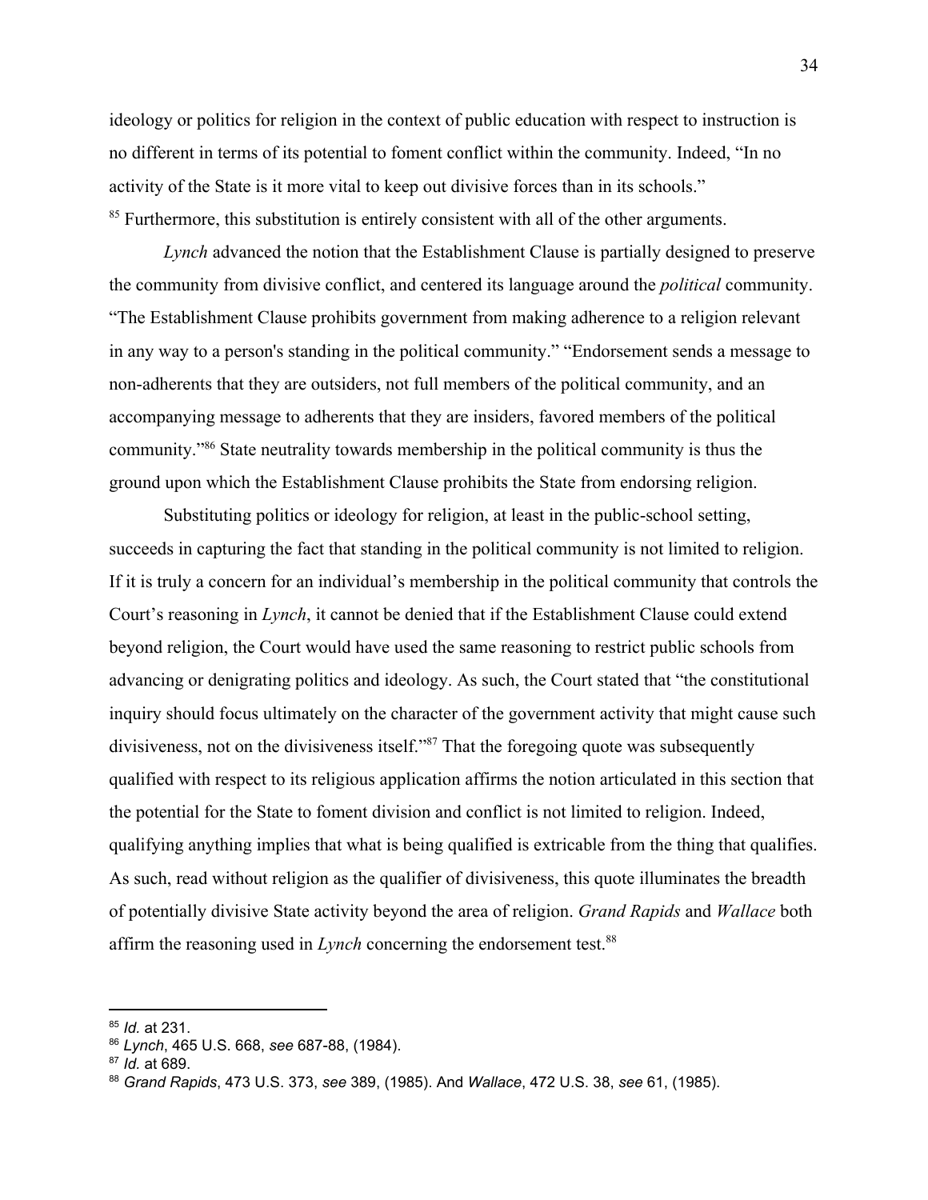ideology or politics for religion in the context of public education with respect to instruction is no different in terms of its potential to foment conflict within the community. Indeed, "In no activity of the State is it more vital to keep out divisive forces than in its schools." [85] Furthermore, this substitution is entirely consistent with all of the other arguments.

*Lynch* advanced the notion that the Establishment Clause is partially designed to preserve the community from divisive conflict, and centered its language around the *political* community. "The Establishment Clause prohibits government from making adherence to a religion relevant in any way to a person's standing in the political community." "Endorsement sends a message to non-adherents that they are outsiders, not full members of the political community, and an accompanying message to adherents that they are insiders, favored members of the political community."[86] State neutrality towards membership in the political community is thus the ground upon which the Establishment Clause prohibits the State from endorsing religion.

Substituting politics or ideology for religion, at least in the public-school setting, succeeds in capturing the fact that standing in the political community is not limited to religion. If it is truly a concern for an individual's membership in the political community that controls the Court's reasoning in *Lynch*, it cannot be denied that if the Establishment Clause could extend beyond religion, the Court would have used the same reasoning to restrict public schools from advancing or denigrating politics and ideology. As such, the Court stated that "the constitutional inquiry should focus ultimately on the character of the government activity that might cause such divisiveness, not on the divisiveness itself."[87] That the foregoing quote was subsequently qualified with respect to its religious application affirms the notion articulated in this section that the potential for the State to foment division and conflict is not limited to religion. Indeed, qualifying anything implies that what is being qualified is extricable from the thing that qualifies. As such, read without religion as the qualifier of divisiveness, this quote illuminates the breadth of potentially divisive State activity beyond the area of religion. *Grand Rapids* and *Wallace* both affirm the reasoning used in *Lynch* concerning the endorsement test.[88]

---

[85] *Id.* at 231.

[86] *Lynch*, 465 U.S. 668, *see* 687-88, (1984).

[87] *Id.* at 689.

[88] *Grand Rapids*, 473 U.S. 373, *see* 389, (1985). And *Wallace*, 472 U.S. 38, *see* 61, (1985).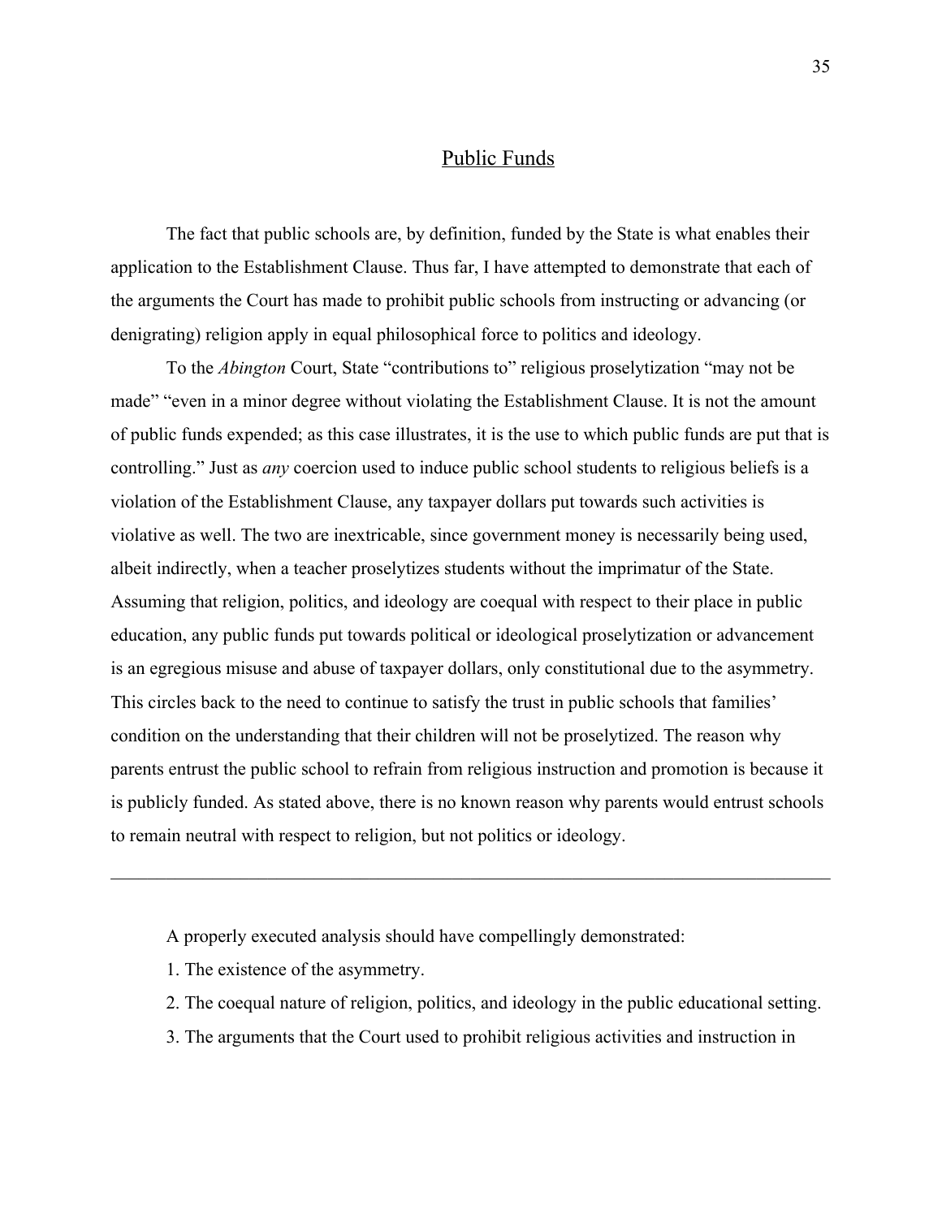## Public Funds

The fact that public schools are, by definition, funded by the State is what enables their application to the Establishment Clause. Thus far, I have attempted to demonstrate that each of the arguments the Court has made to prohibit public schools from instructing or advancing (or denigrating) religion apply in equal philosophical force to politics and ideology.

To the *Abington* Court, State "contributions to" religious proselytization "may not be made" "even in a minor degree without violating the Establishment Clause. It is not the amount of public funds expended; as this case illustrates, it is the use to which public funds are put that is controlling." Just as *any* coercion used to induce public school students to religious beliefs is a violation of the Establishment Clause, any taxpayer dollars put towards such activities is violative as well. The two are inextricable, since government money is necessarily being used, albeit indirectly, when a teacher proselytizes students without the imprimatur of the State. Assuming that religion, politics, and ideology are coequal with respect to their place in public education, any public funds put towards political or ideological proselytization or advancement is an egregious misuse and abuse of taxpayer dollars, only constitutional due to the asymmetry. This circles back to the need to continue to satisfy the trust in public schools that families' condition on the understanding that their children will not be proselytized. The reason why parents entrust the public school to refrain from religious instruction and promotion is because it is publicly funded. As stated above, there is no known reason why parents would entrust schools to remain neutral with respect to religion, but not politics or ideology.

---

A properly executed analysis should have compellingly demonstrated:

1. The existence of the asymmetry.
2. The coequal nature of religion, politics, and ideology in the public educational setting.
3. The arguments that the Court used to prohibit religious activities and instruction in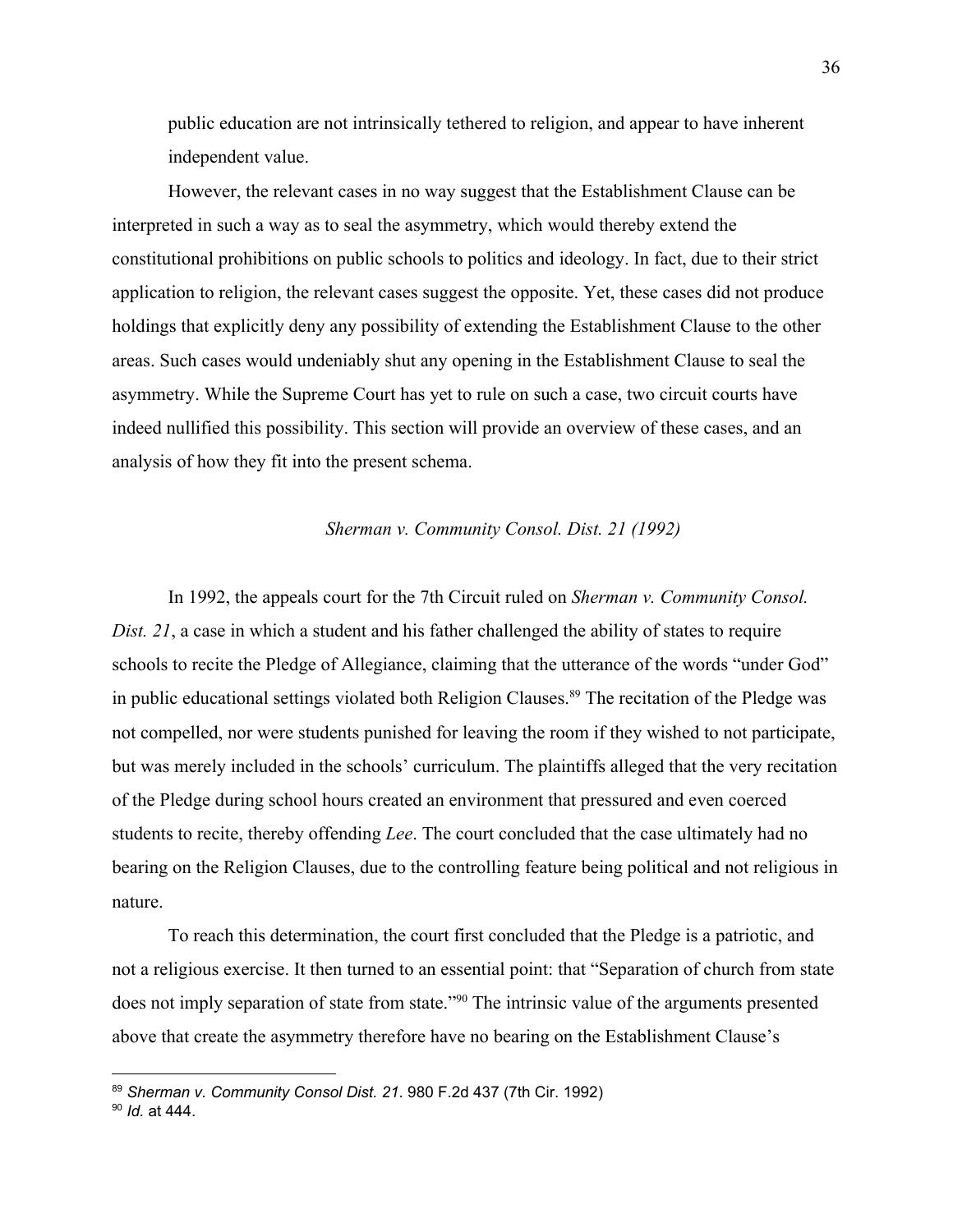public education are not intrinsically tethered to religion, and appear to have inherent independent value.

However, the relevant cases in no way suggest that the Establishment Clause can be interpreted in such a way as to seal the asymmetry, which would thereby extend the constitutional prohibitions on public schools to politics and ideology. In fact, due to their strict application to religion, the relevant cases suggest the opposite. Yet, these cases did not produce holdings that explicitly deny any possibility of extending the Establishment Clause to the other areas. Such cases would undeniably shut any opening in the Establishment Clause to seal the asymmetry. While the Supreme Court has yet to rule on such a case, two circuit courts have indeed nullified this possibility. This section will provide an overview of these cases, and an analysis of how they fit into the present schema.

### *Sherman v. Community Consol. Dist. 21 (1992)*

In 1992, the appeals court for the 7th Circuit ruled on *Sherman v. Community Consol. Dist. 21*, a case in which a student and his father challenged the ability of states to require schools to recite the Pledge of Allegiance, claiming that the utterance of the words "under God" in public educational settings violated both Religion Clauses.[89] The recitation of the Pledge was not compelled, nor were students punished for leaving the room if they wished to not participate, but was merely included in the schools' curriculum. The plaintiffs alleged that the very recitation of the Pledge during school hours created an environment that pressured and even coerced students to recite, thereby offending *Lee*. The court concluded that the case ultimately had no bearing on the Religion Clauses, due to the controlling feature being political and not religious in nature.

To reach this determination, the court first concluded that the Pledge is a patriotic, and not a religious exercise. It then turned to an essential point: that "Separation of church from state does not imply separation of state from state."[90] The intrinsic value of the arguments presented above that create the asymmetry therefore have no bearing on the Establishment Clause's

---

[89] *Sherman v. Community Consol Dist. 21*. 980 F.2d 437 (7th Cir. 1992)

[90] *Id.* at 444.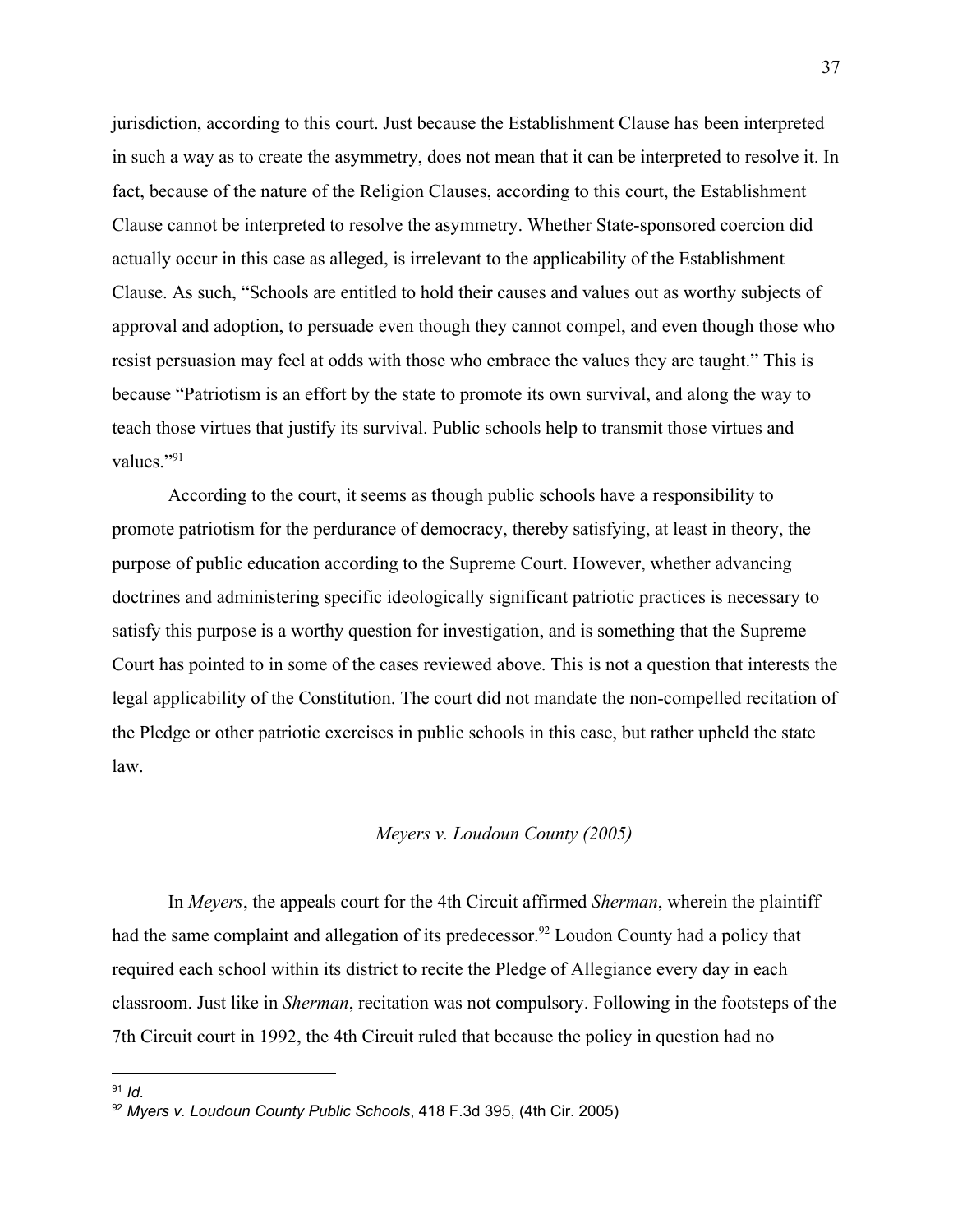jurisdiction, according to this court. Just because the Establishment Clause has been interpreted in such a way as to create the asymmetry, does not mean that it can be interpreted to resolve it. In fact, because of the nature of the Religion Clauses, according to this court, the Establishment Clause cannot be interpreted to resolve the asymmetry. Whether State-sponsored coercion did actually occur in this case as alleged, is irrelevant to the applicability of the Establishment Clause. As such, "Schools are entitled to hold their causes and values out as worthy subjects of approval and adoption, to persuade even though they cannot compel, and even though those who resist persuasion may feel at odds with those who embrace the values they are taught." This is because "Patriotism is an effort by the state to promote its own survival, and along the way to teach those virtues that justify its survival. Public schools help to transmit those virtues and values."[91]

According to the court, it seems as though public schools have a responsibility to promote patriotism for the perdurance of democracy, thereby satisfying, at least in theory, the purpose of public education according to the Supreme Court. However, whether advancing doctrines and administering specific ideologically significant patriotic practices is necessary to satisfy this purpose is a worthy question for investigation, and is something that the Supreme Court has pointed to in some of the cases reviewed above. This is not a question that interests the legal applicability of the Constitution. The court did not mandate the non-compelled recitation of the Pledge or other patriotic exercises in public schools in this case, but rather upheld the state law.

### *Meyers v. Loudoun County (2005)*

In *Meyers*, the appeals court for the 4th Circuit affirmed *Sherman*, wherein the plaintiff had the same complaint and allegation of its predecessor.[92] Loudon County had a policy that required each school within its district to recite the Pledge of Allegiance every day in each classroom. Just like in *Sherman*, recitation was not compulsory. Following in the footsteps of the 7th Circuit court in 1992, the 4th Circuit ruled that because the policy in question had no

---

[91] *Id.*

[92] *Meyers v. Loudoun County Public Schools*, 418 F.3d 395, (4th Cir. 2005)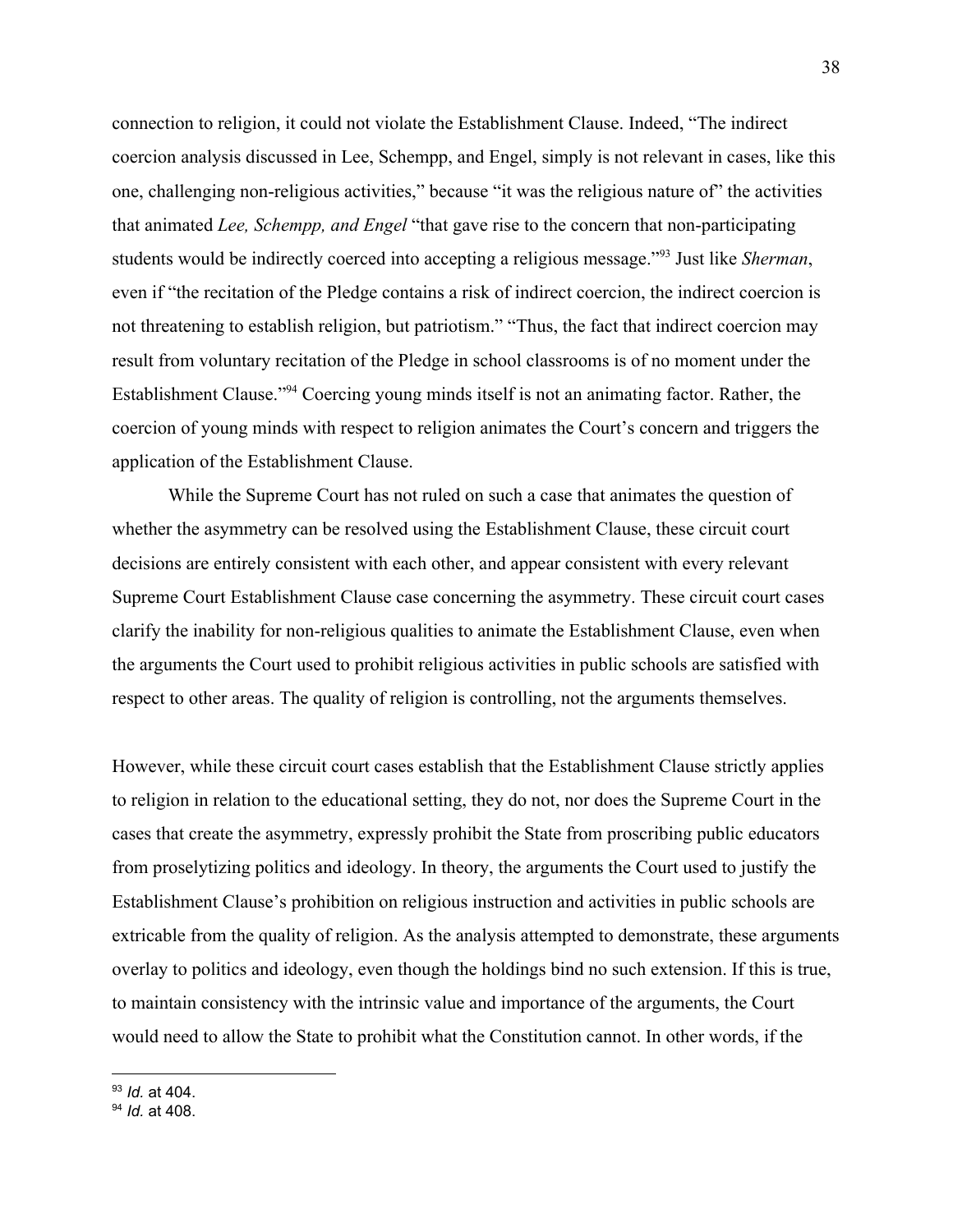connection to religion, it could not violate the Establishment Clause. Indeed, "The indirect coercion analysis discussed in Lee, Schempp, and Engel, simply is not relevant in cases, like this one, challenging non-religious activities," because "it was the religious nature of" the activities that animated *Lee, Schempp, and Engel* "that gave rise to the concern that non-participating students would be indirectly coerced into accepting a religious message."[93] Just like *Sherman*, even if "the recitation of the Pledge contains a risk of indirect coercion, the indirect coercion is not threatening to establish religion, but patriotism." "Thus, the fact that indirect coercion may result from voluntary recitation of the Pledge in school classrooms is of no moment under the Establishment Clause."[94] Coercing young minds itself is not an animating factor. Rather, the coercion of young minds with respect to religion animates the Court's concern and triggers the application of the Establishment Clause.

While the Supreme Court has not ruled on such a case that animates the question of whether the asymmetry can be resolved using the Establishment Clause, these circuit court decisions are entirely consistent with each other, and appear consistent with every relevant Supreme Court Establishment Clause case concerning the asymmetry. These circuit court cases clarify the inability for non-religious qualities to animate the Establishment Clause, even when the arguments the Court used to prohibit religious activities in public schools are satisfied with respect to other areas. The quality of religion is controlling, not the arguments themselves.

However, while these circuit court cases establish that the Establishment Clause strictly applies to religion in relation to the educational setting, they do not, nor does the Supreme Court in the cases that create the asymmetry, expressly prohibit the State from proscribing public educators from proselytizing politics and ideology. In theory, the arguments the Court used to justify the Establishment Clause's prohibition on religious instruction and activities in public schools are extricable from the quality of religion. As the analysis attempted to demonstrate, these arguments overlay to politics and ideology, even though the holdings bind no such extension. If this is true, to maintain consistency with the intrinsic value and importance of the arguments, the Court would need to allow the State to prohibit what the Constitution cannot. In other words, if the

---

[93] *Id.* at 404.

[94] *Id.* at 408.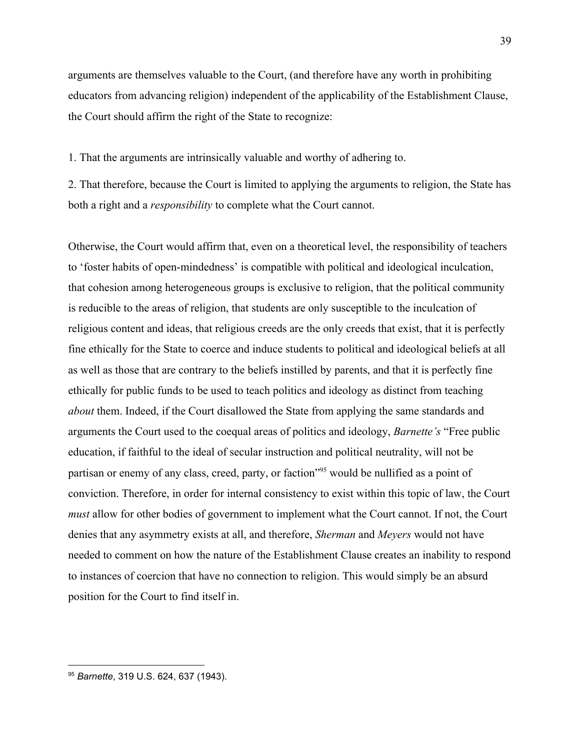arguments are themselves valuable to the Court, (and therefore have any worth in prohibiting educators from advancing religion) independent of the applicability of the Establishment Clause, the Court should affirm the right of the State to recognize:

1. That the arguments are intrinsically valuable and worthy of adhering to.

2. That therefore, because the Court is limited to applying the arguments to religion, the State has both a right and a *responsibility* to complete what the Court cannot.

Otherwise, the Court would affirm that, even on a theoretical level, the responsibility of teachers to 'foster habits of open-mindedness' is compatible with political and ideological inculcation, that cohesion among heterogeneous groups is exclusive to religion, that the political community is reducible to the areas of religion, that students are only susceptible to the inculcation of religious content and ideas, that religious creeds are the only creeds that exist, that it is perfectly fine ethically for the State to coerce and induce students to political and ideological beliefs at all as well as those that are contrary to the beliefs instilled by parents, and that it is perfectly fine ethically for public funds to be used to teach politics and ideology as distinct from teaching *about* them. Indeed, if the Court disallowed the State from applying the same standards and arguments the Court used to the coequal areas of politics and ideology, *Barnette's* "Free public education, if faithful to the ideal of secular instruction and political neutrality, will not be partisan or enemy of any class, creed, party, or faction"[95] would be nullified as a point of conviction. Therefore, in order for internal consistency to exist within this topic of law, the Court *must* allow for other bodies of government to implement what the Court cannot. If not, the Court denies that any asymmetry exists at all, and therefore, *Sherman* and *Meyers* would not have needed to comment on how the nature of the Establishment Clause creates an inability to respond to instances of coercion that have no connection to religion. This would simply be an absurd position for the Court to find itself in.

---

[95] *Barnette*, 319 U.S. 624, 637 (1943).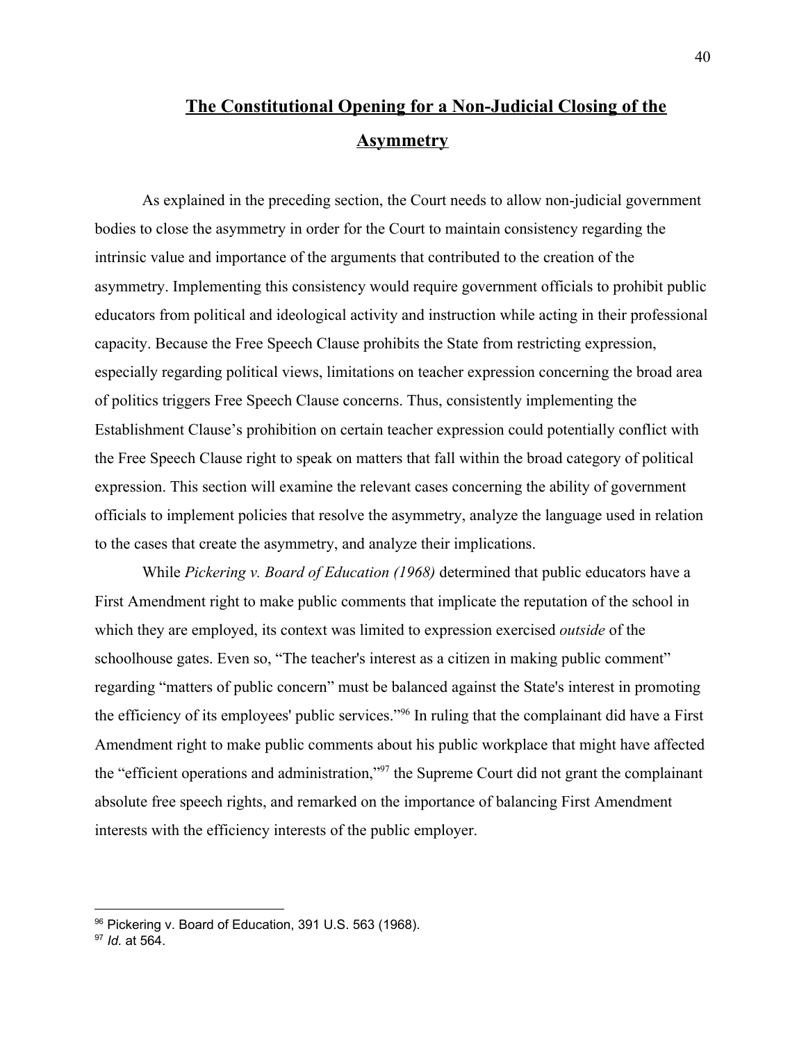## **The Constitutional Opening for a Non-Judicial Closing of the Asymmetry**

As explained in the preceding section, the Court needs to allow non-judicial government bodies to close the asymmetry in order for the Court to maintain consistency regarding the intrinsic value and importance of the arguments that contributed to the creation of the asymmetry. Implementing this consistency would require government officials to prohibit public educators from political and ideological activity and instruction while acting in their professional capacity. Because the Free Speech Clause prohibits the State from restricting expression, especially regarding political views, limitations on teacher expression concerning the broad area of politics triggers Free Speech Clause concerns. Thus, consistently implementing the Establishment Clause's prohibition on certain teacher expression could potentially conflict with the Free Speech Clause right to speak on matters that fall within the broad category of political expression. This section will examine the relevant cases concerning the ability of government officials to implement policies that resolve the asymmetry, analyze the language used in relation to the cases that create the asymmetry, and analyze their implications.

While *Pickering v. Board of Education (1968)* determined that public educators have a First Amendment right to make public comments that implicate the reputation of the school in which they are employed, its context was limited to expression exercised *outside* of the schoolhouse gates. Even so, "The teacher's interest as a citizen in making public comment" regarding "matters of public concern" must be balanced against the State's interest in promoting the efficiency of its employees' public services."[96] In ruling that the complainant did have a First Amendment right to make public comments about his public workplace that might have affected the "efficient operations and administration,"[97] the Supreme Court did not grant the complainant absolute free speech rights, and remarked on the importance of balancing First Amendment interests with the efficiency interests of the public employer.

---

[96] Pickering v. Board of Education, 391 U.S. 563 (1968).
[97] *Id.* at 564.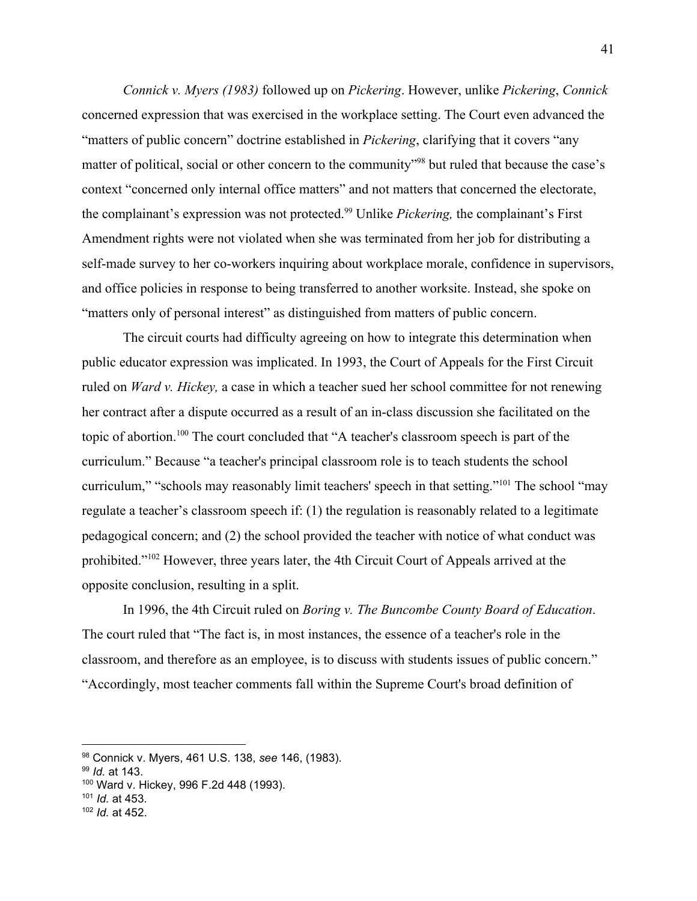*Connick v. Myers (1983)* followed up on *Pickering*. However, unlike *Pickering*, *Connick* concerned expression that was exercised in the workplace setting. The Court even advanced the "matters of public concern" doctrine established in *Pickering*, clarifying that it covers "any matter of political, social or other concern to the community"[98] but ruled that because the case's context "concerned only internal office matters" and not matters that concerned the electorate, the complainant's expression was not protected.[99] Unlike *Pickering,* the complainant's First Amendment rights were not violated when she was terminated from her job for distributing a self-made survey to her co-workers inquiring about workplace morale, confidence in supervisors, and office policies in response to being transferred to another worksite. Instead, she spoke on "matters only of personal interest" as distinguished from matters of public concern.

The circuit courts had difficulty agreeing on how to integrate this determination when public educator expression was implicated. In 1993, the Court of Appeals for the First Circuit ruled on *Ward v. Hickey,* a case in which a teacher sued her school committee for not renewing her contract after a dispute occurred as a result of an in-class discussion she facilitated on the topic of abortion.[100] The court concluded that "A teacher's classroom speech is part of the curriculum." Because "a teacher's principal classroom role is to teach students the school curriculum," "schools may reasonably limit teachers' speech in that setting."[101] The school "may regulate a teacher's classroom speech if: (1) the regulation is reasonably related to a legitimate pedagogical concern; and (2) the school provided the teacher with notice of what conduct was prohibited."[102] However, three years later, the 4th Circuit Court of Appeals arrived at the opposite conclusion, resulting in a split.

In 1996, the 4th Circuit ruled on *Boring v. The Buncombe County Board of Education*. The court ruled that "The fact is, in most instances, the essence of a teacher's role in the classroom, and therefore as an employee, is to discuss with students issues of public concern." "Accordingly, most teacher comments fall within the Supreme Court's broad definition of

---

[98] Connick v. Myers, 461 U.S. 138, *see* 146, (1983).

[99] *Id.* at 143.

[100] Ward v. Hickey, 996 F.2d 448 (1993).

[101] *Id.* at 453.

[102] *Id.* at 452.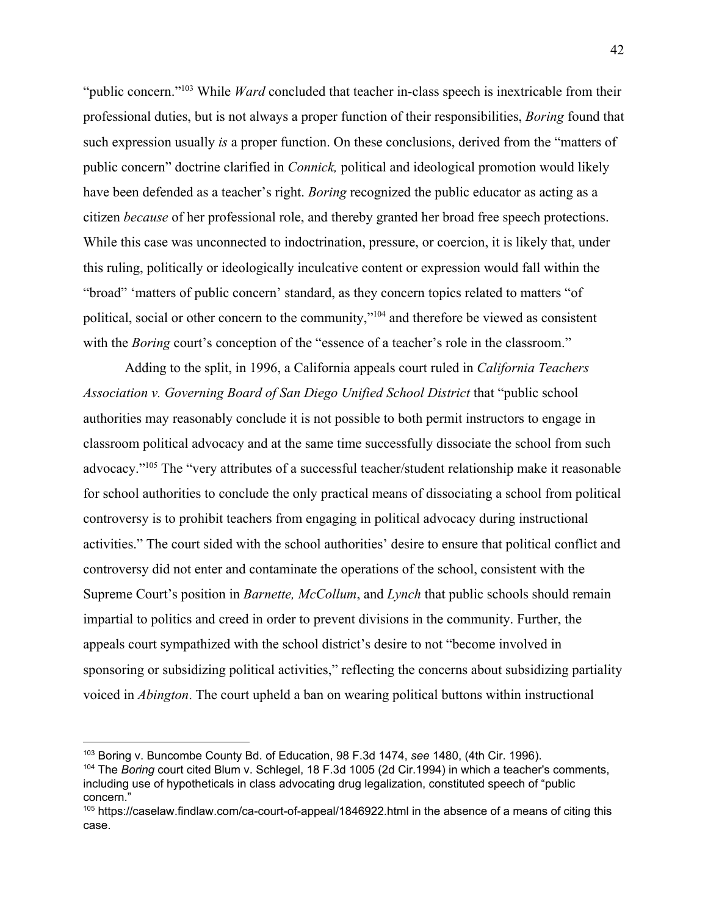"public concern."[103] While *Ward* concluded that teacher in-class speech is inextricable from their professional duties, but is not always a proper function of their responsibilities, *Boring* found that such expression usually *is* a proper function. On these conclusions, derived from the "matters of public concern" doctrine clarified in *Connick,* political and ideological promotion would likely have been defended as a teacher's right. *Boring* recognized the public educator as acting as a citizen *because* of her professional role, and thereby granted her broad free speech protections. While this case was unconnected to indoctrination, pressure, or coercion, it is likely that, under this ruling, politically or ideologically inculcative content or expression would fall within the "broad" 'matters of public concern' standard, as they concern topics related to matters "of political, social or other concern to the community,"[104] and therefore be viewed as consistent with the *Boring* court's conception of the "essence of a teacher's role in the classroom."

Adding to the split, in 1996, a California appeals court ruled in *California Teachers Association v. Governing Board of San Diego Unified School District* that "public school authorities may reasonably conclude it is not possible to both permit instructors to engage in classroom political advocacy and at the same time successfully dissociate the school from such advocacy."[105] The "very attributes of a successful teacher/student relationship make it reasonable for school authorities to conclude the only practical means of dissociating a school from political controversy is to prohibit teachers from engaging in political advocacy during instructional activities." The court sided with the school authorities' desire to ensure that political conflict and controversy did not enter and contaminate the operations of the school, consistent with the Supreme Court's position in *Barnette, McCollum*, and *Lynch* that public schools should remain impartial to politics and creed in order to prevent divisions in the community. Further, the appeals court sympathized with the school district's desire to not "become involved in sponsoring or subsidizing political activities," reflecting the concerns about subsidizing partiality voiced in *Abington*. The court upheld a ban on wearing political buttons within instructional

---

[103] Boring v. Buncombe County Bd. of Education, 98 F.3d 1474, *see* 1480, (4th Cir. 1996).

[104] The *Boring* court cited Blum v. Schlegel, 18 F.3d 1005 (2d Cir.1994) in which a teacher's comments, including use of hypotheticals in class advocating drug legalization, constituted speech of "public concern."

[105] https://caselaw.findlaw.com/ca-court-of-appeal/1846922.html in the absence of a means of citing this case.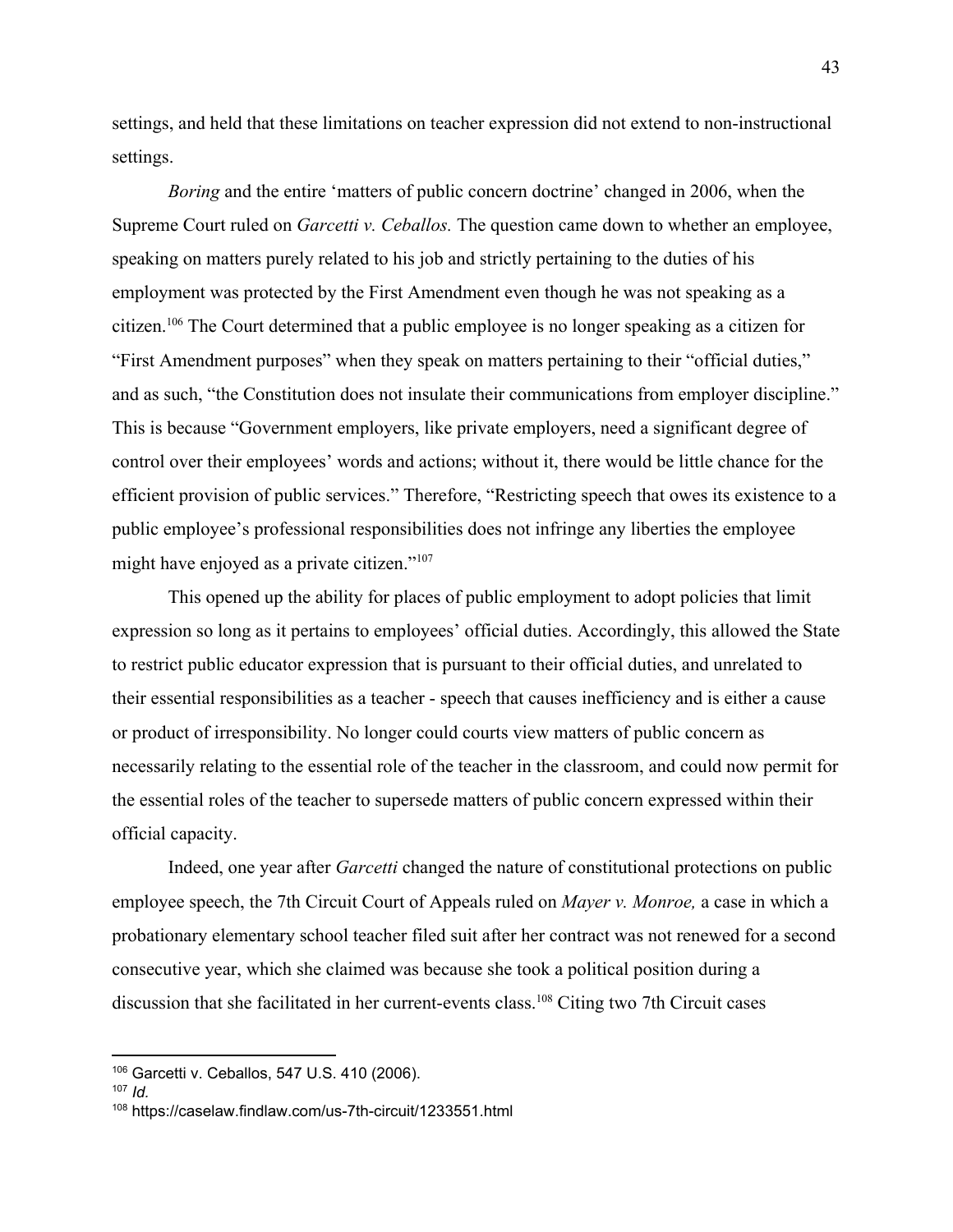settings, and held that these limitations on teacher expression did not extend to non-instructional settings.

*Boring* and the entire 'matters of public concern doctrine' changed in 2006, when the Supreme Court ruled on *Garcetti v. Ceballos.* The question came down to whether an employee, speaking on matters purely related to his job and strictly pertaining to the duties of his employment was protected by the First Amendment even though he was not speaking as a citizen.[106] The Court determined that a public employee is no longer speaking as a citizen for "First Amendment purposes" when they speak on matters pertaining to their "official duties," and as such, "the Constitution does not insulate their communications from employer discipline." This is because "Government employers, like private employers, need a significant degree of control over their employees' words and actions; without it, there would be little chance for the efficient provision of public services." Therefore, "Restricting speech that owes its existence to a public employee's professional responsibilities does not infringe any liberties the employee might have enjoyed as a private citizen."[107]

This opened up the ability for places of public employment to adopt policies that limit expression so long as it pertains to employees' official duties. Accordingly, this allowed the State to restrict public educator expression that is pursuant to their official duties, and unrelated to their essential responsibilities as a teacher - speech that causes inefficiency and is either a cause or product of irresponsibility. No longer could courts view matters of public concern as necessarily relating to the essential role of the teacher in the classroom, and could now permit for the essential roles of the teacher to supersede matters of public concern expressed within their official capacity.

Indeed, one year after *Garcetti* changed the nature of constitutional protections on public employee speech, the 7th Circuit Court of Appeals ruled on *Mayer v. Monroe,* a case in which a probationary elementary school teacher filed suit after her contract was not renewed for a second consecutive year, which she claimed was because she took a political position during a discussion that she facilitated in her current-events class.[108] Citing two 7th Circuit cases

---

[106] Garcetti v. Ceballos, 547 U.S. 410 (2006).

[107] *Id.*

[108] https://caselaw.findlaw.com/us-7th-circuit/1233551.html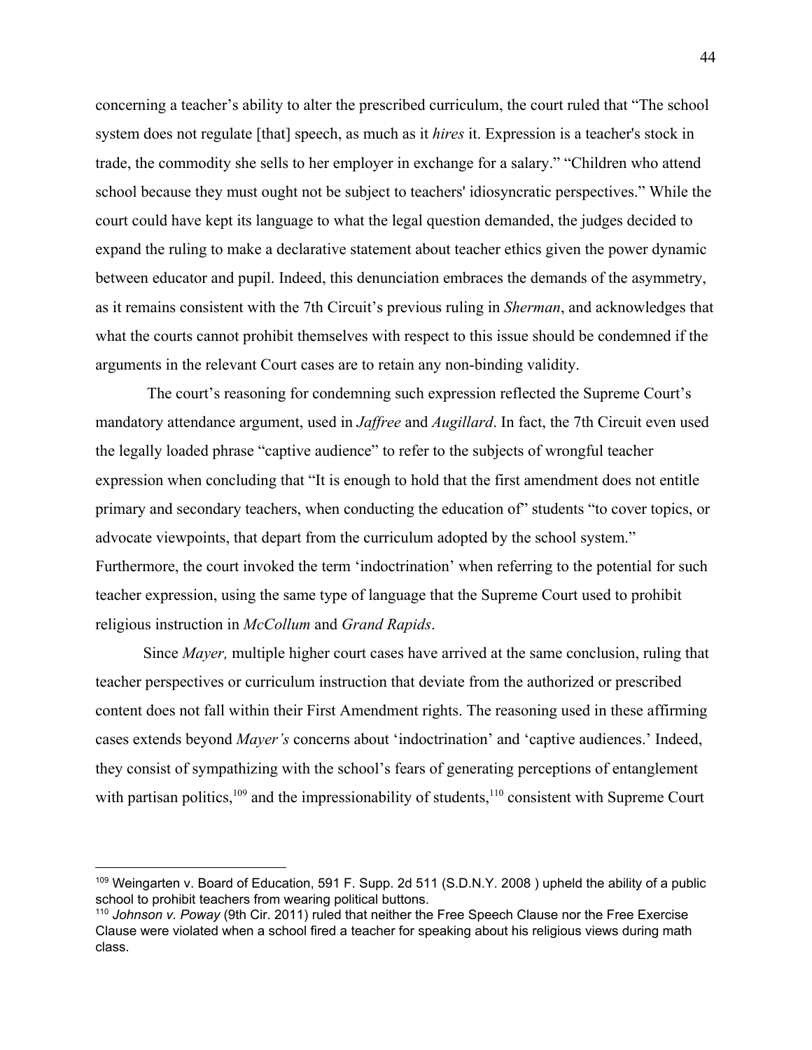concerning a teacher's ability to alter the prescribed curriculum, the court ruled that "The school system does not regulate [that] speech, as much as it *hires* it. Expression is a teacher's stock in trade, the commodity she sells to her employer in exchange for a salary." "Children who attend school because they must ought not be subject to teachers' idiosyncratic perspectives." While the court could have kept its language to what the legal question demanded, the judges decided to expand the ruling to make a declarative statement about teacher ethics given the power dynamic between educator and pupil. Indeed, this denunciation embraces the demands of the asymmetry, as it remains consistent with the 7th Circuit's previous ruling in *Sherman*, and acknowledges that what the courts cannot prohibit themselves with respect to this issue should be condemned if the arguments in the relevant Court cases are to retain any non-binding validity.

The court's reasoning for condemning such expression reflected the Supreme Court's mandatory attendance argument, used in *Jaffree* and *Augillard*. In fact, the 7th Circuit even used the legally loaded phrase "captive audience" to refer to the subjects of wrongful teacher expression when concluding that "It is enough to hold that the first amendment does not entitle primary and secondary teachers, when conducting the education of" students "to cover topics, or advocate viewpoints, that depart from the curriculum adopted by the school system." Furthermore, the court invoked the term 'indoctrination' when referring to the potential for such teacher expression, using the same type of language that the Supreme Court used to prohibit religious instruction in *McCollum* and *Grand Rapids*.

Since *Mayer,* multiple higher court cases have arrived at the same conclusion, ruling that teacher perspectives or curriculum instruction that deviate from the authorized or prescribed content does not fall within their First Amendment rights. The reasoning used in these affirming cases extends beyond *Mayer's* concerns about 'indoctrination' and 'captive audiences.' Indeed, they consist of sympathizing with the school's fears of generating perceptions of entanglement with partisan politics,[109] and the impressionability of students,[110] consistent with Supreme Court

---

[109] Weingarten v. Board of Education, 591 F. Supp. 2d 511 (S.D.N.Y. 2008 ) upheld the ability of a public school to prohibit teachers from wearing political buttons.

[110] *Johnson v. Poway* (9th Cir. 2011) ruled that neither the Free Speech Clause nor the Free Exercise Clause were violated when a school fired a teacher for speaking about his religious views during math class.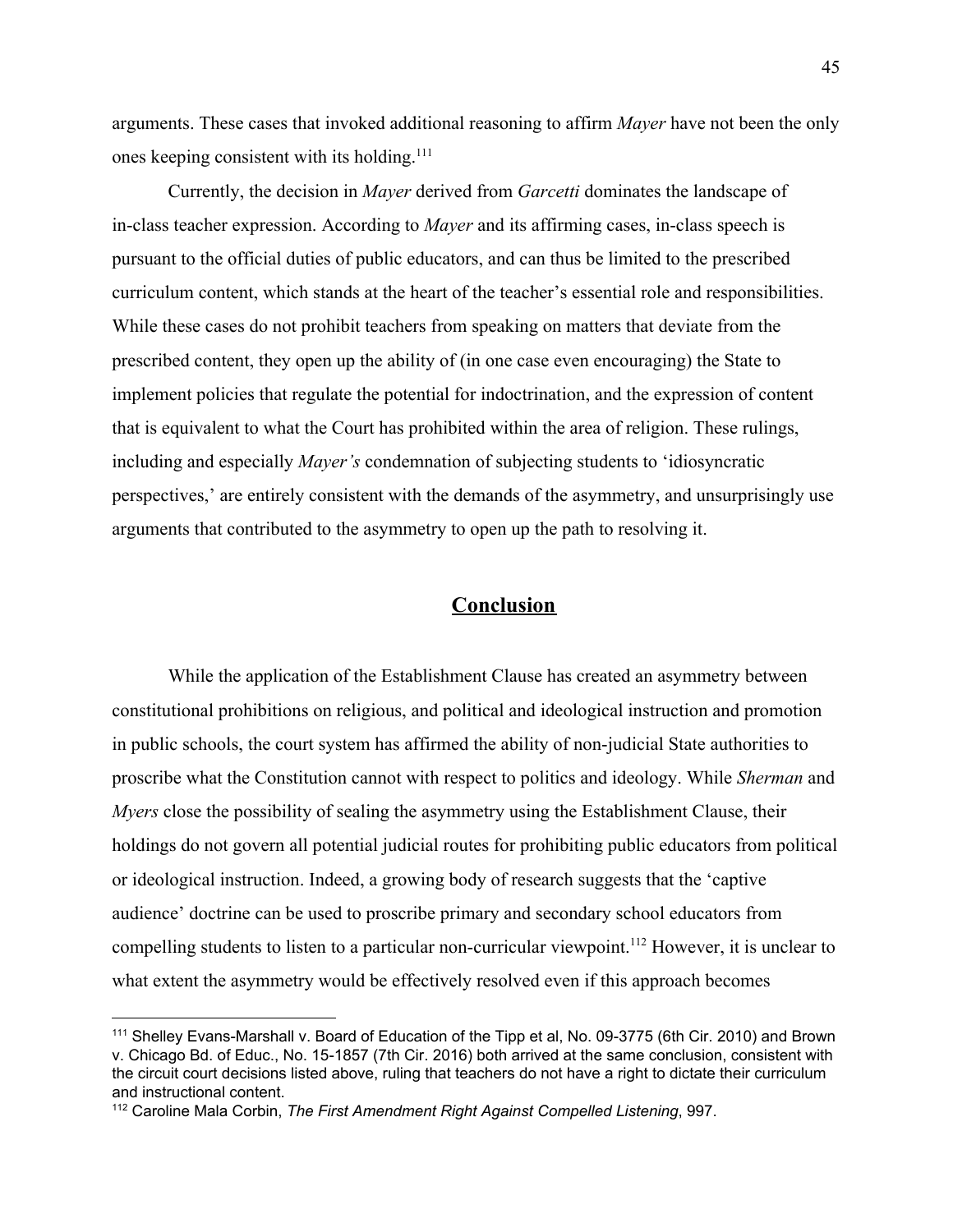arguments. These cases that invoked additional reasoning to affirm *Mayer* have not been the only ones keeping consistent with its holding.[111]

Currently, the decision in *Mayer* derived from *Garcetti* dominates the landscape of in-class teacher expression. According to *Mayer* and its affirming cases, in-class speech is pursuant to the official duties of public educators, and can thus be limited to the prescribed curriculum content, which stands at the heart of the teacher's essential role and responsibilities. While these cases do not prohibit teachers from speaking on matters that deviate from the prescribed content, they open up the ability of (in one case even encouraging) the State to implement policies that regulate the potential for indoctrination, and the expression of content that is equivalent to what the Court has prohibited within the area of religion. These rulings, including and especially *Mayer's* condemnation of subjecting students to 'idiosyncratic perspectives,' are entirely consistent with the demands of the asymmetry, and unsurprisingly use arguments that contributed to the asymmetry to open up the path to resolving it.

## Conclusion

While the application of the Establishment Clause has created an asymmetry between constitutional prohibitions on religious, and political and ideological instruction and promotion in public schools, the court system has affirmed the ability of non-judicial State authorities to proscribe what the Constitution cannot with respect to politics and ideology. While *Sherman* and *Myers* close the possibility of sealing the asymmetry using the Establishment Clause, their holdings do not govern all potential judicial routes for prohibiting public educators from political or ideological instruction. Indeed, a growing body of research suggests that the 'captive audience' doctrine can be used to proscribe primary and secondary school educators from compelling students to listen to a particular non-curricular viewpoint.[112] However, it is unclear to what extent the asymmetry would be effectively resolved even if this approach becomes

---

[111] Shelley Evans-Marshall v. Board of Education of the Tipp et al, No. 09-3775 (6th Cir. 2010) and Brown v. Chicago Bd. of Educ., No. 15-1857 (7th Cir. 2016) both arrived at the same conclusion, consistent with the circuit court decisions listed above, ruling that teachers do not have a right to dictate their curriculum and instructional content.

[112] Caroline Mala Corbin, *The First Amendment Right Against Compelled Listening*, 997.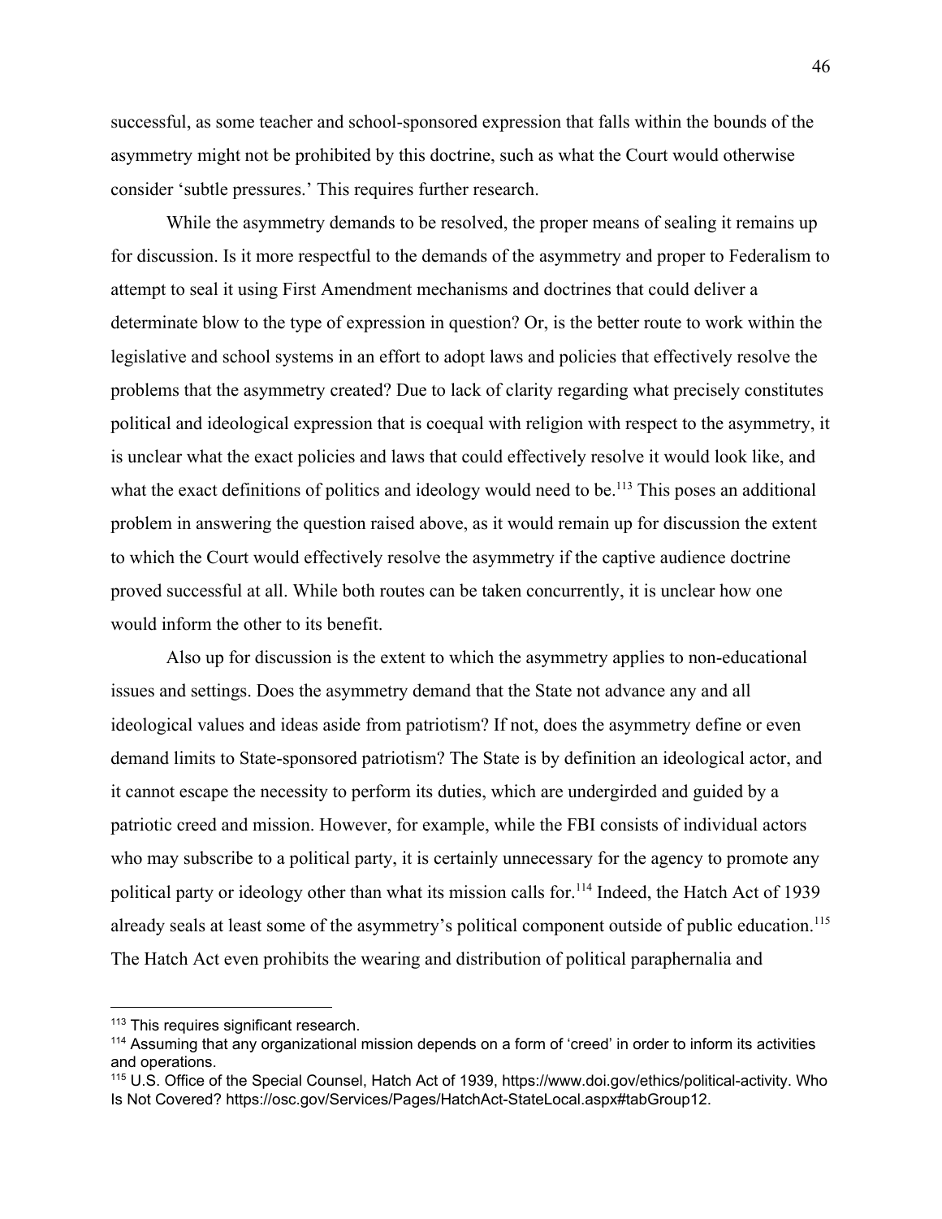successful, as some teacher and school-sponsored expression that falls within the bounds of the asymmetry might not be prohibited by this doctrine, such as what the Court would otherwise consider 'subtle pressures.' This requires further research.

While the asymmetry demands to be resolved, the proper means of sealing it remains up for discussion. Is it more respectful to the demands of the asymmetry and proper to Federalism to attempt to seal it using First Amendment mechanisms and doctrines that could deliver a determinate blow to the type of expression in question? Or, is the better route to work within the legislative and school systems in an effort to adopt laws and policies that effectively resolve the problems that the asymmetry created? Due to lack of clarity regarding what precisely constitutes political and ideological expression that is coequal with religion with respect to the asymmetry, it is unclear what the exact policies and laws that could effectively resolve it would look like, and what the exact definitions of politics and ideology would need to be.[113] This poses an additional problem in answering the question raised above, as it would remain up for discussion the extent to which the Court would effectively resolve the asymmetry if the captive audience doctrine proved successful at all. While both routes can be taken concurrently, it is unclear how one would inform the other to its benefit.

Also up for discussion is the extent to which the asymmetry applies to non-educational issues and settings. Does the asymmetry demand that the State not advance any and all ideological values and ideas aside from patriotism? If not, does the asymmetry define or even demand limits to State-sponsored patriotism? The State is by definition an ideological actor, and it cannot escape the necessity to perform its duties, which are undergirded and guided by a patriotic creed and mission. However, for example, while the FBI consists of individual actors who may subscribe to a political party, it is certainly unnecessary for the agency to promote any political party or ideology other than what its mission calls for.[114] Indeed, the Hatch Act of 1939 already seals at least some of the asymmetry's political component outside of public education.[115] The Hatch Act even prohibits the wearing and distribution of political paraphernalia and

---

[113] This requires significant research.

[114] Assuming that any organizational mission depends on a form of 'creed' in order to inform its activities and operations.

[115] U.S. Office of the Special Counsel, Hatch Act of 1939, https://www.doi.gov/ethics/political-activity. Who Is Not Covered? https://osc.gov/Services/Pages/HatchAct-StateLocal.aspx#tabGroup12.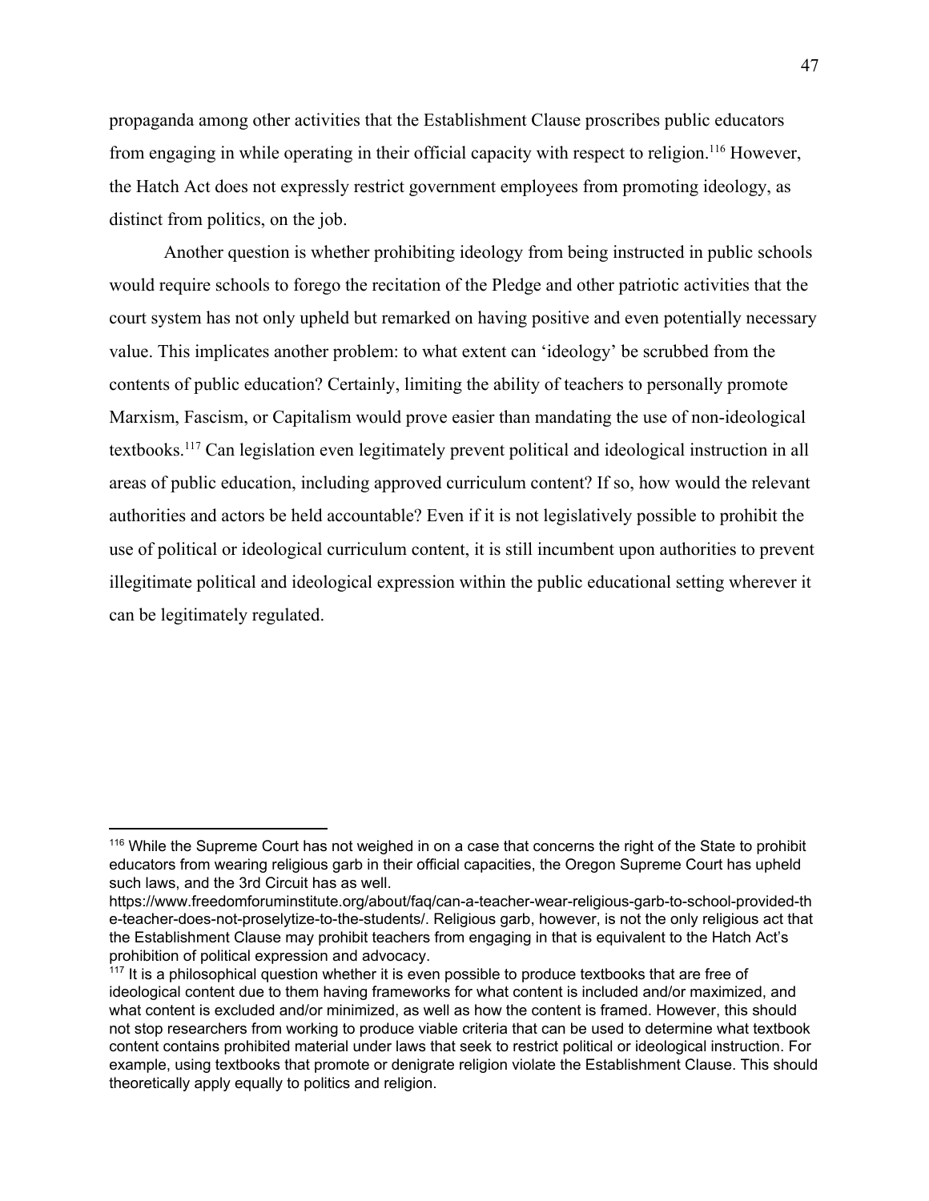propaganda among other activities that the Establishment Clause proscribes public educators from engaging in while operating in their official capacity with respect to religion.[116] However, the Hatch Act does not expressly restrict government employees from promoting ideology, as distinct from politics, on the job.

Another question is whether prohibiting ideology from being instructed in public schools would require schools to forego the recitation of the Pledge and other patriotic activities that the court system has not only upheld but remarked on having positive and even potentially necessary value. This implicates another problem: to what extent can 'ideology' be scrubbed from the contents of public education? Certainly, limiting the ability of teachers to personally promote Marxism, Fascism, or Capitalism would prove easier than mandating the use of non-ideological textbooks.[117] Can legislation even legitimately prevent political and ideological instruction in all areas of public education, including approved curriculum content? If so, how would the relevant authorities and actors be held accountable? Even if it is not legislatively possible to prohibit the use of political or ideological curriculum content, it is still incumbent upon authorities to prevent illegitimate political and ideological expression within the public educational setting wherever it can be legitimately regulated.

---

[116] While the Supreme Court has not weighed in on a case that concerns the right of the State to prohibit educators from wearing religious garb in their official capacities, the Oregon Supreme Court has upheld such laws, and the 3rd Circuit has as well. https://www.freedomforuminstitute.org/about/faq/can-a-teacher-wear-religious-garb-to-school-provided-the-teacher-does-not-proselytize-to-the-students/. Religious garb, however, is not the only religious act that the Establishment Clause may prohibit teachers from engaging in that is equivalent to the Hatch Act's prohibition of political expression and advocacy.

[117] It is a philosophical question whether it is even possible to produce textbooks that are free of ideological content due to them having frameworks for what content is included and/or maximized, and what content is excluded and/or minimized, as well as how the content is framed. However, this should not stop researchers from working to produce viable criteria that can be used to determine what textbook content contains prohibited material under laws that seek to restrict political or ideological instruction. For example, using textbooks that promote or denigrate religion violate the Establishment Clause. This should theoretically apply equally to politics and religion.